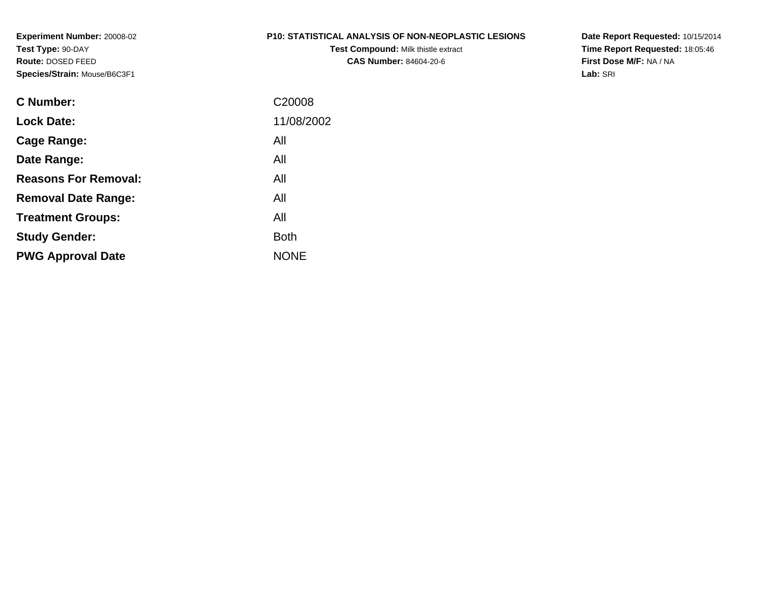**Experiment Number:** 20008-02
**Test Type:** 90-DAY
**Route:** DOSED FEED
**Species/Strain:** Mouse/B6C3F1

**P10: STATISTICAL ANALYSIS OF NON-NEOPLASTIC LESIONS**
**Test Compound:** Milk thistle extract
**CAS Number:** 84604-20-6

**Date Report Requested:** 10/15/2014
**Time Report Requested:** 18:05:46
**First Dose M/F:** NA / NA
**Lab:** SRI

| | |
|---|---|
| **C Number:** | C20008 |
| **Lock Date:** | 11/08/2002 |
| **Cage Range:** | All |
| **Date Range:** | All |
| **Reasons For Removal:** | All |
| **Removal Date Range:** | All |
| **Treatment Groups:** | All |
| **Study Gender:** | Both |
| **PWG Approval Date** | NONE |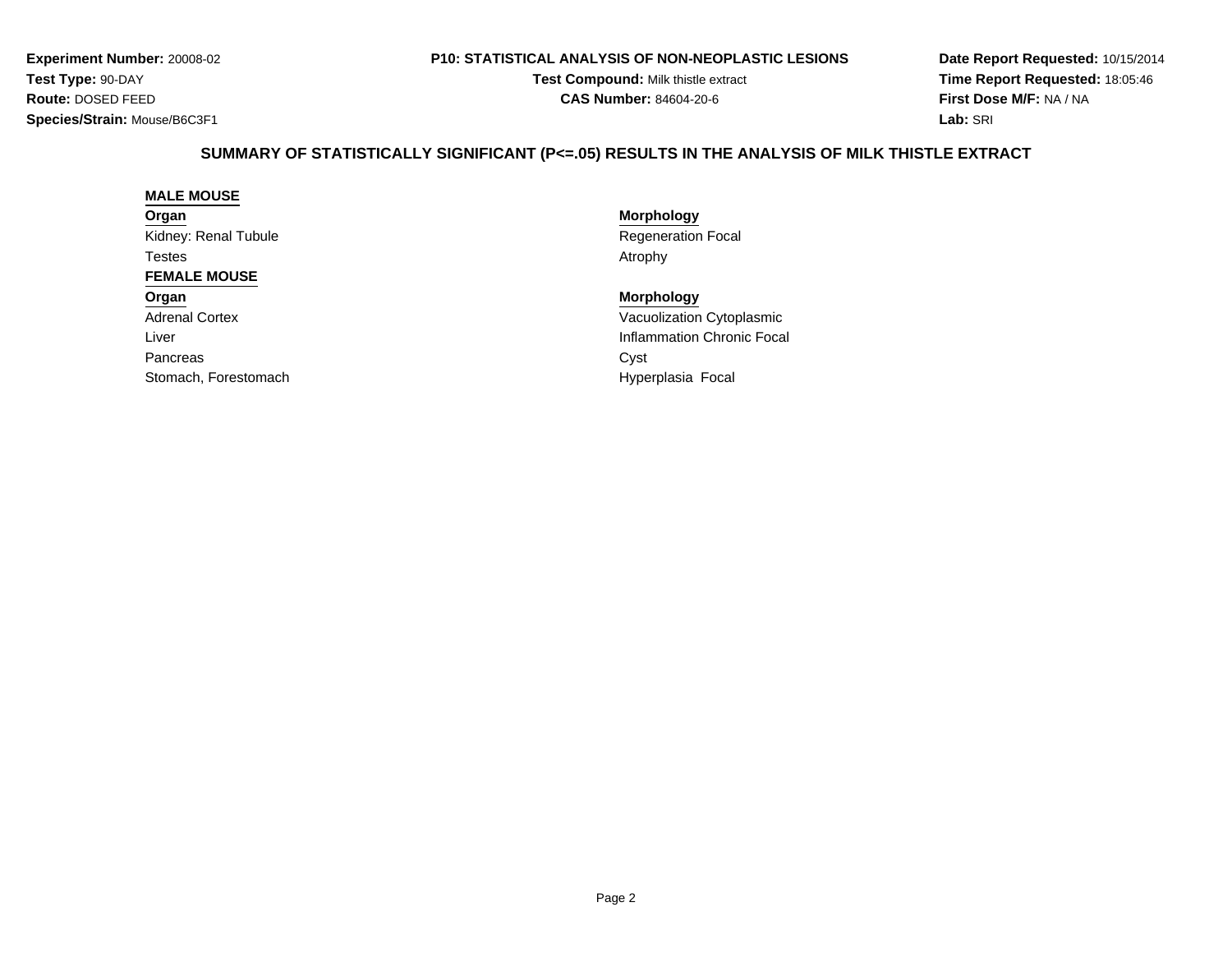**Experiment Number:** 20008-02
**Test Type:** 90-DAY
**Route:** DOSED FEED
**Species/Strain:** Mouse/B6C3F1

**P10: STATISTICAL ANALYSIS OF NON-NEOPLASTIC LESIONS**
**Test Compound:** Milk thistle extract
**CAS Number:** 84604-20-6

**Date Report Requested:** 10/15/2014
**Time Report Requested:** 18:05:46
**First Dose M/F:** NA / NA
**Lab:** SRI

## SUMMARY OF STATISTICALLY SIGNIFICANT (P<=.05) RESULTS IN THE ANALYSIS OF MILK THISTLE EXTRACT

**MALE MOUSE**

| Organ | Morphology |
|---|---|
| Kidney: Renal Tubule | Regeneration Focal |
| Testes | Atrophy |

**FEMALE MOUSE**

| Organ | Morphology |
|---|---|
| Adrenal Cortex | Vacuolization Cytoplasmic |
| Liver | Inflammation Chronic Focal |
| Pancreas | Cyst |
| Stomach, Forestomach | Hyperplasia Focal |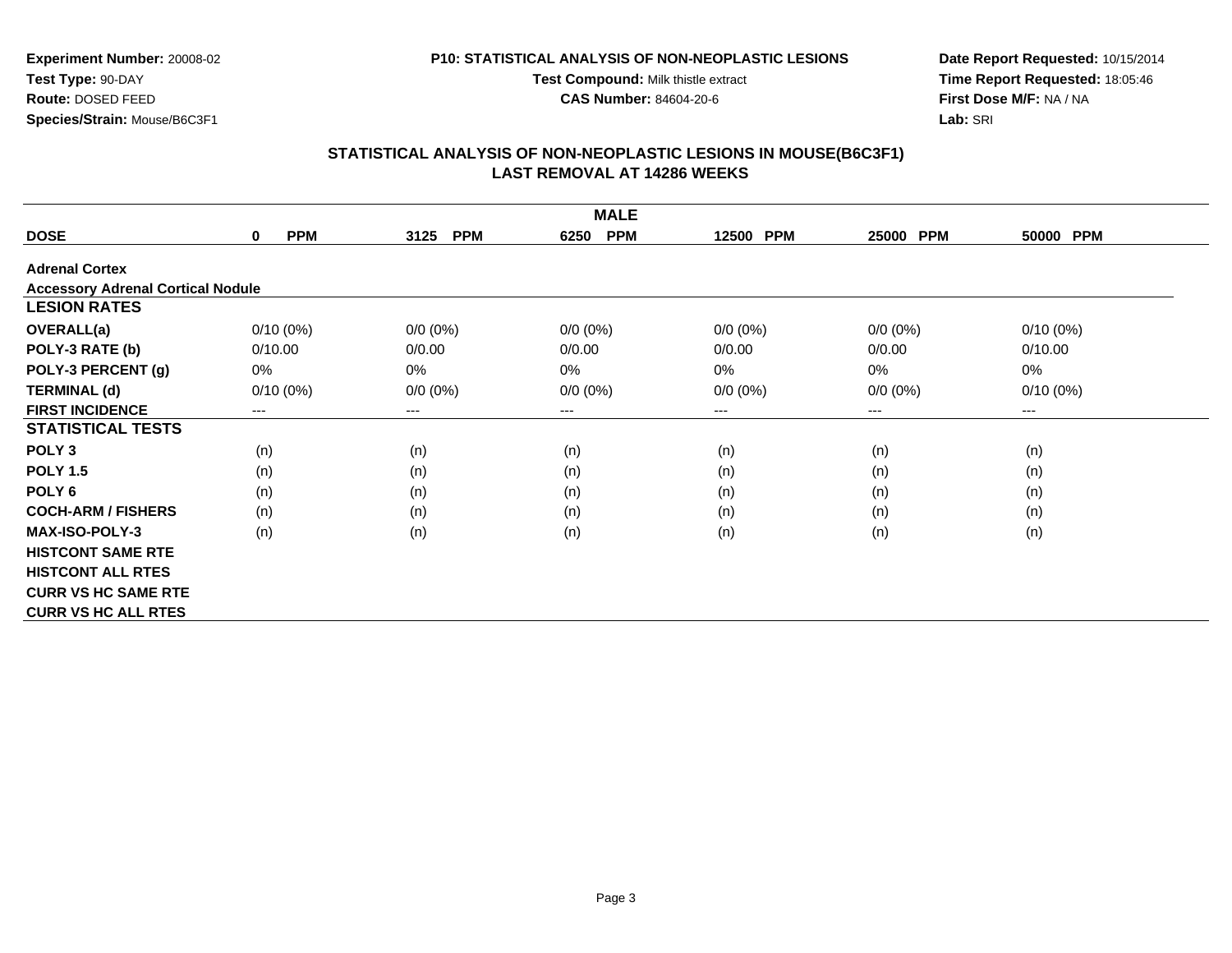**Experiment Number:** 20008-02
**Test Type:** 90-DAY
**Route:** DOSED FEED
**Species/Strain:** Mouse/B6C3F1

**P10: STATISTICAL ANALYSIS OF NON-NEOPLASTIC LESIONS**
**Test Compound:** Milk thistle extract
**CAS Number:** 84604-20-6

**Date Report Requested:** 10/15/2014
**Time Report Requested:** 18:05:46
**First Dose M/F:** NA / NA
**Lab:** SRI

## STATISTICAL ANALYSIS OF NON-NEOPLASTIC LESIONS IN MOUSE(B6C3F1)
## LAST REMOVAL AT 14286 WEEKS

| | MALE | | | | | |
|---|---|---|---|---|---|---|
| **DOSE** | **0 PPM** | **3125 PPM** | **6250 PPM** | **12500 PPM** | **25000 PPM** | **50000 PPM** |
| **Adrenal Cortex** | | | | | | |
| **Accessory Adrenal Cortical Nodule** | | | | | | |
| **LESION RATES** | | | | | | |
| **OVERALL(a)** | 0/10 (0%) | 0/0 (0%) | 0/0 (0%) | 0/0 (0%) | 0/0 (0%) | 0/10 (0%) |
| **POLY-3 RATE (b)** | 0/10.00 | 0/0.00 | 0/0.00 | 0/0.00 | 0/0.00 | 0/10.00 |
| **POLY-3 PERCENT (g)** | 0% | 0% | 0% | 0% | 0% | 0% |
| **TERMINAL (d)** | 0/10 (0%) | 0/0 (0%) | 0/0 (0%) | 0/0 (0%) | 0/0 (0%) | 0/10 (0%) |
| **FIRST INCIDENCE** | --- | --- | --- | --- | --- | --- |
| **STATISTICAL TESTS** | | | | | | |
| **POLY 3** | (n) | (n) | (n) | (n) | (n) | (n) |
| **POLY 1.5** | (n) | (n) | (n) | (n) | (n) | (n) |
| **POLY 6** | (n) | (n) | (n) | (n) | (n) | (n) |
| **COCH-ARM / FISHERS** | (n) | (n) | (n) | (n) | (n) | (n) |
| **MAX-ISO-POLY-3** | (n) | (n) | (n) | (n) | (n) | (n) |
| **HISTCONT SAME RTE** | | | | | | |
| **HISTCONT ALL RTES** | | | | | | |
| **CURR VS HC SAME RTE** | | | | | | |
| **CURR VS HC ALL RTES** | | | | | | |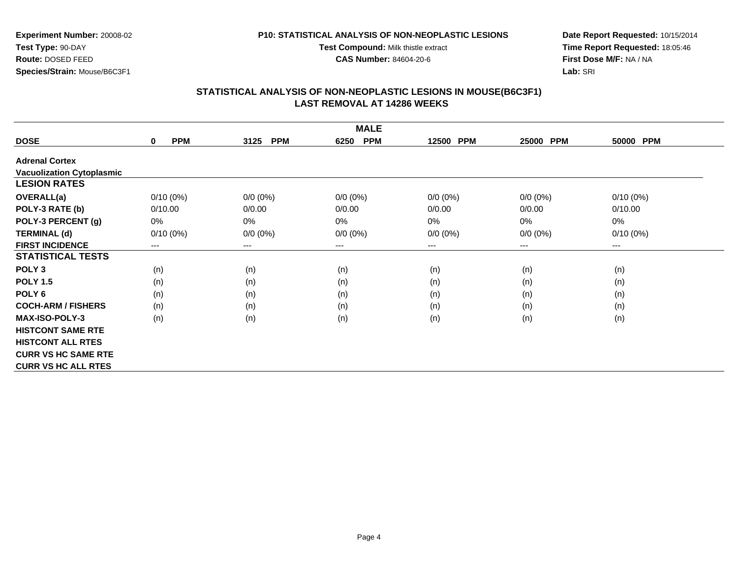**Experiment Number:** 20008-02
**Test Type:** 90-DAY
**Route:** DOSED FEED
**Species/Strain:** Mouse/B6C3F1

**P10: STATISTICAL ANALYSIS OF NON-NEOPLASTIC LESIONS**
**Test Compound:** Milk thistle extract
**CAS Number:** 84604-20-6

**Date Report Requested:** 10/15/2014
**Time Report Requested:** 18:05:46
**First Dose M/F:** NA / NA
**Lab:** SRI

## STATISTICAL ANALYSIS OF NON-NEOPLASTIC LESIONS IN MOUSE(B6C3F1)
## LAST REMOVAL AT 14286 WEEKS

| MALE | | | | | | |
|---|---|---|---|---|---|---|
| **DOSE** | **0 PPM** | **3125 PPM** | **6250 PPM** | **12500 PPM** | **25000 PPM** | **50000 PPM** |
| **Adrenal Cortex** | | | | | | |
| **Vacuolization Cytoplasmic** | | | | | | |
| **LESION RATES** | | | | | | |
| **OVERALL(a)** | 0/10 (0%) | 0/0 (0%) | 0/0 (0%) | 0/0 (0%) | 0/0 (0%) | 0/10 (0%) |
| **POLY-3 RATE (b)** | 0/10.00 | 0/0.00 | 0/0.00 | 0/0.00 | 0/0.00 | 0/10.00 |
| **POLY-3 PERCENT (g)** | 0% | 0% | 0% | 0% | 0% | 0% |
| **TERMINAL (d)** | 0/10 (0%) | 0/0 (0%) | 0/0 (0%) | 0/0 (0%) | 0/0 (0%) | 0/10 (0%) |
| **FIRST INCIDENCE** | --- | --- | --- | --- | --- | --- |
| **STATISTICAL TESTS** | | | | | | |
| **POLY 3** | (n) | (n) | (n) | (n) | (n) | (n) |
| **POLY 1.5** | (n) | (n) | (n) | (n) | (n) | (n) |
| **POLY 6** | (n) | (n) | (n) | (n) | (n) | (n) |
| **COCH-ARM / FISHERS** | (n) | (n) | (n) | (n) | (n) | (n) |
| **MAX-ISO-POLY-3** | (n) | (n) | (n) | (n) | (n) | (n) |
| **HISTCONT SAME RTE** | | | | | | |
| **HISTCONT ALL RTES** | | | | | | |
| **CURR VS HC SAME RTE** | | | | | | |
| **CURR VS HC ALL RTES** | | | | | | |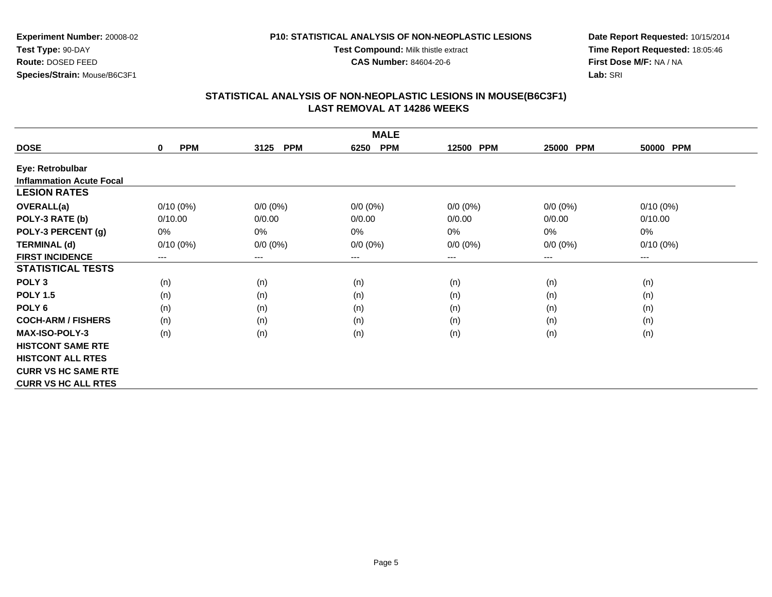**Experiment Number:** 20008-02
**Test Type:** 90-DAY
**Route:** DOSED FEED
**Species/Strain:** Mouse/B6C3F1

**P10: STATISTICAL ANALYSIS OF NON-NEOPLASTIC LESIONS**
**Test Compound:** Milk thistle extract
**CAS Number:** 84604-20-6

**Date Report Requested:** 10/15/2014
**Time Report Requested:** 18:05:46
**First Dose M/F:** NA / NA
**Lab:** SRI

## STATISTICAL ANALYSIS OF NON-NEOPLASTIC LESIONS IN MOUSE(B6C3F1)
## LAST REMOVAL AT 14286 WEEKS

| | MALE | | | | | |
|---|---|---|---|---|---|---|
| **DOSE** | **0 PPM** | **3125 PPM** | **6250 PPM** | **12500 PPM** | **25000 PPM** | **50000 PPM** |
| **Eye: Retrobulbar** | | | | | | |
| **Inflammation Acute Focal** | | | | | | |
| **LESION RATES** | | | | | | |
| **OVERALL(a)** | 0/10 (0%) | 0/0 (0%) | 0/0 (0%) | 0/0 (0%) | 0/0 (0%) | 0/10 (0%) |
| **POLY-3 RATE (b)** | 0/10.00 | 0/0.00 | 0/0.00 | 0/0.00 | 0/0.00 | 0/10.00 |
| **POLY-3 PERCENT (g)** | 0% | 0% | 0% | 0% | 0% | 0% |
| **TERMINAL (d)** | 0/10 (0%) | 0/0 (0%) | 0/0 (0%) | 0/0 (0%) | 0/0 (0%) | 0/10 (0%) |
| **FIRST INCIDENCE** | --- | --- | --- | --- | --- | --- |
| **STATISTICAL TESTS** | | | | | | |
| **POLY 3** | (n) | (n) | (n) | (n) | (n) | (n) |
| **POLY 1.5** | (n) | (n) | (n) | (n) | (n) | (n) |
| **POLY 6** | (n) | (n) | (n) | (n) | (n) | (n) |
| **COCH-ARM / FISHERS** | (n) | (n) | (n) | (n) | (n) | (n) |
| **MAX-ISO-POLY-3** | (n) | (n) | (n) | (n) | (n) | (n) |
| **HISTCONT SAME RTE** | | | | | | |
| **HISTCONT ALL RTES** | | | | | | |
| **CURR VS HC SAME RTE** | | | | | | |
| **CURR VS HC ALL RTES** | | | | | | |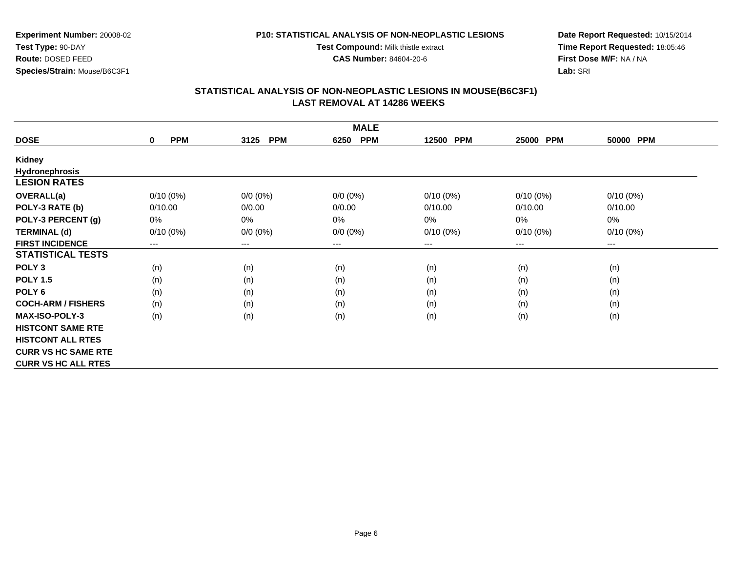**Experiment Number:** 20008-02
**Test Type:** 90-DAY
**Route:** DOSED FEED
**Species/Strain:** Mouse/B6C3F1

**P10: STATISTICAL ANALYSIS OF NON-NEOPLASTIC LESIONS**
**Test Compound:** Milk thistle extract
**CAS Number:** 84604-20-6

**Date Report Requested:** 10/15/2014
**Time Report Requested:** 18:05:46
**First Dose M/F:** NA / NA
**Lab:** SRI

## STATISTICAL ANALYSIS OF NON-NEOPLASTIC LESIONS IN MOUSE(B6C3F1)
## LAST REMOVAL AT 14286 WEEKS

| MALE | | | | | | |
|---|---|---|---|---|---|---|
| **DOSE** | **0 PPM** | **3125 PPM** | **6250 PPM** | **12500 PPM** | **25000 PPM** | **50000 PPM** |
| **Kidney** | | | | | | |
| **Hydronephrosis** | | | | | | |
| **LESION RATES** | | | | | | |
| **OVERALL(a)** | 0/10 (0%) | 0/0 (0%) | 0/0 (0%) | 0/10 (0%) | 0/10 (0%) | 0/10 (0%) |
| **POLY-3 RATE (b)** | 0/10.00 | 0/0.00 | 0/0.00 | 0/10.00 | 0/10.00 | 0/10.00 |
| **POLY-3 PERCENT (g)** | 0% | 0% | 0% | 0% | 0% | 0% |
| **TERMINAL (d)** | 0/10 (0%) | 0/0 (0%) | 0/0 (0%) | 0/10 (0%) | 0/10 (0%) | 0/10 (0%) |
| **FIRST INCIDENCE** | --- | --- | --- | --- | --- | --- |
| **STATISTICAL TESTS** | | | | | | |
| **POLY 3** | (n) | (n) | (n) | (n) | (n) | (n) |
| **POLY 1.5** | (n) | (n) | (n) | (n) | (n) | (n) |
| **POLY 6** | (n) | (n) | (n) | (n) | (n) | (n) |
| **COCH-ARM / FISHERS** | (n) | (n) | (n) | (n) | (n) | (n) |
| **MAX-ISO-POLY-3** | (n) | (n) | (n) | (n) | (n) | (n) |
| **HISTCONT SAME RTE** | | | | | | |
| **HISTCONT ALL RTES** | | | | | | |
| **CURR VS HC SAME RTE** | | | | | | |
| **CURR VS HC ALL RTES** | | | | | | |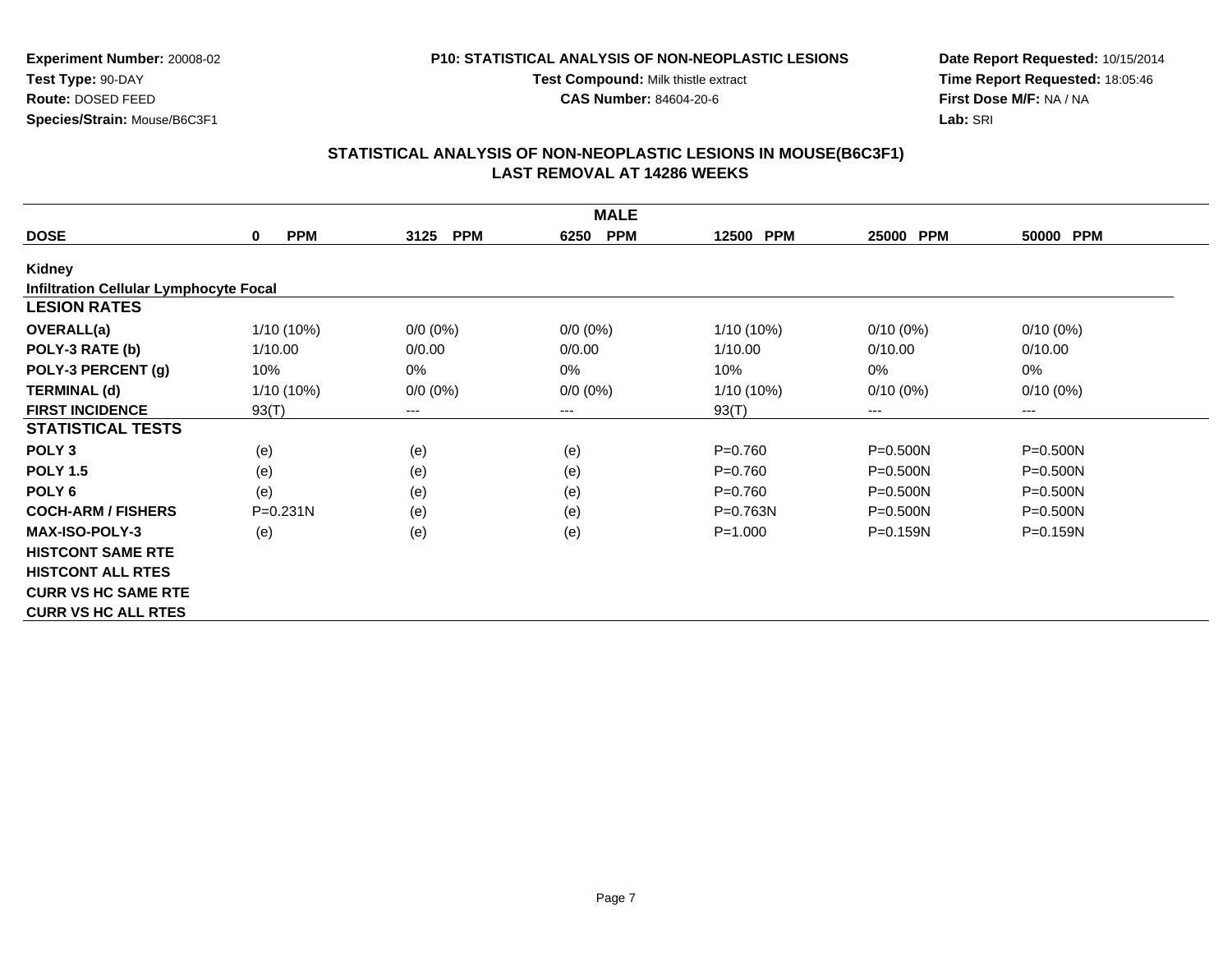**Experiment Number:** 20008-02
**Test Type:** 90-DAY
**Route:** DOSED FEED
**Species/Strain:** Mouse/B6C3F1

**P10: STATISTICAL ANALYSIS OF NON-NEOPLASTIC LESIONS**
**Test Compound:** Milk thistle extract
**CAS Number:** 84604-20-6

**Date Report Requested:** 10/15/2014
**Time Report Requested:** 18:05:46
**First Dose M/F:** NA / NA
**Lab:** SRI

## STATISTICAL ANALYSIS OF NON-NEOPLASTIC LESIONS IN MOUSE(B6C3F1)
## LAST REMOVAL AT 14286 WEEKS

| MALE | | | | | | |
|---|---|---|---|---|---|---|
| **DOSE** | **0 PPM** | **3125 PPM** | **6250 PPM** | **12500 PPM** | **25000 PPM** | **50000 PPM** |
| **Kidney** | | | | | | |
| **Infiltration Cellular Lymphocyte Focal** | | | | | | |
| **LESION RATES** | | | | | | |
| **OVERALL(a)** | 1/10 (10%) | 0/0 (0%) | 0/0 (0%) | 1/10 (10%) | 0/10 (0%) | 0/10 (0%) |
| **POLY-3 RATE (b)** | 1/10.00 | 0/0.00 | 0/0.00 | 1/10.00 | 0/10.00 | 0/10.00 |
| **POLY-3 PERCENT (g)** | 10% | 0% | 0% | 10% | 0% | 0% |
| **TERMINAL (d)** | 1/10 (10%) | 0/0 (0%) | 0/0 (0%) | 1/10 (10%) | 0/10 (0%) | 0/10 (0%) |
| **FIRST INCIDENCE** | 93(T) | --- | --- | 93(T) | --- | --- |
| **STATISTICAL TESTS** | | | | | | |
| **POLY 3** | (e) | (e) | (e) | P=0.760 | P=0.500N | P=0.500N |
| **POLY 1.5** | (e) | (e) | (e) | P=0.760 | P=0.500N | P=0.500N |
| **POLY 6** | (e) | (e) | (e) | P=0.760 | P=0.500N | P=0.500N |
| **COCH-ARM / FISHERS** | P=0.231N | (e) | (e) | P=0.763N | P=0.500N | P=0.500N |
| **MAX-ISO-POLY-3** | (e) | (e) | (e) | P=1.000 | P=0.159N | P=0.159N |
| **HISTCONT SAME RTE** | | | | | | |
| **HISTCONT ALL RTES** | | | | | | |
| **CURR VS HC SAME RTE** | | | | | | |
| **CURR VS HC ALL RTES** | | | | | | |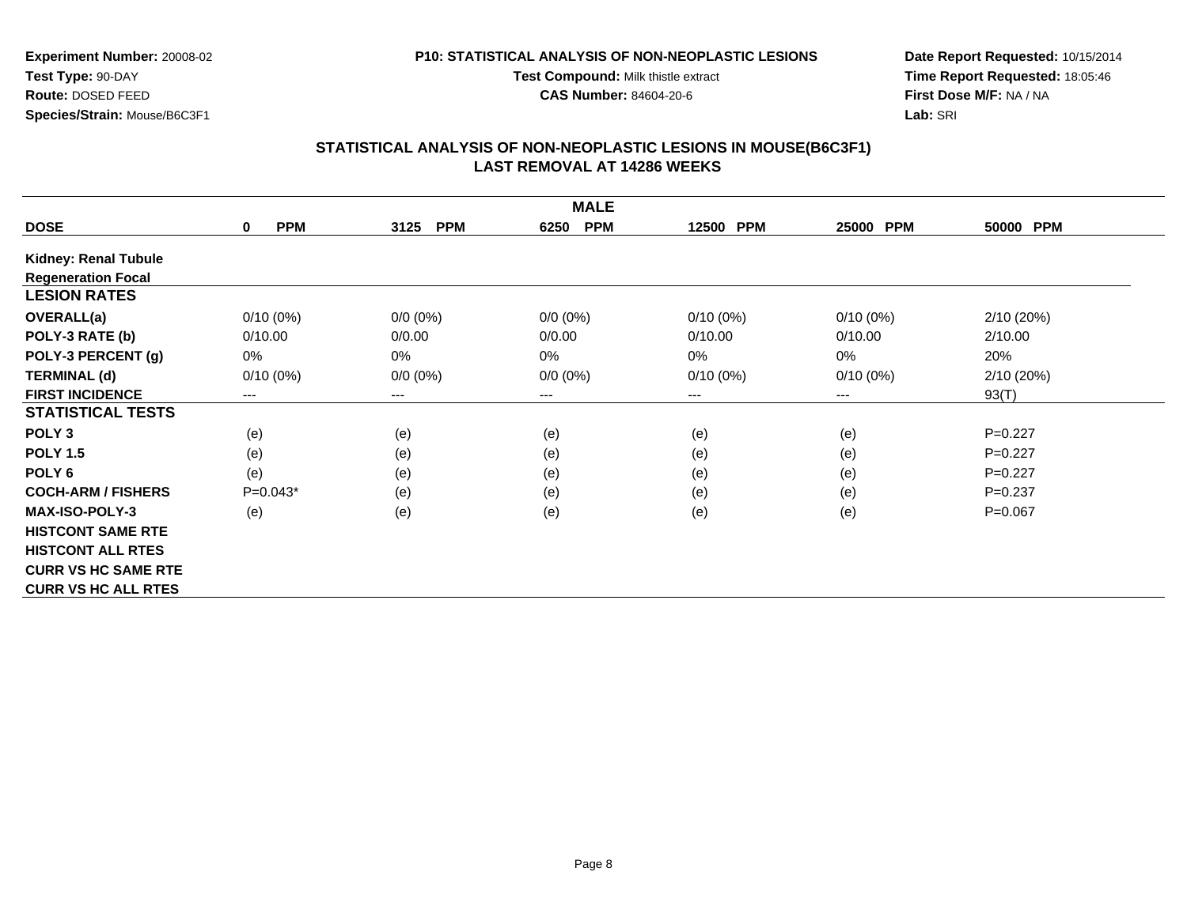**Experiment Number:** 20008-02
**Test Type:** 90-DAY
**Route:** DOSED FEED
**Species/Strain:** Mouse/B6C3F1

**P10: STATISTICAL ANALYSIS OF NON-NEOPLASTIC LESIONS**
**Test Compound:** Milk thistle extract
**CAS Number:** 84604-20-6

**Date Report Requested:** 10/15/2014
**Time Report Requested:** 18:05:46
**First Dose M/F:** NA / NA
**Lab:** SRI

## STATISTICAL ANALYSIS OF NON-NEOPLASTIC LESIONS IN MOUSE(B6C3F1)
## LAST REMOVAL AT 14286 WEEKS

| MALE | | | | | | |
|---|---|---|---|---|---|---|
| **DOSE** | **0 PPM** | **3125 PPM** | **6250 PPM** | **12500 PPM** | **25000 PPM** | **50000 PPM** |
| **Kidney: Renal Tubule** | | | | | | |
| **Regeneration Focal** | | | | | | |
| **LESION RATES** | | | | | | |
| **OVERALL(a)** | 0/10 (0%) | 0/0 (0%) | 0/0 (0%) | 0/10 (0%) | 0/10 (0%) | 2/10 (20%) |
| **POLY-3 RATE (b)** | 0/10.00 | 0/0.00 | 0/0.00 | 0/10.00 | 0/10.00 | 2/10.00 |
| **POLY-3 PERCENT (g)** | 0% | 0% | 0% | 0% | 0% | 20% |
| **TERMINAL (d)** | 0/10 (0%) | 0/0 (0%) | 0/0 (0%) | 0/10 (0%) | 0/10 (0%) | 2/10 (20%) |
| **FIRST INCIDENCE** | --- | --- | --- | --- | --- | 93(T) |
| **STATISTICAL TESTS** | | | | | | |
| **POLY 3** | (e) | (e) | (e) | (e) | (e) | P=0.227 |
| **POLY 1.5** | (e) | (e) | (e) | (e) | (e) | P=0.227 |
| **POLY 6** | (e) | (e) | (e) | (e) | (e) | P=0.227 |
| **COCH-ARM / FISHERS** | P=0.043* | (e) | (e) | (e) | (e) | P=0.237 |
| **MAX-ISO-POLY-3** | (e) | (e) | (e) | (e) | (e) | P=0.067 |
| **HISTCONT SAME RTE** | | | | | | |
| **HISTCONT ALL RTES** | | | | | | |
| **CURR VS HC SAME RTE** | | | | | | |
| **CURR VS HC ALL RTES** | | | | | | |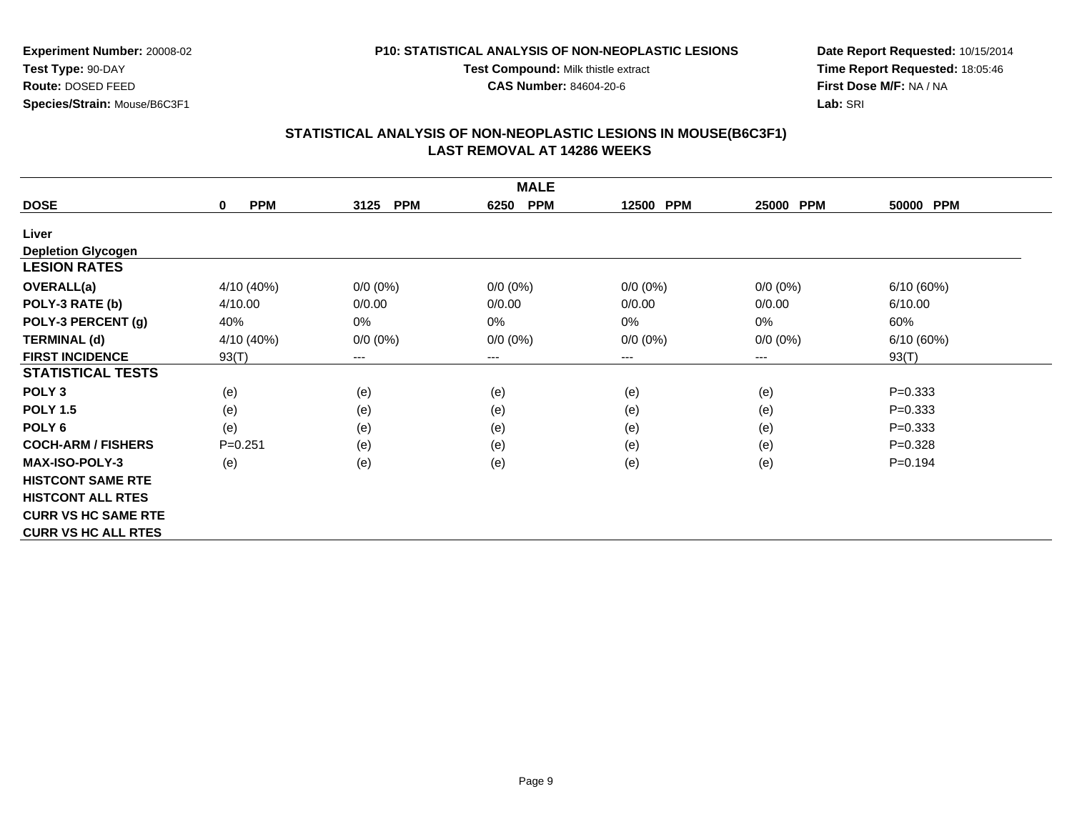**Experiment Number:** 20008-02
**Test Type:** 90-DAY
**Route:** DOSED FEED
**Species/Strain:** Mouse/B6C3F1

**P10: STATISTICAL ANALYSIS OF NON-NEOPLASTIC LESIONS**
**Test Compound:** Milk thistle extract
**CAS Number:** 84604-20-6

**Date Report Requested:** 10/15/2014
**Time Report Requested:** 18:05:46
**First Dose M/F:** NA / NA
**Lab:** SRI

## STATISTICAL ANALYSIS OF NON-NEOPLASTIC LESIONS IN MOUSE(B6C3F1)
## LAST REMOVAL AT 14286 WEEKS

| | MALE | | | | | |
|---|---|---|---|---|---|---|
| **DOSE** | **0 PPM** | **3125 PPM** | **6250 PPM** | **12500 PPM** | **25000 PPM** | **50000 PPM** |
| **Liver** | | | | | | |
| **Depletion Glycogen** | | | | | | |
| **LESION RATES** | | | | | | |
| **OVERALL(a)** | 4/10 (40%) | 0/0 (0%) | 0/0 (0%) | 0/0 (0%) | 0/0 (0%) | 6/10 (60%) |
| **POLY-3 RATE (b)** | 4/10.00 | 0/0.00 | 0/0.00 | 0/0.00 | 0/0.00 | 6/10.00 |
| **POLY-3 PERCENT (g)** | 40% | 0% | 0% | 0% | 0% | 60% |
| **TERMINAL (d)** | 4/10 (40%) | 0/0 (0%) | 0/0 (0%) | 0/0 (0%) | 0/0 (0%) | 6/10 (60%) |
| **FIRST INCIDENCE** | 93(T) | --- | --- | --- | --- | 93(T) |
| **STATISTICAL TESTS** | | | | | | |
| **POLY 3** | (e) | (e) | (e) | (e) | (e) | P=0.333 |
| **POLY 1.5** | (e) | (e) | (e) | (e) | (e) | P=0.333 |
| **POLY 6** | (e) | (e) | (e) | (e) | (e) | P=0.333 |
| **COCH-ARM / FISHERS** | P=0.251 | (e) | (e) | (e) | (e) | P=0.328 |
| **MAX-ISO-POLY-3** | (e) | (e) | (e) | (e) | (e) | P=0.194 |
| **HISTCONT SAME RTE** | | | | | | |
| **HISTCONT ALL RTES** | | | | | | |
| **CURR VS HC SAME RTE** | | | | | | |
| **CURR VS HC ALL RTES** | | | | | | |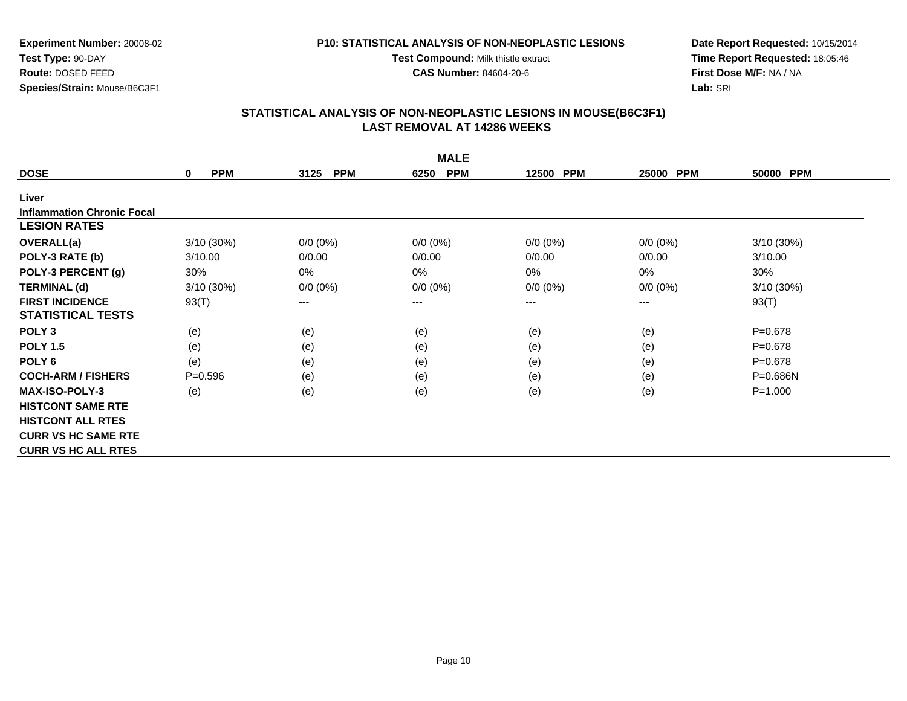**Experiment Number:** 20008-02
**Test Type:** 90-DAY
**Route:** DOSED FEED
**Species/Strain:** Mouse/B6C3F1

**P10: STATISTICAL ANALYSIS OF NON-NEOPLASTIC LESIONS**
**Test Compound:** Milk thistle extract
**CAS Number:** 84604-20-6

**Date Report Requested:** 10/15/2014
**Time Report Requested:** 18:05:46
**First Dose M/F:** NA / NA
**Lab:** SRI

## STATISTICAL ANALYSIS OF NON-NEOPLASTIC LESIONS IN MOUSE(B6C3F1)
## LAST REMOVAL AT 14286 WEEKS

| | MALE | | | | | |
|---|---|---|---|---|---|---|
| **DOSE** | **0 PPM** | **3125 PPM** | **6250 PPM** | **12500 PPM** | **25000 PPM** | **50000 PPM** |
| **Liver** | | | | | | |
| **Inflammation Chronic Focal** | | | | | | |
| **LESION RATES** | | | | | | |
| **OVERALL(a)** | 3/10 (30%) | 0/0 (0%) | 0/0 (0%) | 0/0 (0%) | 0/0 (0%) | 3/10 (30%) |
| **POLY-3 RATE (b)** | 3/10.00 | 0/0.00 | 0/0.00 | 0/0.00 | 0/0.00 | 3/10.00 |
| **POLY-3 PERCENT (g)** | 30% | 0% | 0% | 0% | 0% | 30% |
| **TERMINAL (d)** | 3/10 (30%) | 0/0 (0%) | 0/0 (0%) | 0/0 (0%) | 0/0 (0%) | 3/10 (30%) |
| **FIRST INCIDENCE** | 93(T) | --- | --- | --- | --- | 93(T) |
| **STATISTICAL TESTS** | | | | | | |
| **POLY 3** | (e) | (e) | (e) | (e) | (e) | P=0.678 |
| **POLY 1.5** | (e) | (e) | (e) | (e) | (e) | P=0.678 |
| **POLY 6** | (e) | (e) | (e) | (e) | (e) | P=0.678 |
| **COCH-ARM / FISHERS** | P=0.596 | (e) | (e) | (e) | (e) | P=0.686N |
| **MAX-ISO-POLY-3** | (e) | (e) | (e) | (e) | (e) | P=1.000 |
| **HISTCONT SAME RTE** | | | | | | |
| **HISTCONT ALL RTES** | | | | | | |
| **CURR VS HC SAME RTE** | | | | | | |
| **CURR VS HC ALL RTES** | | | | | | |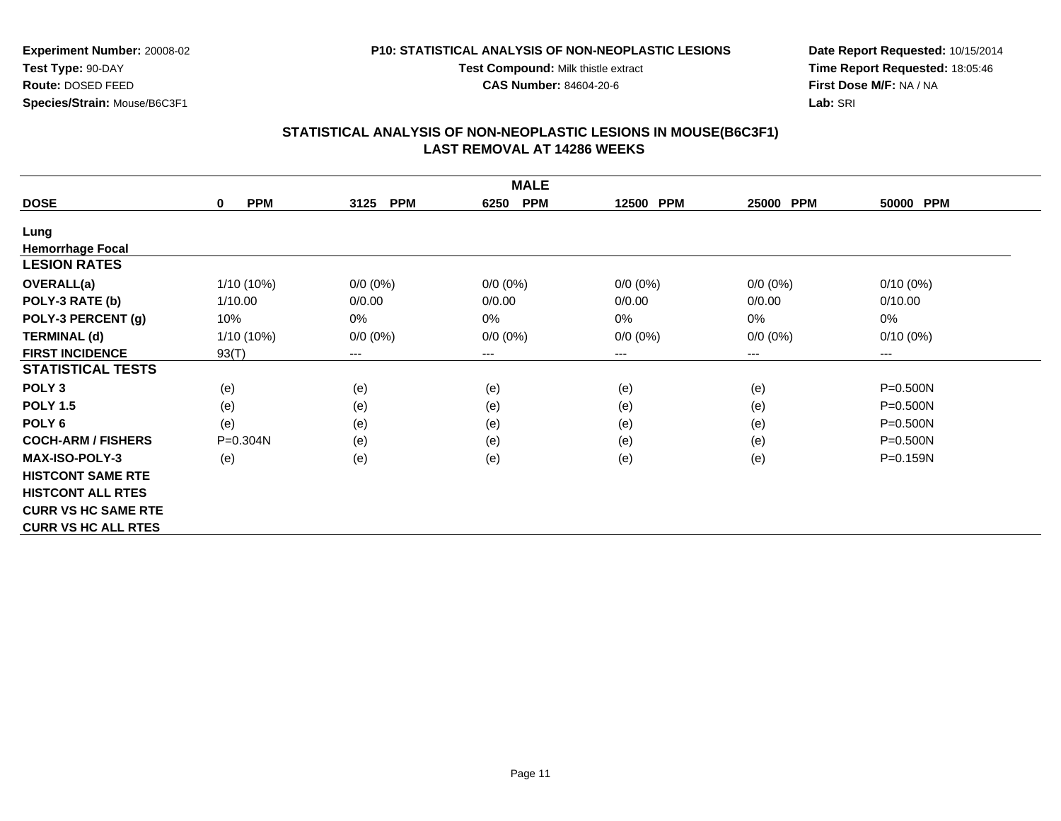**Experiment Number:** 20008-02
**Test Type:** 90-DAY
**Route:** DOSED FEED
**Species/Strain:** Mouse/B6C3F1

**P10: STATISTICAL ANALYSIS OF NON-NEOPLASTIC LESIONS**
**Test Compound:** Milk thistle extract
**CAS Number:** 84604-20-6

**Date Report Requested:** 10/15/2014
**Time Report Requested:** 18:05:46
**First Dose M/F:** NA / NA
**Lab:** SRI

## STATISTICAL ANALYSIS OF NON-NEOPLASTIC LESIONS IN MOUSE(B6C3F1)
## LAST REMOVAL AT 14286 WEEKS

| | | | MALE | | | |
|---|---|---|---|---|---|---|
| **DOSE** | **0 PPM** | **3125 PPM** | **6250 PPM** | **12500 PPM** | **25000 PPM** | **50000 PPM** |
| **Lung** | | | | | | |
| **Hemorrhage Focal** | | | | | | |
| **LESION RATES** | | | | | | |
| **OVERALL(a)** | 1/10 (10%) | 0/0 (0%) | 0/0 (0%) | 0/0 (0%) | 0/0 (0%) | 0/10 (0%) |
| **POLY-3 RATE (b)** | 1/10.00 | 0/0.00 | 0/0.00 | 0/0.00 | 0/0.00 | 0/10.00 |
| **POLY-3 PERCENT (g)** | 10% | 0% | 0% | 0% | 0% | 0% |
| **TERMINAL (d)** | 1/10 (10%) | 0/0 (0%) | 0/0 (0%) | 0/0 (0%) | 0/0 (0%) | 0/10 (0%) |
| **FIRST INCIDENCE** | 93(T) | --- | --- | --- | --- | --- |
| **STATISTICAL TESTS** | | | | | | |
| **POLY 3** | (e) | (e) | (e) | (e) | (e) | P=0.500N |
| **POLY 1.5** | (e) | (e) | (e) | (e) | (e) | P=0.500N |
| **POLY 6** | (e) | (e) | (e) | (e) | (e) | P=0.500N |
| **COCH-ARM / FISHERS** | P=0.304N | (e) | (e) | (e) | (e) | P=0.500N |
| **MAX-ISO-POLY-3** | (e) | (e) | (e) | (e) | (e) | P=0.159N |
| **HISTCONT SAME RTE** | | | | | | |
| **HISTCONT ALL RTES** | | | | | | |
| **CURR VS HC SAME RTE** | | | | | | |
| **CURR VS HC ALL RTES** | | | | | | |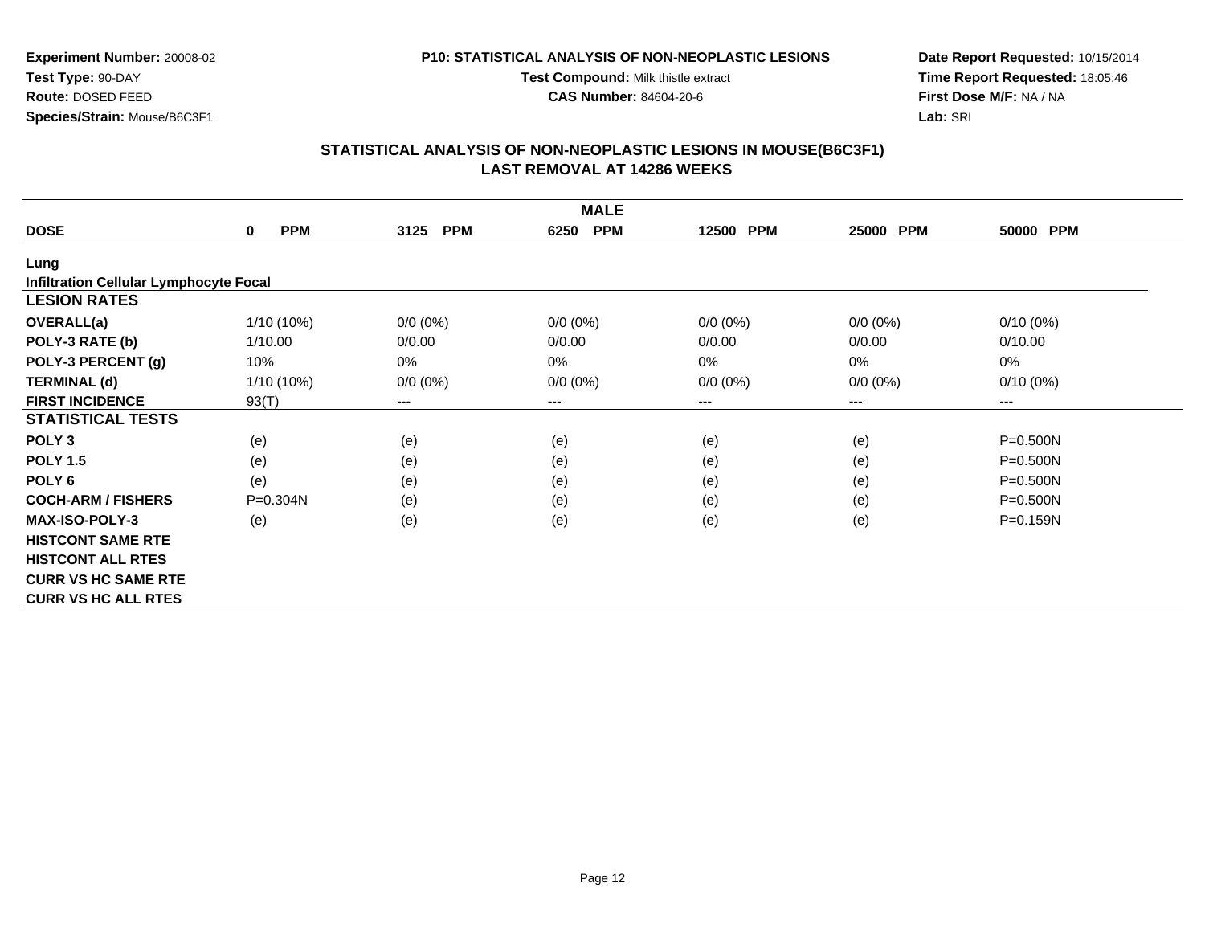**Experiment Number:** 20008-02
**Test Type:** 90-DAY
**Route:** DOSED FEED
**Species/Strain:** Mouse/B6C3F1

**P10: STATISTICAL ANALYSIS OF NON-NEOPLASTIC LESIONS**
**Test Compound:** Milk thistle extract
**CAS Number:** 84604-20-6

**Date Report Requested:** 10/15/2014
**Time Report Requested:** 18:05:46
**First Dose M/F:** NA / NA
**Lab:** SRI

## STATISTICAL ANALYSIS OF NON-NEOPLASTIC LESIONS IN MOUSE(B6C3F1)
## LAST REMOVAL AT 14286 WEEKS

| | MALE | | | | | |
|---|---|---|---|---|---|---|
| **DOSE** | **0 PPM** | **3125 PPM** | **6250 PPM** | **12500 PPM** | **25000 PPM** | **50000 PPM** |
| **Lung** | | | | | | |
| **Infiltration Cellular Lymphocyte Focal** | | | | | | |
| **LESION RATES** | | | | | | |
| **OVERALL(a)** | 1/10 (10%) | 0/0 (0%) | 0/0 (0%) | 0/0 (0%) | 0/0 (0%) | 0/10 (0%) |
| **POLY-3 RATE (b)** | 1/10.00 | 0/0.00 | 0/0.00 | 0/0.00 | 0/0.00 | 0/10.00 |
| **POLY-3 PERCENT (g)** | 10% | 0% | 0% | 0% | 0% | 0% |
| **TERMINAL (d)** | 1/10 (10%) | 0/0 (0%) | 0/0 (0%) | 0/0 (0%) | 0/0 (0%) | 0/10 (0%) |
| **FIRST INCIDENCE** | 93(T) | --- | --- | --- | --- | --- |
| **STATISTICAL TESTS** | | | | | | |
| **POLY 3** | (e) | (e) | (e) | (e) | (e) | P=0.500N |
| **POLY 1.5** | (e) | (e) | (e) | (e) | (e) | P=0.500N |
| **POLY 6** | (e) | (e) | (e) | (e) | (e) | P=0.500N |
| **COCH-ARM / FISHERS** | P=0.304N | (e) | (e) | (e) | (e) | P=0.500N |
| **MAX-ISO-POLY-3** | (e) | (e) | (e) | (e) | (e) | P=0.159N |
| **HISTCONT SAME RTE** | | | | | | |
| **HISTCONT ALL RTES** | | | | | | |
| **CURR VS HC SAME RTE** | | | | | | |
| **CURR VS HC ALL RTES** | | | | | | |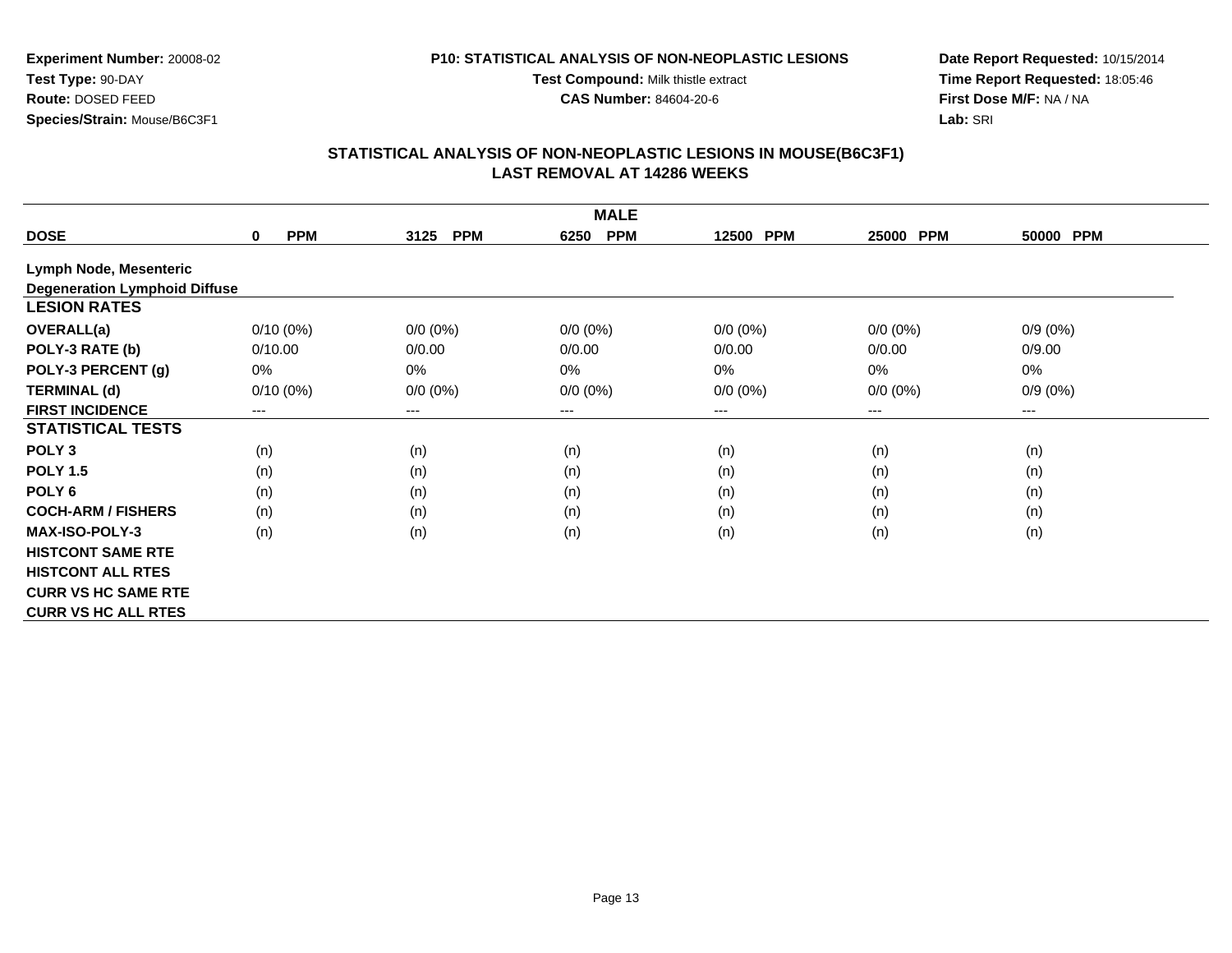**Experiment Number:** 20008-02
**Test Type:** 90-DAY
**Route:** DOSED FEED
**Species/Strain:** Mouse/B6C3F1

**P10: STATISTICAL ANALYSIS OF NON-NEOPLASTIC LESIONS**
**Test Compound:** Milk thistle extract
**CAS Number:** 84604-20-6

**Date Report Requested:** 10/15/2014
**Time Report Requested:** 18:05:46
**First Dose M/F:** NA / NA
**Lab:** SRI

## STATISTICAL ANALYSIS OF NON-NEOPLASTIC LESIONS IN MOUSE(B6C3F1)
## LAST REMOVAL AT 14286 WEEKS

| | MALE | | | | | |
|---|---|---|---|---|---|---|
| **DOSE** | **0 PPM** | **3125 PPM** | **6250 PPM** | **12500 PPM** | **25000 PPM** | **50000 PPM** |
| **Lymph Node, Mesenteric** | | | | | | |
| **Degeneration Lymphoid Diffuse** | | | | | | |
| **LESION RATES** | | | | | | |
| **OVERALL(a)** | 0/10 (0%) | 0/0 (0%) | 0/0 (0%) | 0/0 (0%) | 0/0 (0%) | 0/9 (0%) |
| **POLY-3 RATE (b)** | 0/10.00 | 0/0.00 | 0/0.00 | 0/0.00 | 0/0.00 | 0/9.00 |
| **POLY-3 PERCENT (g)** | 0% | 0% | 0% | 0% | 0% | 0% |
| **TERMINAL (d)** | 0/10 (0%) | 0/0 (0%) | 0/0 (0%) | 0/0 (0%) | 0/0 (0%) | 0/9 (0%) |
| **FIRST INCIDENCE** | --- | --- | --- | --- | --- | --- |
| **STATISTICAL TESTS** | | | | | | |
| **POLY 3** | (n) | (n) | (n) | (n) | (n) | (n) |
| **POLY 1.5** | (n) | (n) | (n) | (n) | (n) | (n) |
| **POLY 6** | (n) | (n) | (n) | (n) | (n) | (n) |
| **COCH-ARM / FISHERS** | (n) | (n) | (n) | (n) | (n) | (n) |
| **MAX-ISO-POLY-3** | (n) | (n) | (n) | (n) | (n) | (n) |
| **HISTCONT SAME RTE** | | | | | | |
| **HISTCONT ALL RTES** | | | | | | |
| **CURR VS HC SAME RTE** | | | | | | |
| **CURR VS HC ALL RTES** | | | | | | |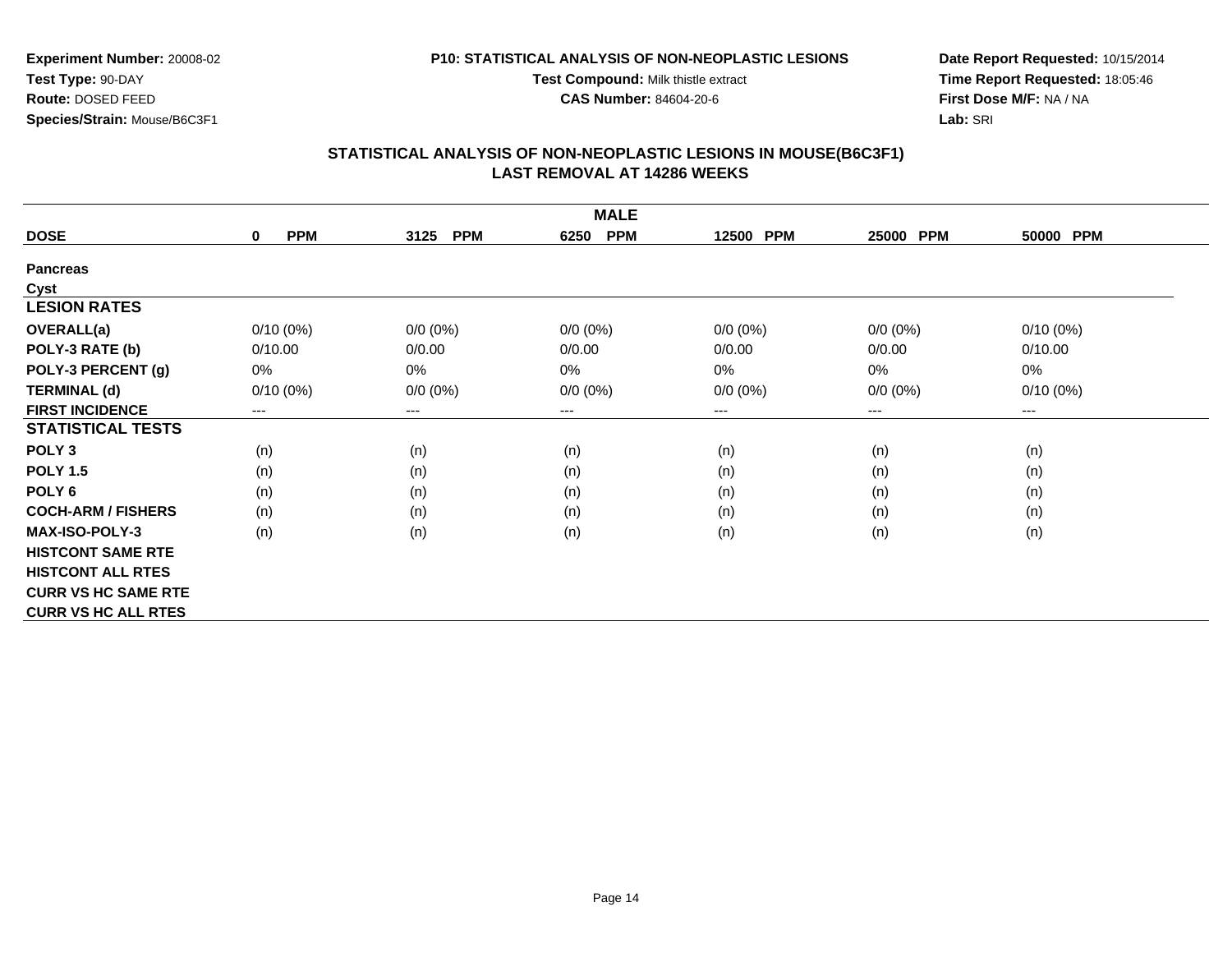**Experiment Number:** 20008-02
**Test Type:** 90-DAY
**Route:** DOSED FEED
**Species/Strain:** Mouse/B6C3F1

**P10: STATISTICAL ANALYSIS OF NON-NEOPLASTIC LESIONS**
**Test Compound:** Milk thistle extract
**CAS Number:** 84604-20-6

**Date Report Requested:** 10/15/2014
**Time Report Requested:** 18:05:46
**First Dose M/F:** NA / NA
**Lab:** SRI

## STATISTICAL ANALYSIS OF NON-NEOPLASTIC LESIONS IN MOUSE(B6C3F1) LAST REMOVAL AT 14286 WEEKS

| | MALE | | | | | |
|---|---|---|---|---|---|---|
| **DOSE** | **0 PPM** | **3125 PPM** | **6250 PPM** | **12500 PPM** | **25000 PPM** | **50000 PPM** |
| **Pancreas** | | | | | | |
| **Cyst** | | | | | | |
| **LESION RATES** | | | | | | |
| **OVERALL(a)** | 0/10 (0%) | 0/0 (0%) | 0/0 (0%) | 0/0 (0%) | 0/0 (0%) | 0/10 (0%) |
| **POLY-3 RATE (b)** | 0/10.00 | 0/0.00 | 0/0.00 | 0/0.00 | 0/0.00 | 0/10.00 |
| **POLY-3 PERCENT (g)** | 0% | 0% | 0% | 0% | 0% | 0% |
| **TERMINAL (d)** | 0/10 (0%) | 0/0 (0%) | 0/0 (0%) | 0/0 (0%) | 0/0 (0%) | 0/10 (0%) |
| **FIRST INCIDENCE** | --- | --- | --- | --- | --- | --- |
| **STATISTICAL TESTS** | | | | | | |
| **POLY 3** | (n) | (n) | (n) | (n) | (n) | (n) |
| **POLY 1.5** | (n) | (n) | (n) | (n) | (n) | (n) |
| **POLY 6** | (n) | (n) | (n) | (n) | (n) | (n) |
| **COCH-ARM / FISHERS** | (n) | (n) | (n) | (n) | (n) | (n) |
| **MAX-ISO-POLY-3** | (n) | (n) | (n) | (n) | (n) | (n) |
| **HISTCONT SAME RTE** | | | | | | |
| **HISTCONT ALL RTES** | | | | | | |
| **CURR VS HC SAME RTE** | | | | | | |
| **CURR VS HC ALL RTES** | | | | | | |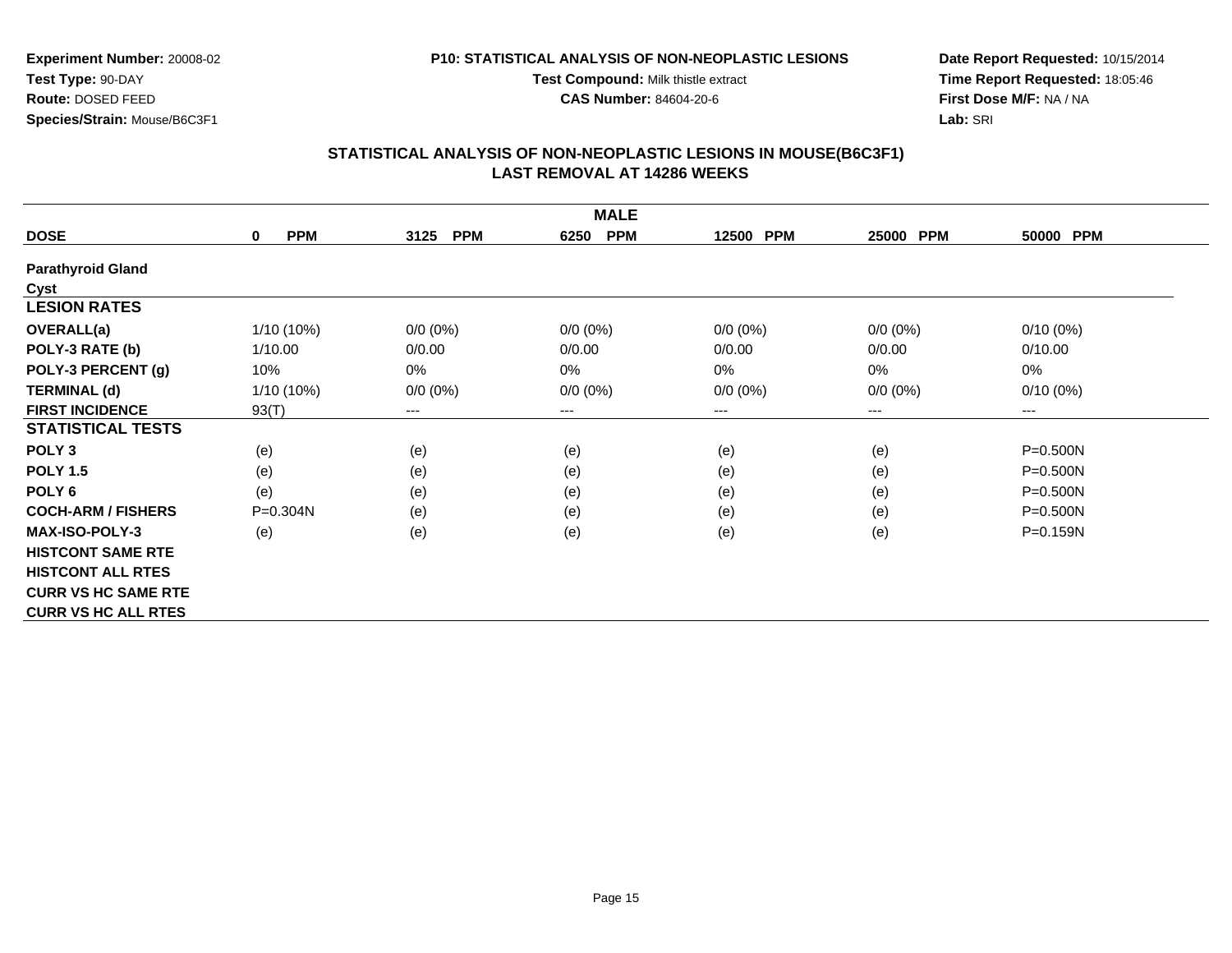**Experiment Number:** 20008-02
**Test Type:** 90-DAY
**Route:** DOSED FEED
**Species/Strain:** Mouse/B6C3F1

**P10: STATISTICAL ANALYSIS OF NON-NEOPLASTIC LESIONS**
**Test Compound:** Milk thistle extract
**CAS Number:** 84604-20-6

**Date Report Requested:** 10/15/2014
**Time Report Requested:** 18:05:46
**First Dose M/F:** NA / NA
**Lab:** SRI

## STATISTICAL ANALYSIS OF NON-NEOPLASTIC LESIONS IN MOUSE(B6C3F1)
## LAST REMOVAL AT 14286 WEEKS

| MALE | | | | | | |
|---|---|---|---|---|---|---|
| **DOSE** | **0 PPM** | **3125 PPM** | **6250 PPM** | **12500 PPM** | **25000 PPM** | **50000 PPM** |
| **Parathyroid Gland** | | | | | | |
| **Cyst** | | | | | | |
| **LESION RATES** | | | | | | |
| **OVERALL(a)** | 1/10 (10%) | 0/0 (0%) | 0/0 (0%) | 0/0 (0%) | 0/0 (0%) | 0/10 (0%) |
| **POLY-3 RATE (b)** | 1/10.00 | 0/0.00 | 0/0.00 | 0/0.00 | 0/0.00 | 0/10.00 |
| **POLY-3 PERCENT (g)** | 10% | 0% | 0% | 0% | 0% | 0% |
| **TERMINAL (d)** | 1/10 (10%) | 0/0 (0%) | 0/0 (0%) | 0/0 (0%) | 0/0 (0%) | 0/10 (0%) |
| **FIRST INCIDENCE** | 93(T) | --- | --- | --- | --- | --- |
| **STATISTICAL TESTS** | | | | | | |
| **POLY 3** | (e) | (e) | (e) | (e) | (e) | P=0.500N |
| **POLY 1.5** | (e) | (e) | (e) | (e) | (e) | P=0.500N |
| **POLY 6** | (e) | (e) | (e) | (e) | (e) | P=0.500N |
| **COCH-ARM / FISHERS** | P=0.304N | (e) | (e) | (e) | (e) | P=0.500N |
| **MAX-ISO-POLY-3** | (e) | (e) | (e) | (e) | (e) | P=0.159N |
| **HISTCONT SAME RTE** | | | | | | |
| **HISTCONT ALL RTES** | | | | | | |
| **CURR VS HC SAME RTE** | | | | | | |
| **CURR VS HC ALL RTES** | | | | | | |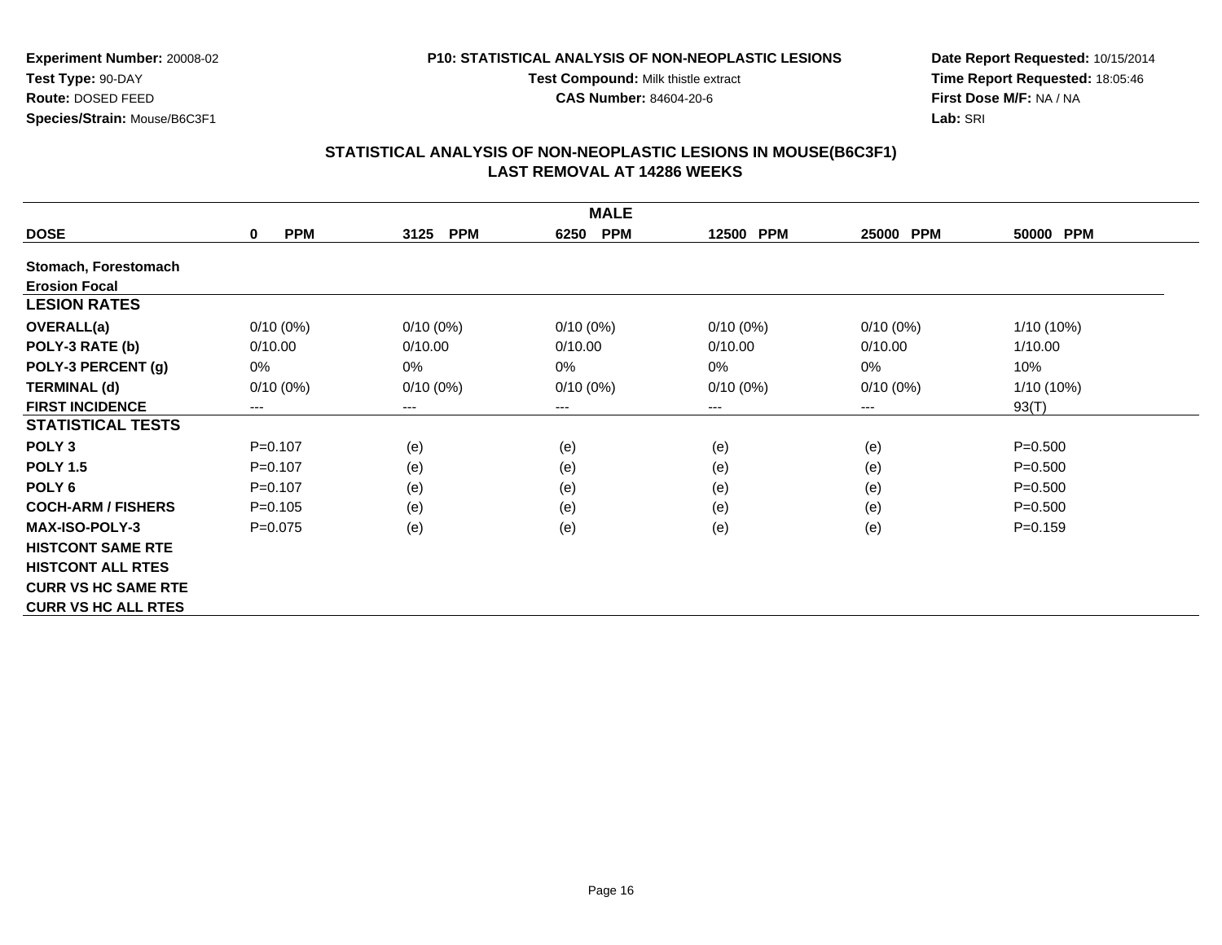**Experiment Number:** 20008-02
**Test Type:** 90-DAY
**Route:** DOSED FEED
**Species/Strain:** Mouse/B6C3F1

**P10: STATISTICAL ANALYSIS OF NON-NEOPLASTIC LESIONS**
**Test Compound:** Milk thistle extract
**CAS Number:** 84604-20-6

**Date Report Requested:** 10/15/2014
**Time Report Requested:** 18:05:46
**First Dose M/F:** NA / NA
**Lab:** SRI

## STATISTICAL ANALYSIS OF NON-NEOPLASTIC LESIONS IN MOUSE(B6C3F1)
## LAST REMOVAL AT 14286 WEEKS

| | MALE | | | | | |
|---|---|---|---|---|---|---|
| **DOSE** | **0 PPM** | **3125 PPM** | **6250 PPM** | **12500 PPM** | **25000 PPM** | **50000 PPM** |
| **Stomach, Forestomach** | | | | | | |
| **Erosion Focal** | | | | | | |
| **LESION RATES** | | | | | | |
| **OVERALL(a)** | 0/10 (0%) | 0/10 (0%) | 0/10 (0%) | 0/10 (0%) | 0/10 (0%) | 1/10 (10%) |
| **POLY-3 RATE (b)** | 0/10.00 | 0/10.00 | 0/10.00 | 0/10.00 | 0/10.00 | 1/10.00 |
| **POLY-3 PERCENT (g)** | 0% | 0% | 0% | 0% | 0% | 10% |
| **TERMINAL (d)** | 0/10 (0%) | 0/10 (0%) | 0/10 (0%) | 0/10 (0%) | 0/10 (0%) | 1/10 (10%) |
| **FIRST INCIDENCE** | --- | --- | --- | --- | --- | 93(T) |
| **STATISTICAL TESTS** | | | | | | |
| **POLY 3** | P=0.107 | (e) | (e) | (e) | (e) | P=0.500 |
| **POLY 1.5** | P=0.107 | (e) | (e) | (e) | (e) | P=0.500 |
| **POLY 6** | P=0.107 | (e) | (e) | (e) | (e) | P=0.500 |
| **COCH-ARM / FISHERS** | P=0.105 | (e) | (e) | (e) | (e) | P=0.500 |
| **MAX-ISO-POLY-3** | P=0.075 | (e) | (e) | (e) | (e) | P=0.159 |
| **HISTCONT SAME RTE** | | | | | | |
| **HISTCONT ALL RTES** | | | | | | |
| **CURR VS HC SAME RTE** | | | | | | |
| **CURR VS HC ALL RTES** | | | | | | |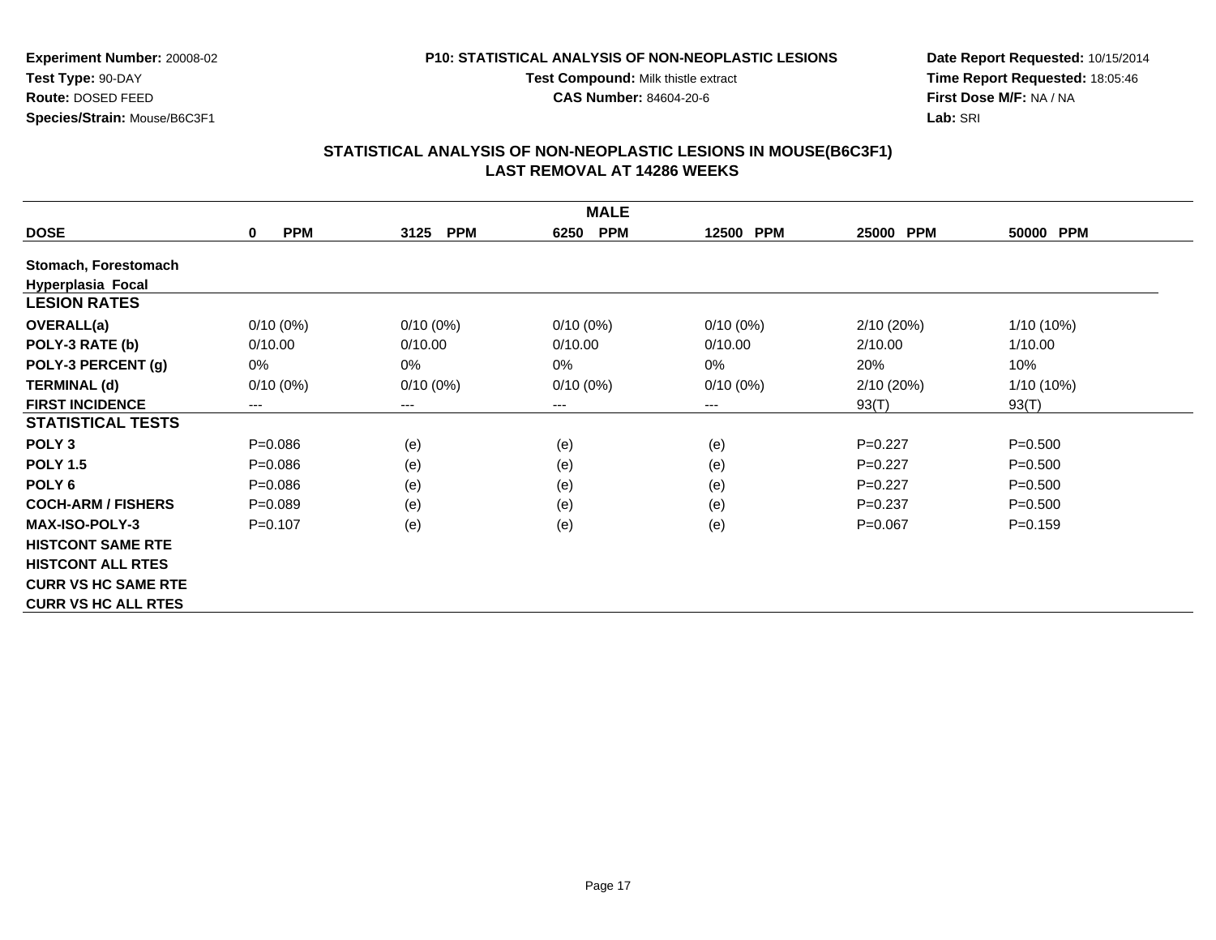**Experiment Number:** 20008-02
**Test Type:** 90-DAY
**Route:** DOSED FEED
**Species/Strain:** Mouse/B6C3F1

**P10: STATISTICAL ANALYSIS OF NON-NEOPLASTIC LESIONS**
**Test Compound:** Milk thistle extract
**CAS Number:** 84604-20-6

**Date Report Requested:** 10/15/2014
**Time Report Requested:** 18:05:46
**First Dose M/F:** NA / NA
**Lab:** SRI

## STATISTICAL ANALYSIS OF NON-NEOPLASTIC LESIONS IN MOUSE(B6C3F1)
## LAST REMOVAL AT 14286 WEEKS

| | MALE | | | | | |
|---|---|---|---|---|---|---|
| **DOSE** | **0 PPM** | **3125 PPM** | **6250 PPM** | **12500 PPM** | **25000 PPM** | **50000 PPM** |
| **Stomach, Forestomach** | | | | | | |
| **Hyperplasia Focal** | | | | | | |
| **LESION RATES** | | | | | | |
| **OVERALL(a)** | 0/10 (0%) | 0/10 (0%) | 0/10 (0%) | 0/10 (0%) | 2/10 (20%) | 1/10 (10%) |
| **POLY-3 RATE (b)** | 0/10.00 | 0/10.00 | 0/10.00 | 0/10.00 | 2/10.00 | 1/10.00 |
| **POLY-3 PERCENT (g)** | 0% | 0% | 0% | 0% | 20% | 10% |
| **TERMINAL (d)** | 0/10 (0%) | 0/10 (0%) | 0/10 (0%) | 0/10 (0%) | 2/10 (20%) | 1/10 (10%) |
| **FIRST INCIDENCE** | --- | --- | --- | --- | 93(T) | 93(T) |
| **STATISTICAL TESTS** | | | | | | |
| **POLY 3** | P=0.086 | (e) | (e) | (e) | P=0.227 | P=0.500 |
| **POLY 1.5** | P=0.086 | (e) | (e) | (e) | P=0.227 | P=0.500 |
| **POLY 6** | P=0.086 | (e) | (e) | (e) | P=0.227 | P=0.500 |
| **COCH-ARM / FISHERS** | P=0.089 | (e) | (e) | (e) | P=0.237 | P=0.500 |
| **MAX-ISO-POLY-3** | P=0.107 | (e) | (e) | (e) | P=0.067 | P=0.159 |
| **HISTCONT SAME RTE** | | | | | | |
| **HISTCONT ALL RTES** | | | | | | |
| **CURR VS HC SAME RTE** | | | | | | |
| **CURR VS HC ALL RTES** | | | | | | |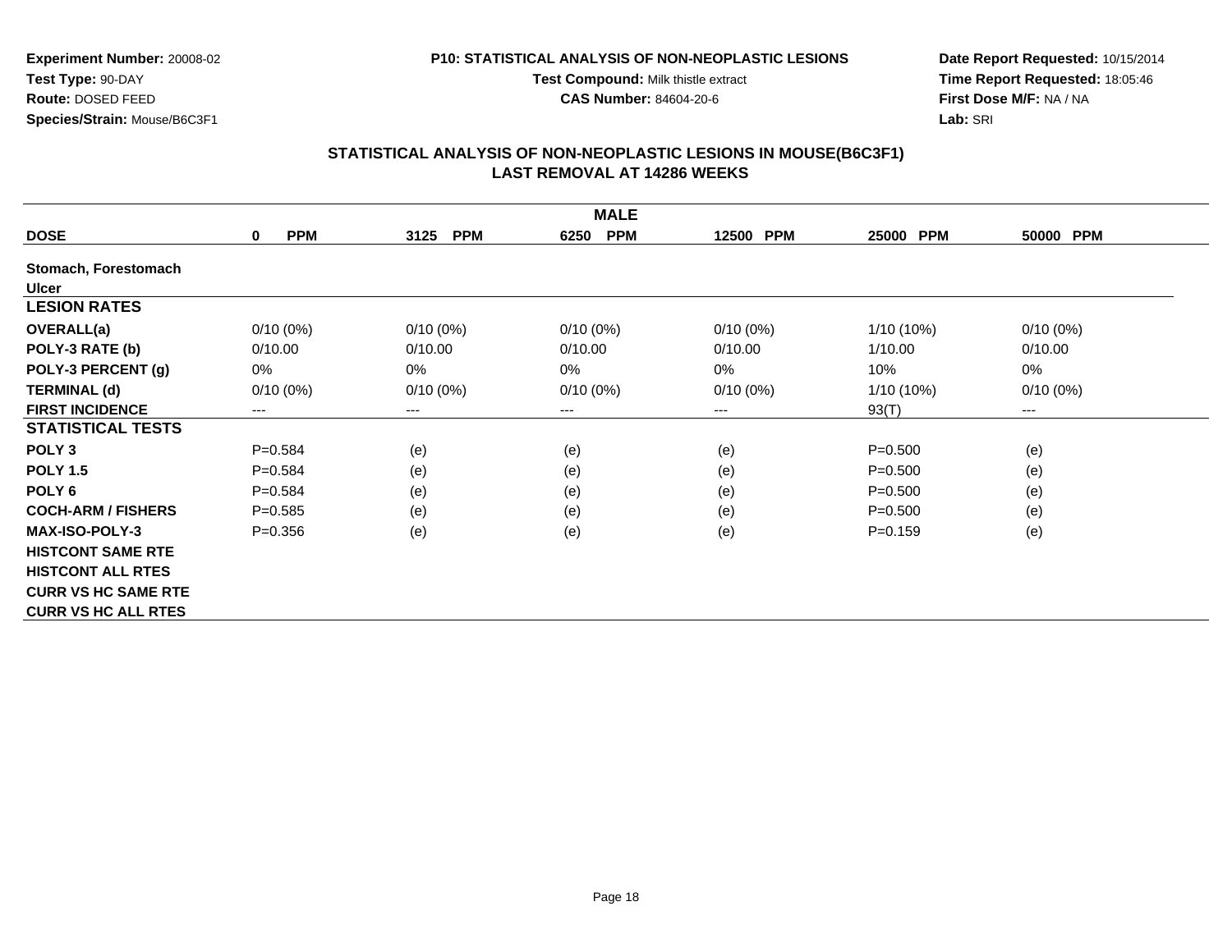**Experiment Number:** 20008-02
**Test Type:** 90-DAY
**Route:** DOSED FEED
**Species/Strain:** Mouse/B6C3F1

**P10: STATISTICAL ANALYSIS OF NON-NEOPLASTIC LESIONS**
**Test Compound:** Milk thistle extract
**CAS Number:** 84604-20-6

**Date Report Requested:** 10/15/2014
**Time Report Requested:** 18:05:46
**First Dose M/F:** NA / NA
**Lab:** SRI

## STATISTICAL ANALYSIS OF NON-NEOPLASTIC LESIONS IN MOUSE(B6C3F1)
## LAST REMOVAL AT 14286 WEEKS

| MALE | | | | | | |
|---|---|---|---|---|---|---|
| **DOSE** | **0 PPM** | **3125 PPM** | **6250 PPM** | **12500 PPM** | **25000 PPM** | **50000 PPM** |
| **Stomach, Forestomach** | | | | | | |
| **Ulcer** | | | | | | |
| **LESION RATES** | | | | | | |
| **OVERALL(a)** | 0/10 (0%) | 0/10 (0%) | 0/10 (0%) | 0/10 (0%) | 1/10 (10%) | 0/10 (0%) |
| **POLY-3 RATE (b)** | 0/10.00 | 0/10.00 | 0/10.00 | 0/10.00 | 1/10.00 | 0/10.00 |
| **POLY-3 PERCENT (g)** | 0% | 0% | 0% | 0% | 10% | 0% |
| **TERMINAL (d)** | 0/10 (0%) | 0/10 (0%) | 0/10 (0%) | 0/10 (0%) | 1/10 (10%) | 0/10 (0%) |
| **FIRST INCIDENCE** | --- | --- | --- | --- | 93(T) | --- |
| **STATISTICAL TESTS** | | | | | | |
| **POLY 3** | P=0.584 | (e) | (e) | (e) | P=0.500 | (e) |
| **POLY 1.5** | P=0.584 | (e) | (e) | (e) | P=0.500 | (e) |
| **POLY 6** | P=0.584 | (e) | (e) | (e) | P=0.500 | (e) |
| **COCH-ARM / FISHERS** | P=0.585 | (e) | (e) | (e) | P=0.500 | (e) |
| **MAX-ISO-POLY-3** | P=0.356 | (e) | (e) | (e) | P=0.159 | (e) |
| **HISTCONT SAME RTE** | | | | | | |
| **HISTCONT ALL RTES** | | | | | | |
| **CURR VS HC SAME RTE** | | | | | | |
| **CURR VS HC ALL RTES** | | | | | | |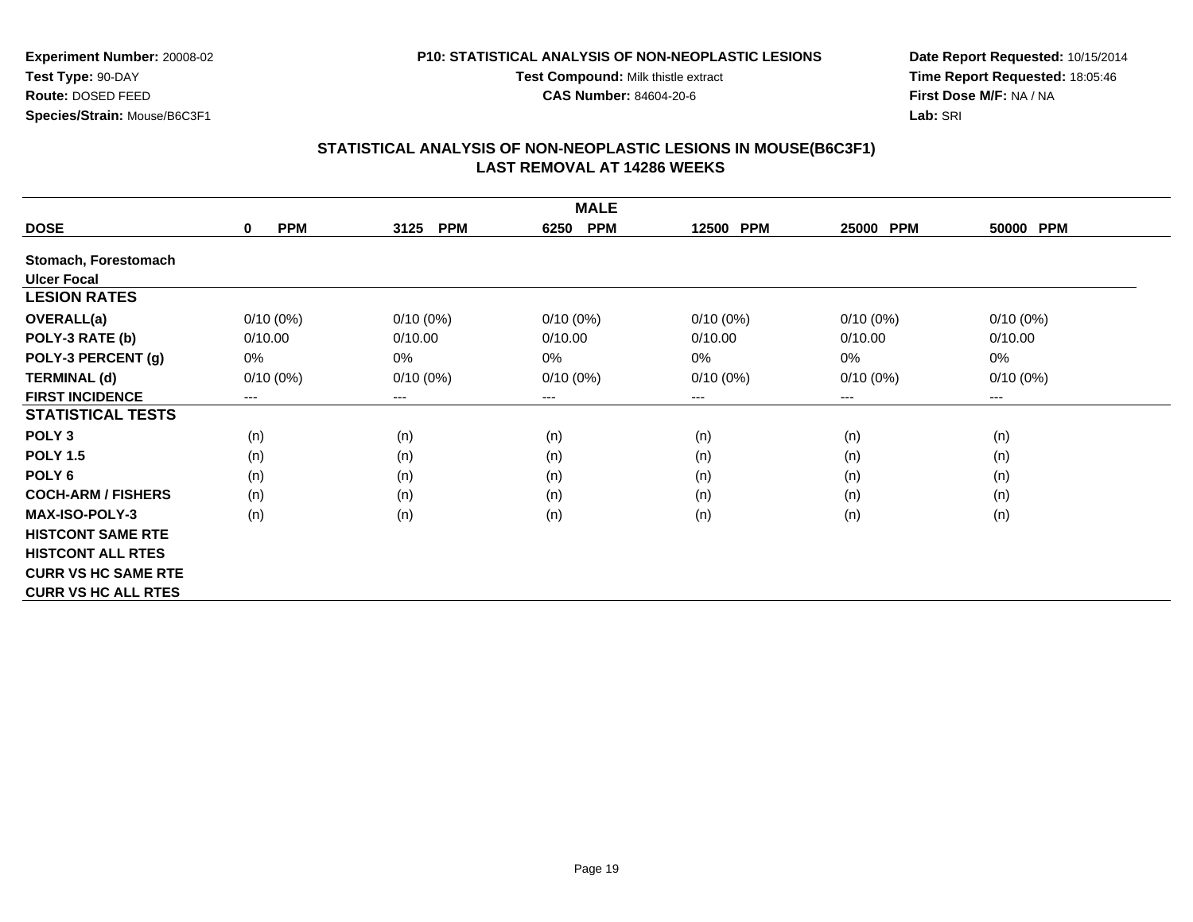**Experiment Number:** 20008-02
**Test Type:** 90-DAY
**Route:** DOSED FEED
**Species/Strain:** Mouse/B6C3F1

**P10: STATISTICAL ANALYSIS OF NON-NEOPLASTIC LESIONS**
**Test Compound:** Milk thistle extract
**CAS Number:** 84604-20-6

**Date Report Requested:** 10/15/2014
**Time Report Requested:** 18:05:46
**First Dose M/F:** NA / NA
**Lab:** SRI

## STATISTICAL ANALYSIS OF NON-NEOPLASTIC LESIONS IN MOUSE(B6C3F1)
## LAST REMOVAL AT 14286 WEEKS

| MALE | | | | | | |
|---|---|---|---|---|---|---|
| **DOSE** | **0 PPM** | **3125 PPM** | **6250 PPM** | **12500 PPM** | **25000 PPM** | **50000 PPM** |
| **Stomach, Forestomach** | | | | | | |
| **Ulcer Focal** | | | | | | |
| **LESION RATES** | | | | | | |
| **OVERALL(a)** | 0/10 (0%) | 0/10 (0%) | 0/10 (0%) | 0/10 (0%) | 0/10 (0%) | 0/10 (0%) |
| **POLY-3 RATE (b)** | 0/10.00 | 0/10.00 | 0/10.00 | 0/10.00 | 0/10.00 | 0/10.00 |
| **POLY-3 PERCENT (g)** | 0% | 0% | 0% | 0% | 0% | 0% |
| **TERMINAL (d)** | 0/10 (0%) | 0/10 (0%) | 0/10 (0%) | 0/10 (0%) | 0/10 (0%) | 0/10 (0%) |
| **FIRST INCIDENCE** | --- | --- | --- | --- | --- | --- |
| **STATISTICAL TESTS** | | | | | | |
| **POLY 3** | (n) | (n) | (n) | (n) | (n) | (n) |
| **POLY 1.5** | (n) | (n) | (n) | (n) | (n) | (n) |
| **POLY 6** | (n) | (n) | (n) | (n) | (n) | (n) |
| **COCH-ARM / FISHERS** | (n) | (n) | (n) | (n) | (n) | (n) |
| **MAX-ISO-POLY-3** | (n) | (n) | (n) | (n) | (n) | (n) |
| **HISTCONT SAME RTE** | | | | | | |
| **HISTCONT ALL RTES** | | | | | | |
| **CURR VS HC SAME RTE** | | | | | | |
| **CURR VS HC ALL RTES** | | | | | | |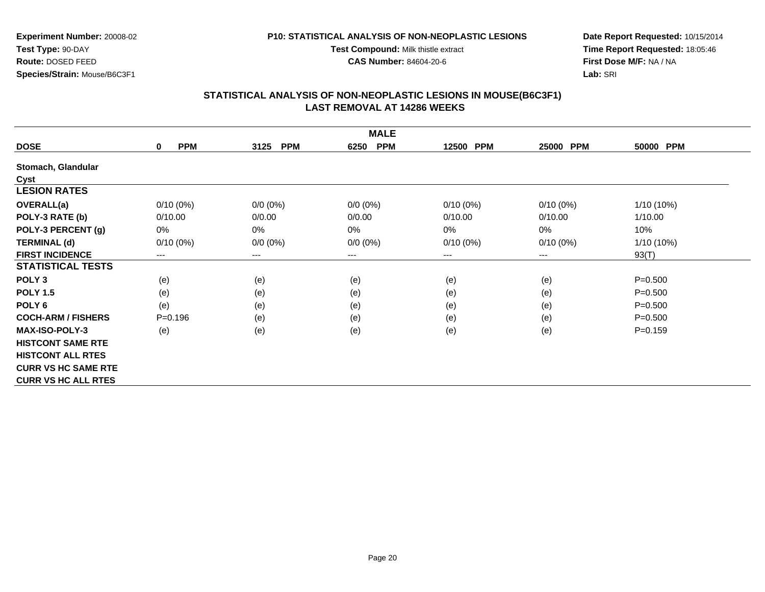**Experiment Number:** 20008-02
**Test Type:** 90-DAY
**Route:** DOSED FEED
**Species/Strain:** Mouse/B6C3F1

**P10: STATISTICAL ANALYSIS OF NON-NEOPLASTIC LESIONS**
**Test Compound:** Milk thistle extract
**CAS Number:** 84604-20-6

**Date Report Requested:** 10/15/2014
**Time Report Requested:** 18:05:46
**First Dose M/F:** NA / NA
**Lab:** SRI

## STATISTICAL ANALYSIS OF NON-NEOPLASTIC LESIONS IN MOUSE(B6C3F1)
## LAST REMOVAL AT 14286 WEEKS

| | MALE | | | | | |
|---|---|---|---|---|---|---|
| **DOSE** | **0 PPM** | **3125 PPM** | **6250 PPM** | **12500 PPM** | **25000 PPM** | **50000 PPM** |
| **Stomach, Glandular** | | | | | | |
| **Cyst** | | | | | | |
| **LESION RATES** | | | | | | |
| **OVERALL(a)** | 0/10 (0%) | 0/0 (0%) | 0/0 (0%) | 0/10 (0%) | 0/10 (0%) | 1/10 (10%) |
| **POLY-3 RATE (b)** | 0/10.00 | 0/0.00 | 0/0.00 | 0/10.00 | 0/10.00 | 1/10.00 |
| **POLY-3 PERCENT (g)** | 0% | 0% | 0% | 0% | 0% | 10% |
| **TERMINAL (d)** | 0/10 (0%) | 0/0 (0%) | 0/0 (0%) | 0/10 (0%) | 0/10 (0%) | 1/10 (10%) |
| **FIRST INCIDENCE** | --- | --- | --- | --- | --- | 93(T) |
| **STATISTICAL TESTS** | | | | | | |
| **POLY 3** | (e) | (e) | (e) | (e) | (e) | P=0.500 |
| **POLY 1.5** | (e) | (e) | (e) | (e) | (e) | P=0.500 |
| **POLY 6** | (e) | (e) | (e) | (e) | (e) | P=0.500 |
| **COCH-ARM / FISHERS** | P=0.196 | (e) | (e) | (e) | (e) | P=0.500 |
| **MAX-ISO-POLY-3** | (e) | (e) | (e) | (e) | (e) | P=0.159 |
| **HISTCONT SAME RTE** | | | | | | |
| **HISTCONT ALL RTES** | | | | | | |
| **CURR VS HC SAME RTE** | | | | | | |
| **CURR VS HC ALL RTES** | | | | | | |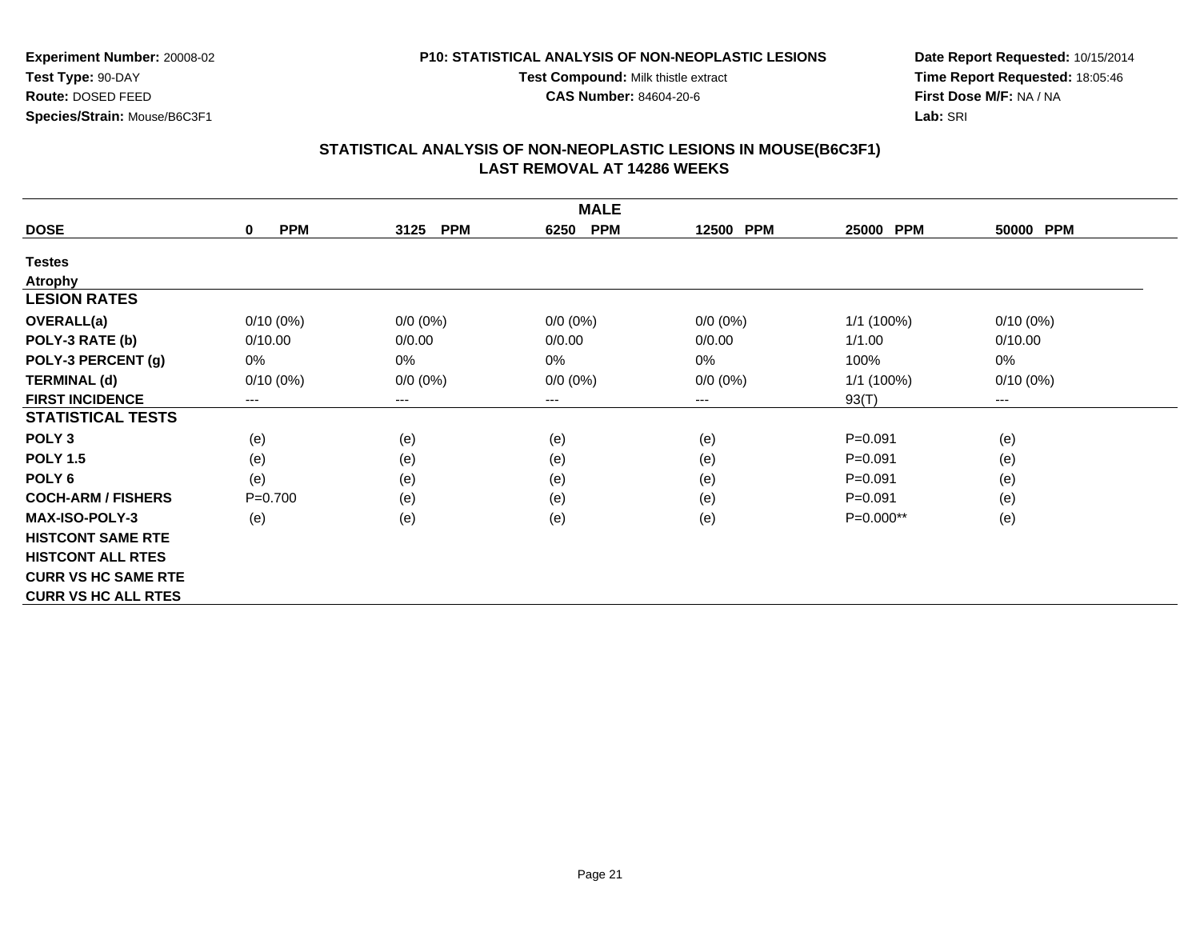**Experiment Number:** 20008-02
**Test Type:** 90-DAY
**Route:** DOSED FEED
**Species/Strain:** Mouse/B6C3F1

**P10: STATISTICAL ANALYSIS OF NON-NEOPLASTIC LESIONS**
**Test Compound:** Milk thistle extract
**CAS Number:** 84604-20-6

**Date Report Requested:** 10/15/2014
**Time Report Requested:** 18:05:46
**First Dose M/F:** NA / NA
**Lab:** SRI

## STATISTICAL ANALYSIS OF NON-NEOPLASTIC LESIONS IN MOUSE(B6C3F1)
## LAST REMOVAL AT 14286 WEEKS

| MALE | | | | | | |
|---|---|---|---|---|---|---|
| **DOSE** | **0 PPM** | **3125 PPM** | **6250 PPM** | **12500 PPM** | **25000 PPM** | **50000 PPM** |
| **Testes** | | | | | | |
| **Atrophy** | | | | | | |
| **LESION RATES** | | | | | | |
| **OVERALL(a)** | 0/10 (0%) | 0/0 (0%) | 0/0 (0%) | 0/0 (0%) | 1/1 (100%) | 0/10 (0%) |
| **POLY-3 RATE (b)** | 0/10.00 | 0/0.00 | 0/0.00 | 0/0.00 | 1/1.00 | 0/10.00 |
| **POLY-3 PERCENT (g)** | 0% | 0% | 0% | 0% | 100% | 0% |
| **TERMINAL (d)** | 0/10 (0%) | 0/0 (0%) | 0/0 (0%) | 0/0 (0%) | 1/1 (100%) | 0/10 (0%) |
| **FIRST INCIDENCE** | --- | --- | --- | --- | 93(T) | --- |
| **STATISTICAL TESTS** | | | | | | |
| **POLY 3** | (e) | (e) | (e) | (e) | P=0.091 | (e) |
| **POLY 1.5** | (e) | (e) | (e) | (e) | P=0.091 | (e) |
| **POLY 6** | (e) | (e) | (e) | (e) | P=0.091 | (e) |
| **COCH-ARM / FISHERS** | P=0.700 | (e) | (e) | (e) | P=0.091 | (e) |
| **MAX-ISO-POLY-3** | (e) | (e) | (e) | (e) | P=0.000** | (e) |
| **HISTCONT SAME RTE** | | | | | | |
| **HISTCONT ALL RTES** | | | | | | |
| **CURR VS HC SAME RTE** | | | | | | |
| **CURR VS HC ALL RTES** | | | | | | |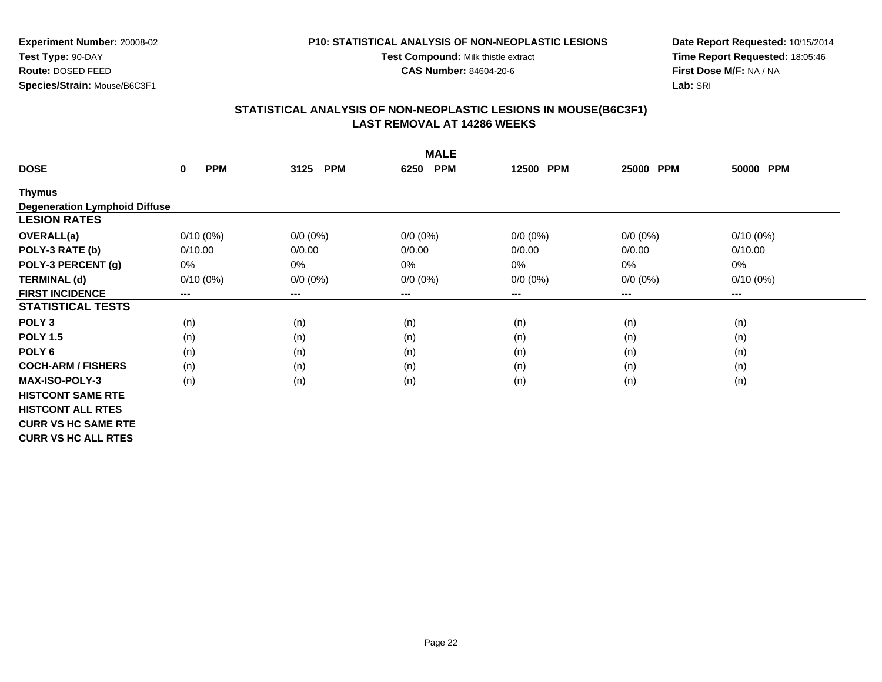**Experiment Number:** 20008-02
**Test Type:** 90-DAY
**Route:** DOSED FEED
**Species/Strain:** Mouse/B6C3F1

**P10: STATISTICAL ANALYSIS OF NON-NEOPLASTIC LESIONS**
**Test Compound:** Milk thistle extract
**CAS Number:** 84604-20-6

**Date Report Requested:** 10/15/2014
**Time Report Requested:** 18:05:46
**First Dose M/F:** NA / NA
**Lab:** SRI

## STATISTICAL ANALYSIS OF NON-NEOPLASTIC LESIONS IN MOUSE(B6C3F1)
## LAST REMOVAL AT 14286 WEEKS

| | MALE | | | | | |
|---|---|---|---|---|---|---|
| **DOSE** | **0 PPM** | **3125 PPM** | **6250 PPM** | **12500 PPM** | **25000 PPM** | **50000 PPM** |
| **Thymus** | | | | | | |
| **Degeneration Lymphoid Diffuse** | | | | | | |
| **LESION RATES** | | | | | | |
| **OVERALL(a)** | 0/10 (0%) | 0/0 (0%) | 0/0 (0%) | 0/0 (0%) | 0/0 (0%) | 0/10 (0%) |
| **POLY-3 RATE (b)** | 0/10.00 | 0/0.00 | 0/0.00 | 0/0.00 | 0/0.00 | 0/10.00 |
| **POLY-3 PERCENT (g)** | 0% | 0% | 0% | 0% | 0% | 0% |
| **TERMINAL (d)** | 0/10 (0%) | 0/0 (0%) | 0/0 (0%) | 0/0 (0%) | 0/0 (0%) | 0/10 (0%) |
| **FIRST INCIDENCE** | --- | --- | --- | --- | --- | --- |
| **STATISTICAL TESTS** | | | | | | |
| **POLY 3** | (n) | (n) | (n) | (n) | (n) | (n) |
| **POLY 1.5** | (n) | (n) | (n) | (n) | (n) | (n) |
| **POLY 6** | (n) | (n) | (n) | (n) | (n) | (n) |
| **COCH-ARM / FISHERS** | (n) | (n) | (n) | (n) | (n) | (n) |
| **MAX-ISO-POLY-3** | (n) | (n) | (n) | (n) | (n) | (n) |
| **HISTCONT SAME RTE** | | | | | | |
| **HISTCONT ALL RTES** | | | | | | |
| **CURR VS HC SAME RTE** | | | | | | |
| **CURR VS HC ALL RTES** | | | | | | |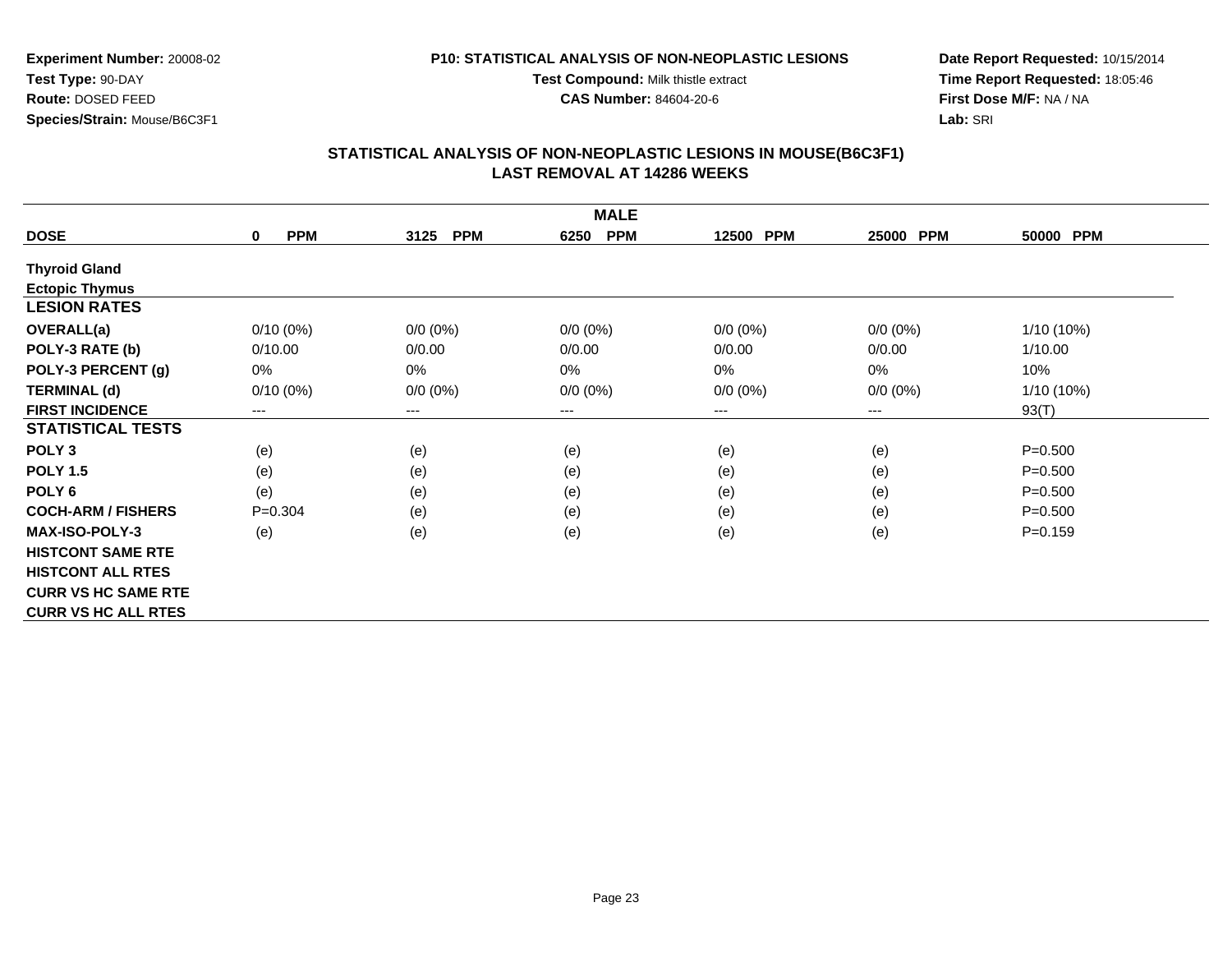**Experiment Number:** 20008-02
**Test Type:** 90-DAY
**Route:** DOSED FEED
**Species/Strain:** Mouse/B6C3F1

**P10: STATISTICAL ANALYSIS OF NON-NEOPLASTIC LESIONS**
**Test Compound:** Milk thistle extract
**CAS Number:** 84604-20-6

**Date Report Requested:** 10/15/2014
**Time Report Requested:** 18:05:46
**First Dose M/F:** NA / NA
**Lab:** SRI

## STATISTICAL ANALYSIS OF NON-NEOPLASTIC LESIONS IN MOUSE(B6C3F1)
## LAST REMOVAL AT 14286 WEEKS

| | MALE | | | | | |
|---|---|---|---|---|---|---|
| **DOSE** | **0 PPM** | **3125 PPM** | **6250 PPM** | **12500 PPM** | **25000 PPM** | **50000 PPM** |
| **Thyroid Gland** | | | | | | |
| **Ectopic Thymus** | | | | | | |
| **LESION RATES** | | | | | | |
| **OVERALL(a)** | 0/10 (0%) | 0/0 (0%) | 0/0 (0%) | 0/0 (0%) | 0/0 (0%) | 1/10 (10%) |
| **POLY-3 RATE (b)** | 0/10.00 | 0/0.00 | 0/0.00 | 0/0.00 | 0/0.00 | 1/10.00 |
| **POLY-3 PERCENT (g)** | 0% | 0% | 0% | 0% | 0% | 10% |
| **TERMINAL (d)** | 0/10 (0%) | 0/0 (0%) | 0/0 (0%) | 0/0 (0%) | 0/0 (0%) | 1/10 (10%) |
| **FIRST INCIDENCE** | --- | --- | --- | --- | --- | 93(T) |
| **STATISTICAL TESTS** | | | | | | |
| **POLY 3** | (e) | (e) | (e) | (e) | (e) | P=0.500 |
| **POLY 1.5** | (e) | (e) | (e) | (e) | (e) | P=0.500 |
| **POLY 6** | (e) | (e) | (e) | (e) | (e) | P=0.500 |
| **COCH-ARM / FISHERS** | P=0.304 | (e) | (e) | (e) | (e) | P=0.500 |
| **MAX-ISO-POLY-3** | (e) | (e) | (e) | (e) | (e) | P=0.159 |
| **HISTCONT SAME RTE** | | | | | | |
| **HISTCONT ALL RTES** | | | | | | |
| **CURR VS HC SAME RTE** | | | | | | |
| **CURR VS HC ALL RTES** | | | | | | |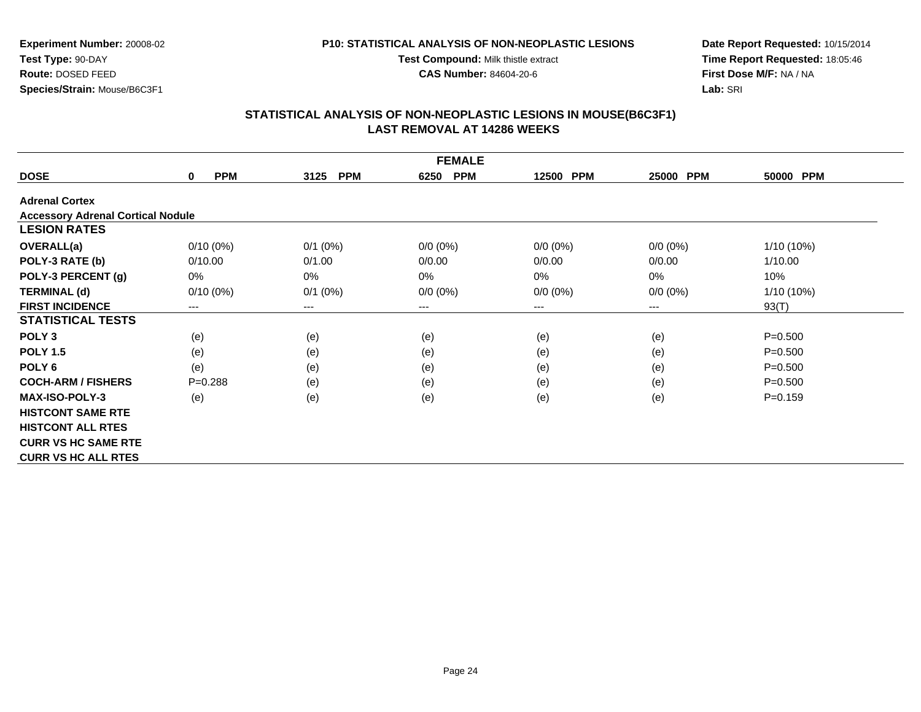**Experiment Number:** 20008-02
**Test Type:** 90-DAY
**Route:** DOSED FEED
**Species/Strain:** Mouse/B6C3F1

**P10: STATISTICAL ANALYSIS OF NON-NEOPLASTIC LESIONS**
**Test Compound:** Milk thistle extract
**CAS Number:** 84604-20-6

**Date Report Requested:** 10/15/2014
**Time Report Requested:** 18:05:46
**First Dose M/F:** NA / NA
**Lab:** SRI

## STATISTICAL ANALYSIS OF NON-NEOPLASTIC LESIONS IN MOUSE(B6C3F1)
## LAST REMOVAL AT 14286 WEEKS

| FEMALE | | | | | | |
|---|---|---|---|---|---|---|
| **DOSE** | **0 PPM** | **3125 PPM** | **6250 PPM** | **12500 PPM** | **25000 PPM** | **50000 PPM** |
| **Adrenal Cortex** | | | | | | |
| **Accessory Adrenal Cortical Nodule** | | | | | | |
| **LESION RATES** | | | | | | |
| **OVERALL(a)** | 0/10 (0%) | 0/1 (0%) | 0/0 (0%) | 0/0 (0%) | 0/0 (0%) | 1/10 (10%) |
| **POLY-3 RATE (b)** | 0/10.00 | 0/1.00 | 0/0.00 | 0/0.00 | 0/0.00 | 1/10.00 |
| **POLY-3 PERCENT (g)** | 0% | 0% | 0% | 0% | 0% | 10% |
| **TERMINAL (d)** | 0/10 (0%) | 0/1 (0%) | 0/0 (0%) | 0/0 (0%) | 0/0 (0%) | 1/10 (10%) |
| **FIRST INCIDENCE** | --- | --- | --- | --- | --- | 93(T) |
| **STATISTICAL TESTS** | | | | | | |
| **POLY 3** | (e) | (e) | (e) | (e) | (e) | P=0.500 |
| **POLY 1.5** | (e) | (e) | (e) | (e) | (e) | P=0.500 |
| **POLY 6** | (e) | (e) | (e) | (e) | (e) | P=0.500 |
| **COCH-ARM / FISHERS** | P=0.288 | (e) | (e) | (e) | (e) | P=0.500 |
| **MAX-ISO-POLY-3** | (e) | (e) | (e) | (e) | (e) | P=0.159 |
| **HISTCONT SAME RTE** | | | | | | |
| **HISTCONT ALL RTES** | | | | | | |
| **CURR VS HC SAME RTE** | | | | | | |
| **CURR VS HC ALL RTES** | | | | | | |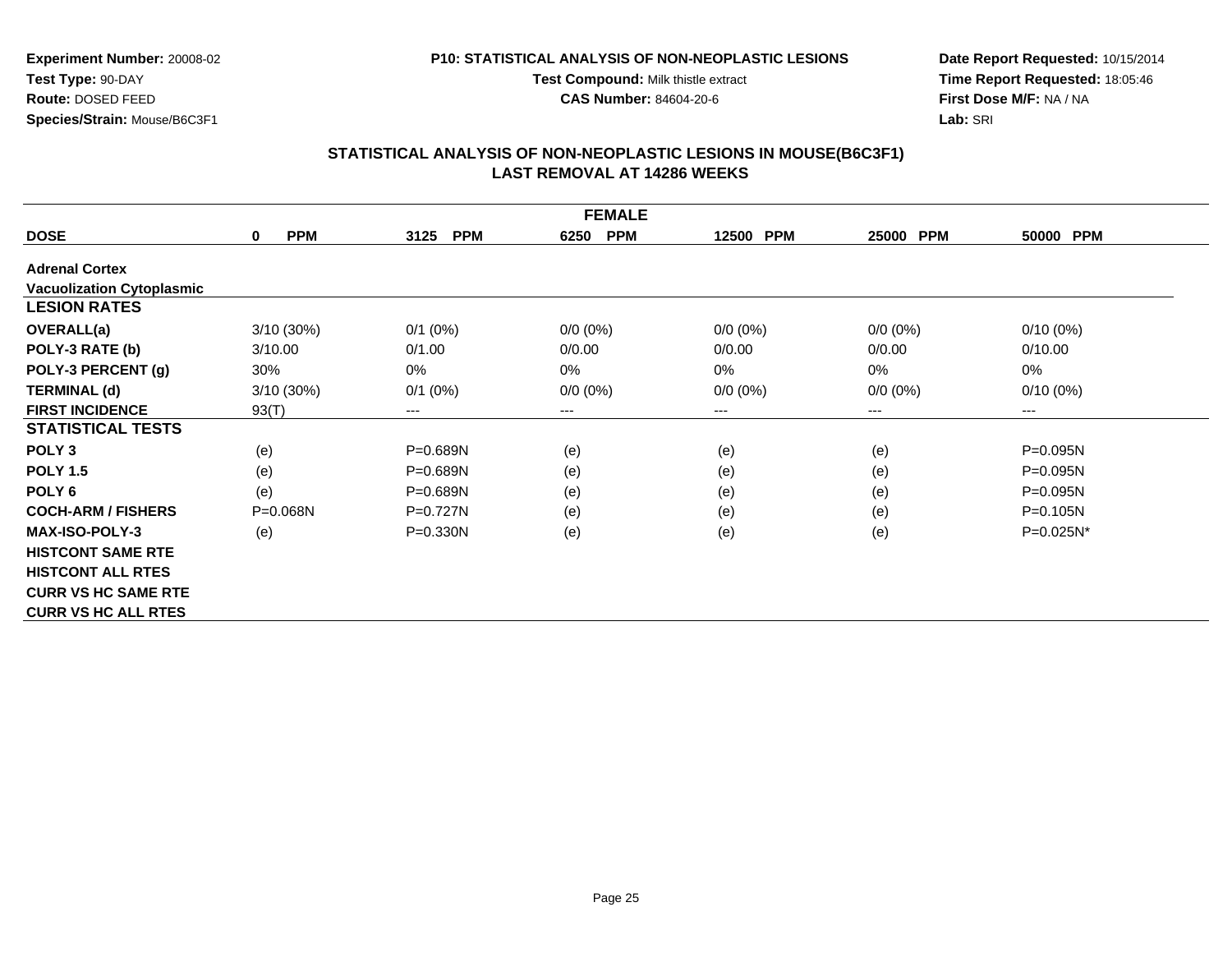**Experiment Number:** 20008-02
**Test Type:** 90-DAY
**Route:** DOSED FEED
**Species/Strain:** Mouse/B6C3F1

**P10: STATISTICAL ANALYSIS OF NON-NEOPLASTIC LESIONS**
**Test Compound:** Milk thistle extract
**CAS Number:** 84604-20-6

**Date Report Requested:** 10/15/2014
**Time Report Requested:** 18:05:46
**First Dose M/F:** NA / NA
**Lab:** SRI

## STATISTICAL ANALYSIS OF NON-NEOPLASTIC LESIONS IN MOUSE(B6C3F1)
## LAST REMOVAL AT 14286 WEEKS

| FEMALE | | | | | | |
|---|---|---|---|---|---|---|
| **DOSE** | **0 PPM** | **3125 PPM** | **6250 PPM** | **12500 PPM** | **25000 PPM** | **50000 PPM** |
| **Adrenal Cortex** | | | | | | |
| **Vacuolization Cytoplasmic** | | | | | | |
| **LESION RATES** | | | | | | |
| **OVERALL(a)** | 3/10 (30%) | 0/1 (0%) | 0/0 (0%) | 0/0 (0%) | 0/0 (0%) | 0/10 (0%) |
| **POLY-3 RATE (b)** | 3/10.00 | 0/1.00 | 0/0.00 | 0/0.00 | 0/0.00 | 0/10.00 |
| **POLY-3 PERCENT (g)** | 30% | 0% | 0% | 0% | 0% | 0% |
| **TERMINAL (d)** | 3/10 (30%) | 0/1 (0%) | 0/0 (0%) | 0/0 (0%) | 0/0 (0%) | 0/10 (0%) |
| **FIRST INCIDENCE** | 93(T) | --- | --- | --- | --- | --- |
| **STATISTICAL TESTS** | | | | | | |
| **POLY 3** | (e) | P=0.689N | (e) | (e) | (e) | P=0.095N |
| **POLY 1.5** | (e) | P=0.689N | (e) | (e) | (e) | P=0.095N |
| **POLY 6** | (e) | P=0.689N | (e) | (e) | (e) | P=0.095N |
| **COCH-ARM / FISHERS** | P=0.068N | P=0.727N | (e) | (e) | (e) | P=0.105N |
| **MAX-ISO-POLY-3** | (e) | P=0.330N | (e) | (e) | (e) | P=0.025N* |
| **HISTCONT SAME RTE** | | | | | | |
| **HISTCONT ALL RTES** | | | | | | |
| **CURR VS HC SAME RTE** | | | | | | |
| **CURR VS HC ALL RTES** | | | | | | |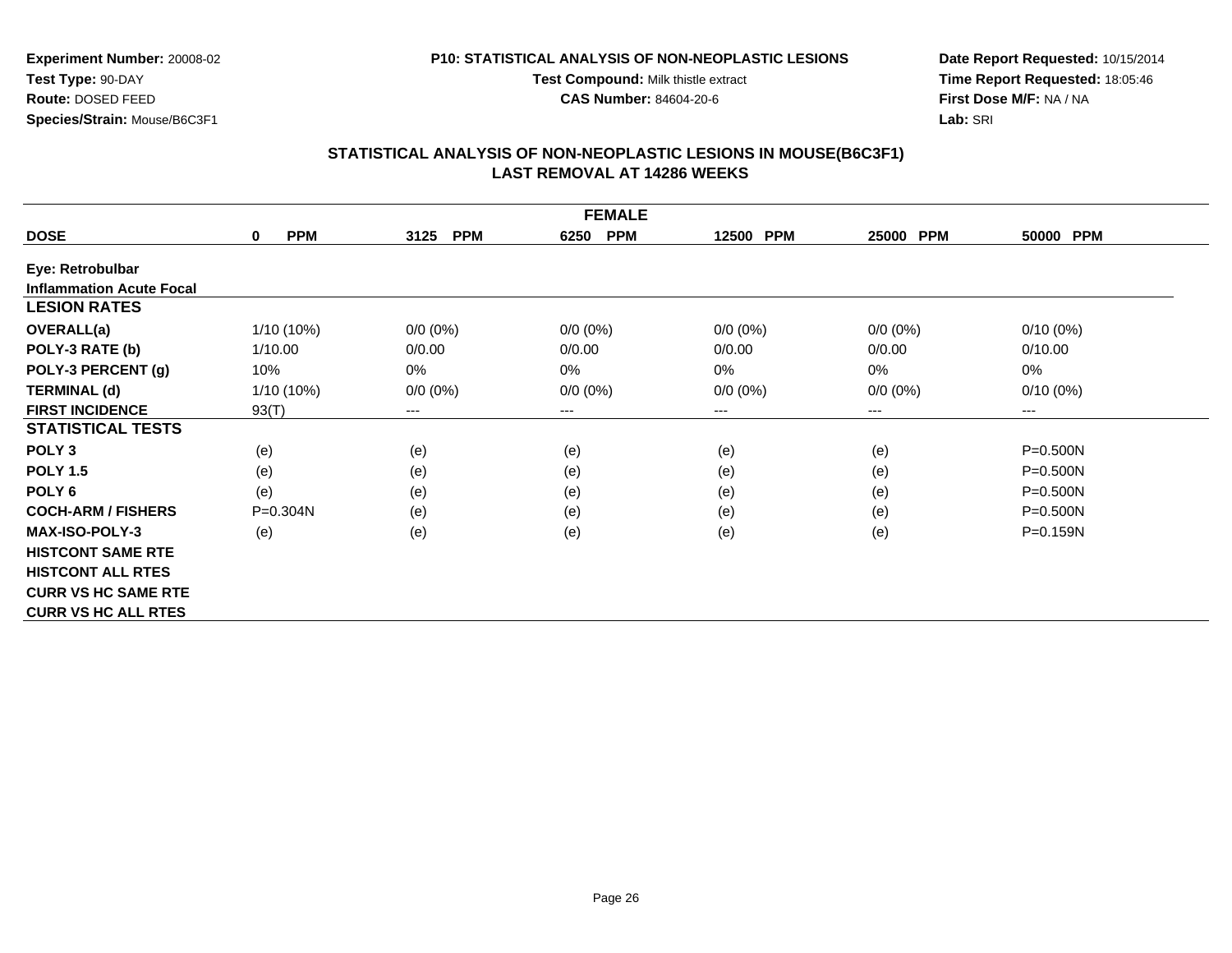**Experiment Number:** 20008-02
**Test Type:** 90-DAY
**Route:** DOSED FEED
**Species/Strain:** Mouse/B6C3F1

**P10: STATISTICAL ANALYSIS OF NON-NEOPLASTIC LESIONS**
**Test Compound:** Milk thistle extract
**CAS Number:** 84604-20-6

**Date Report Requested:** 10/15/2014
**Time Report Requested:** 18:05:46
**First Dose M/F:** NA / NA
**Lab:** SRI

## STATISTICAL ANALYSIS OF NON-NEOPLASTIC LESIONS IN MOUSE(B6C3F1)
## LAST REMOVAL AT 14286 WEEKS

| FEMALE | | | | | | |
|---|---|---|---|---|---|---|
| **DOSE** | **0 PPM** | **3125 PPM** | **6250 PPM** | **12500 PPM** | **25000 PPM** | **50000 PPM** |
| **Eye: Retrobulbar** | | | | | | |
| **Inflammation Acute Focal** | | | | | | |
| **LESION RATES** | | | | | | |
| **OVERALL(a)** | 1/10 (10%) | 0/0 (0%) | 0/0 (0%) | 0/0 (0%) | 0/0 (0%) | 0/10 (0%) |
| **POLY-3 RATE (b)** | 1/10.00 | 0/0.00 | 0/0.00 | 0/0.00 | 0/0.00 | 0/10.00 |
| **POLY-3 PERCENT (g)** | 10% | 0% | 0% | 0% | 0% | 0% |
| **TERMINAL (d)** | 1/10 (10%) | 0/0 (0%) | 0/0 (0%) | 0/0 (0%) | 0/0 (0%) | 0/10 (0%) |
| **FIRST INCIDENCE** | 93(T) | --- | --- | --- | --- | --- |
| **STATISTICAL TESTS** | | | | | | |
| **POLY 3** | (e) | (e) | (e) | (e) | (e) | P=0.500N |
| **POLY 1.5** | (e) | (e) | (e) | (e) | (e) | P=0.500N |
| **POLY 6** | (e) | (e) | (e) | (e) | (e) | P=0.500N |
| **COCH-ARM / FISHERS** | P=0.304N | (e) | (e) | (e) | (e) | P=0.500N |
| **MAX-ISO-POLY-3** | (e) | (e) | (e) | (e) | (e) | P=0.159N |
| **HISTCONT SAME RTE** | | | | | | |
| **HISTCONT ALL RTES** | | | | | | |
| **CURR VS HC SAME RTE** | | | | | | |
| **CURR VS HC ALL RTES** | | | | | | |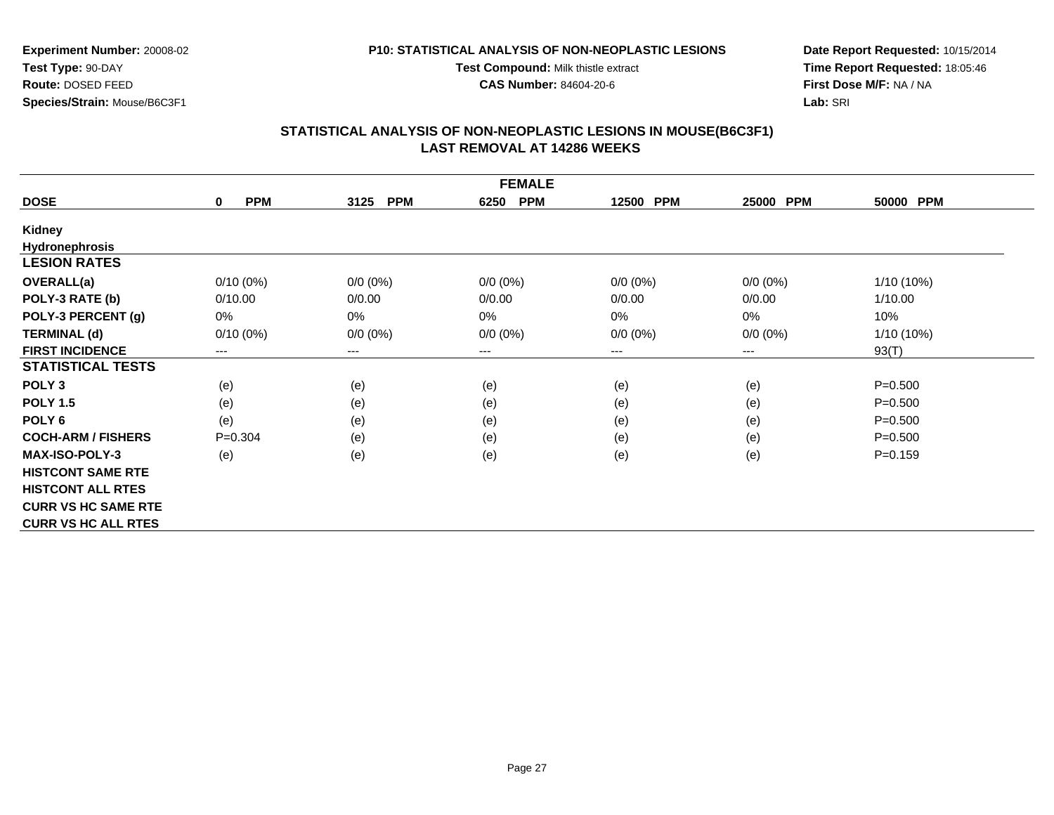**Experiment Number:** 20008-02
**Test Type:** 90-DAY
**Route:** DOSED FEED
**Species/Strain:** Mouse/B6C3F1

**P10: STATISTICAL ANALYSIS OF NON-NEOPLASTIC LESIONS**
**Test Compound:** Milk thistle extract
**CAS Number:** 84604-20-6

**Date Report Requested:** 10/15/2014
**Time Report Requested:** 18:05:46
**First Dose M/F:** NA / NA
**Lab:** SRI

## STATISTICAL ANALYSIS OF NON-NEOPLASTIC LESIONS IN MOUSE(B6C3F1)
## LAST REMOVAL AT 14286 WEEKS

| FEMALE | | | | | | |
|---|---|---|---|---|---|---|
| **DOSE** | **0 PPM** | **3125 PPM** | **6250 PPM** | **12500 PPM** | **25000 PPM** | **50000 PPM** |
| **Kidney** | | | | | | |
| **Hydronephrosis** | | | | | | |
| **LESION RATES** | | | | | | |
| **OVERALL(a)** | 0/10 (0%) | 0/0 (0%) | 0/0 (0%) | 0/0 (0%) | 0/0 (0%) | 1/10 (10%) |
| **POLY-3 RATE (b)** | 0/10.00 | 0/0.00 | 0/0.00 | 0/0.00 | 0/0.00 | 1/10.00 |
| **POLY-3 PERCENT (g)** | 0% | 0% | 0% | 0% | 0% | 10% |
| **TERMINAL (d)** | 0/10 (0%) | 0/0 (0%) | 0/0 (0%) | 0/0 (0%) | 0/0 (0%) | 1/10 (10%) |
| **FIRST INCIDENCE** | --- | --- | --- | --- | --- | 93(T) |
| **STATISTICAL TESTS** | | | | | | |
| **POLY 3** | (e) | (e) | (e) | (e) | (e) | P=0.500 |
| **POLY 1.5** | (e) | (e) | (e) | (e) | (e) | P=0.500 |
| **POLY 6** | (e) | (e) | (e) | (e) | (e) | P=0.500 |
| **COCH-ARM / FISHERS** | P=0.304 | (e) | (e) | (e) | (e) | P=0.500 |
| **MAX-ISO-POLY-3** | (e) | (e) | (e) | (e) | (e) | P=0.159 |
| **HISTCONT SAME RTE** | | | | | | |
| **HISTCONT ALL RTES** | | | | | | |
| **CURR VS HC SAME RTE** | | | | | | |
| **CURR VS HC ALL RTES** | | | | | | |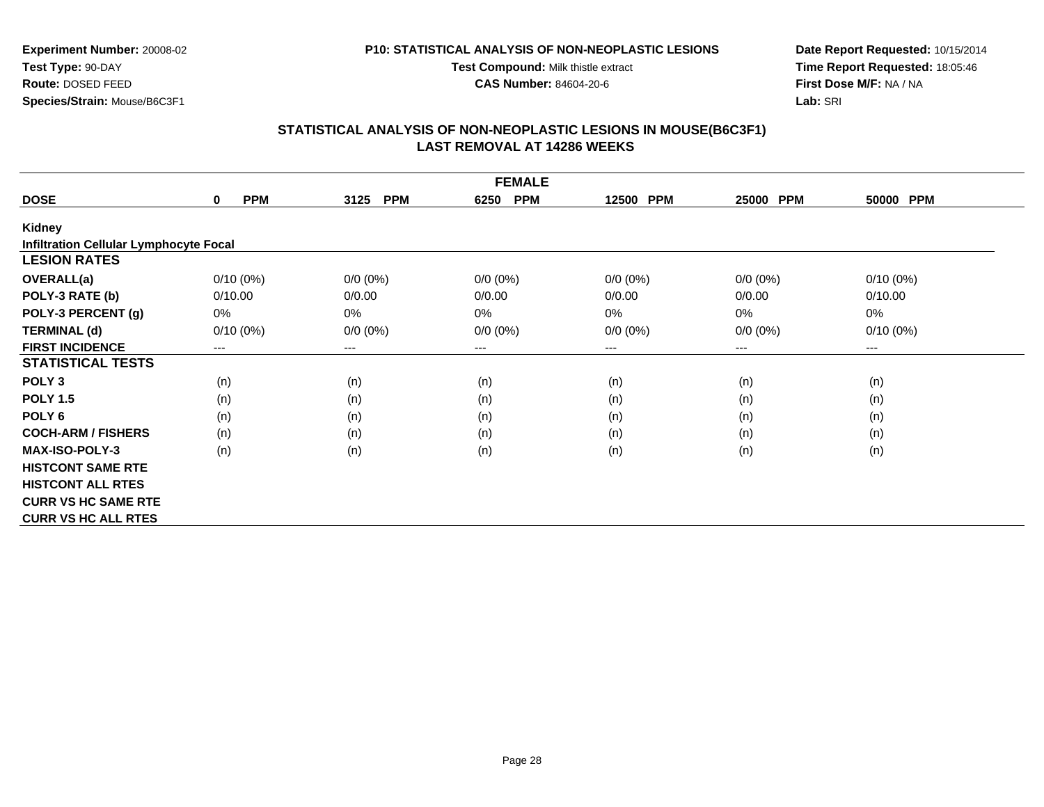**Experiment Number:** 20008-02
**Test Type:** 90-DAY
**Route:** DOSED FEED
**Species/Strain:** Mouse/B6C3F1

**P10: STATISTICAL ANALYSIS OF NON-NEOPLASTIC LESIONS**
**Test Compound:** Milk thistle extract
**CAS Number:** 84604-20-6

**Date Report Requested:** 10/15/2014
**Time Report Requested:** 18:05:46
**First Dose M/F:** NA / NA
**Lab:** SRI

## STATISTICAL ANALYSIS OF NON-NEOPLASTIC LESIONS IN MOUSE(B6C3F1)
## LAST REMOVAL AT 14286 WEEKS

| FEMALE | | | | | | |
|---|---|---|---|---|---|---|
| **DOSE** | **0 PPM** | **3125 PPM** | **6250 PPM** | **12500 PPM** | **25000 PPM** | **50000 PPM** |
| **Kidney** | | | | | | |
| **Infiltration Cellular Lymphocyte Focal** | | | | | | |
| **LESION RATES** | | | | | | |
| **OVERALL(a)** | 0/10 (0%) | 0/0 (0%) | 0/0 (0%) | 0/0 (0%) | 0/0 (0%) | 0/10 (0%) |
| **POLY-3 RATE (b)** | 0/10.00 | 0/0.00 | 0/0.00 | 0/0.00 | 0/0.00 | 0/10.00 |
| **POLY-3 PERCENT (g)** | 0% | 0% | 0% | 0% | 0% | 0% |
| **TERMINAL (d)** | 0/10 (0%) | 0/0 (0%) | 0/0 (0%) | 0/0 (0%) | 0/0 (0%) | 0/10 (0%) |
| **FIRST INCIDENCE** | --- | --- | --- | --- | --- | --- |
| **STATISTICAL TESTS** | | | | | | |
| **POLY 3** | (n) | (n) | (n) | (n) | (n) | (n) |
| **POLY 1.5** | (n) | (n) | (n) | (n) | (n) | (n) |
| **POLY 6** | (n) | (n) | (n) | (n) | (n) | (n) |
| **COCH-ARM / FISHERS** | (n) | (n) | (n) | (n) | (n) | (n) |
| **MAX-ISO-POLY-3** | (n) | (n) | (n) | (n) | (n) | (n) |
| **HISTCONT SAME RTE** | | | | | | |
| **HISTCONT ALL RTES** | | | | | | |
| **CURR VS HC SAME RTE** | | | | | | |
| **CURR VS HC ALL RTES** | | | | | | |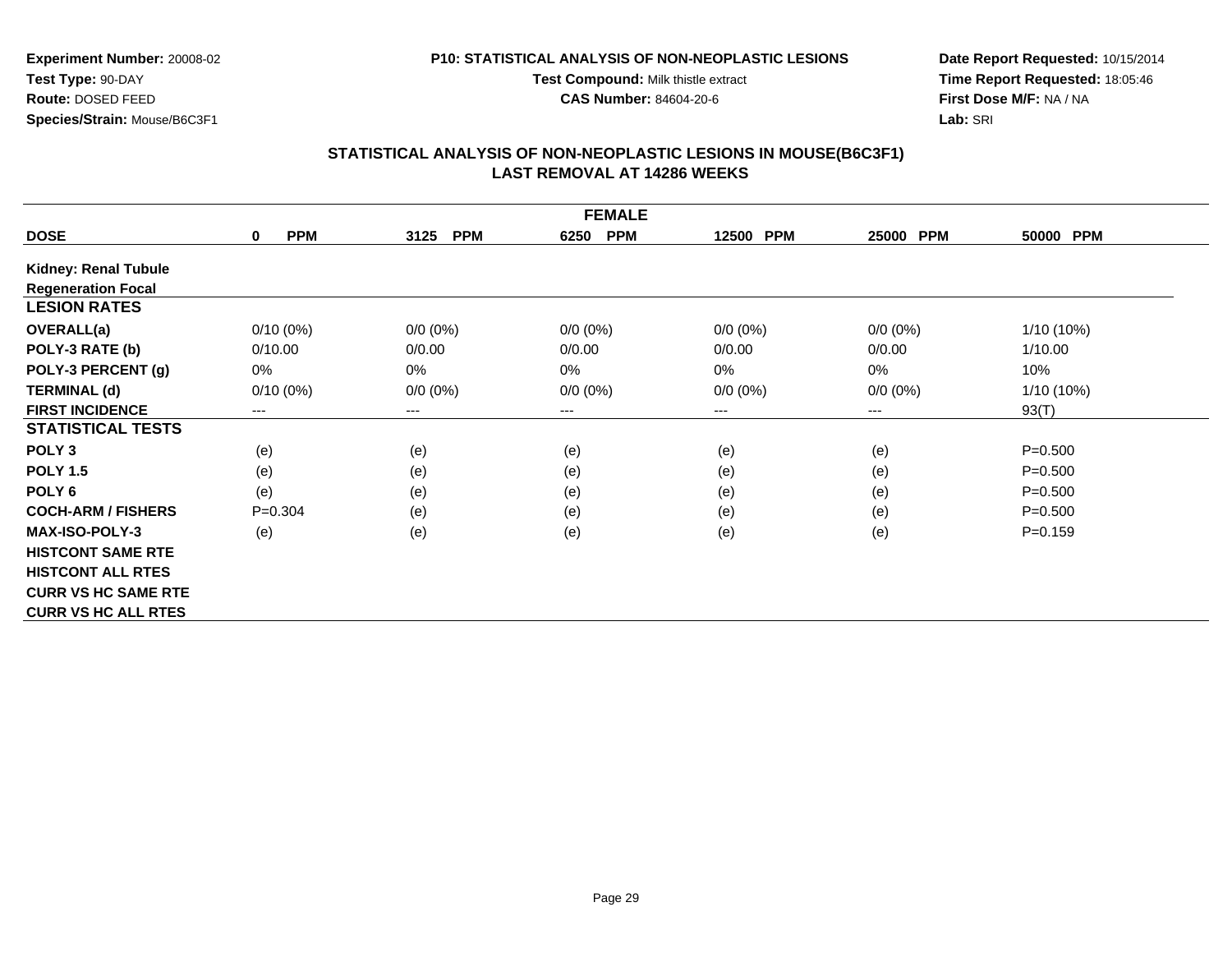**Experiment Number:** 20008-02
**Test Type:** 90-DAY
**Route:** DOSED FEED
**Species/Strain:** Mouse/B6C3F1

**P10: STATISTICAL ANALYSIS OF NON-NEOPLASTIC LESIONS**
**Test Compound:** Milk thistle extract
**CAS Number:** 84604-20-6

**Date Report Requested:** 10/15/2014
**Time Report Requested:** 18:05:46
**First Dose M/F:** NA / NA
**Lab:** SRI

## STATISTICAL ANALYSIS OF NON-NEOPLASTIC LESIONS IN MOUSE(B6C3F1) LAST REMOVAL AT 14286 WEEKS

| FEMALE | | | | | | |
|---|---|---|---|---|---|---|
| **DOSE** | **0 PPM** | **3125 PPM** | **6250 PPM** | **12500 PPM** | **25000 PPM** | **50000 PPM** |
| **Kidney: Renal Tubule** | | | | | | |
| **Regeneration Focal** | | | | | | |
| **LESION RATES** | | | | | | |
| **OVERALL(a)** | 0/10 (0%) | 0/0 (0%) | 0/0 (0%) | 0/0 (0%) | 0/0 (0%) | 1/10 (10%) |
| **POLY-3 RATE (b)** | 0/10.00 | 0/0.00 | 0/0.00 | 0/0.00 | 0/0.00 | 1/10.00 |
| **POLY-3 PERCENT (g)** | 0% | 0% | 0% | 0% | 0% | 10% |
| **TERMINAL (d)** | 0/10 (0%) | 0/0 (0%) | 0/0 (0%) | 0/0 (0%) | 0/0 (0%) | 1/10 (10%) |
| **FIRST INCIDENCE** | --- | --- | --- | --- | --- | 93(T) |
| **STATISTICAL TESTS** | | | | | | |
| **POLY 3** | (e) | (e) | (e) | (e) | (e) | P=0.500 |
| **POLY 1.5** | (e) | (e) | (e) | (e) | (e) | P=0.500 |
| **POLY 6** | (e) | (e) | (e) | (e) | (e) | P=0.500 |
| **COCH-ARM / FISHERS** | P=0.304 | (e) | (e) | (e) | (e) | P=0.500 |
| **MAX-ISO-POLY-3** | (e) | (e) | (e) | (e) | (e) | P=0.159 |
| **HISTCONT SAME RTE** | | | | | | |
| **HISTCONT ALL RTES** | | | | | | |
| **CURR VS HC SAME RTE** | | | | | | |
| **CURR VS HC ALL RTES** | | | | | | |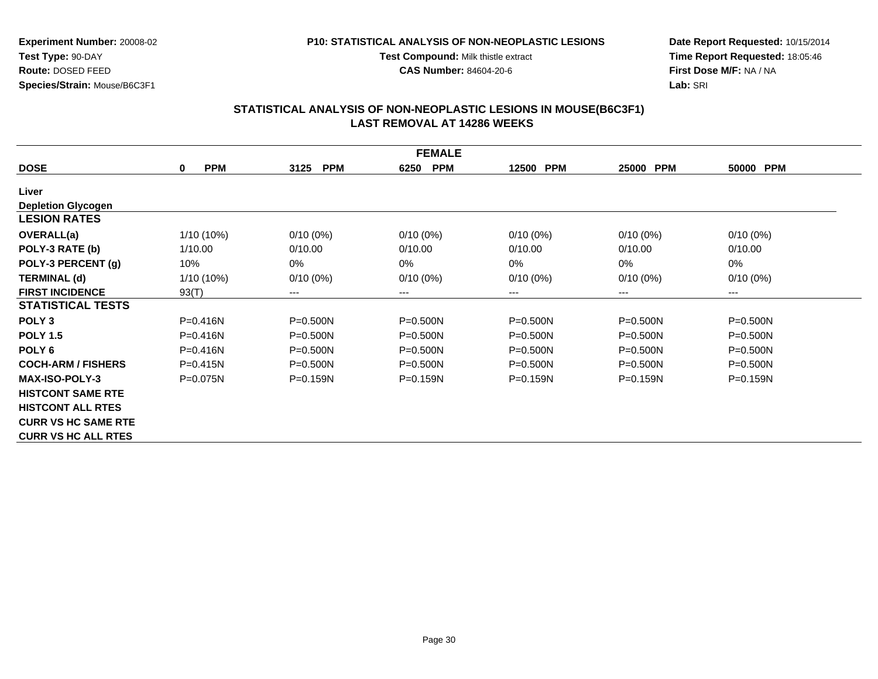**Experiment Number:** 20008-02
**Test Type:** 90-DAY
**Route:** DOSED FEED
**Species/Strain:** Mouse/B6C3F1

**P10: STATISTICAL ANALYSIS OF NON-NEOPLASTIC LESIONS**
**Test Compound:** Milk thistle extract
**CAS Number:** 84604-20-6

**Date Report Requested:** 10/15/2014
**Time Report Requested:** 18:05:46
**First Dose M/F:** NA / NA
**Lab:** SRI

## STATISTICAL ANALYSIS OF NON-NEOPLASTIC LESIONS IN MOUSE(B6C3F1)
## LAST REMOVAL AT 14286 WEEKS

| FEMALE | | | | | | |
|---|---|---|---|---|---|---|
| **DOSE** | **0 PPM** | **3125 PPM** | **6250 PPM** | **12500 PPM** | **25000 PPM** | **50000 PPM** |
| **Liver** | | | | | | |
| **Depletion Glycogen** | | | | | | |
| **LESION RATES** | | | | | | |
| **OVERALL(a)** | 1/10 (10%) | 0/10 (0%) | 0/10 (0%) | 0/10 (0%) | 0/10 (0%) | 0/10 (0%) |
| **POLY-3 RATE (b)** | 1/10.00 | 0/10.00 | 0/10.00 | 0/10.00 | 0/10.00 | 0/10.00 |
| **POLY-3 PERCENT (g)** | 10% | 0% | 0% | 0% | 0% | 0% |
| **TERMINAL (d)** | 1/10 (10%) | 0/10 (0%) | 0/10 (0%) | 0/10 (0%) | 0/10 (0%) | 0/10 (0%) |
| **FIRST INCIDENCE** | 93(T) | --- | --- | --- | --- | --- |
| **STATISTICAL TESTS** | | | | | | |
| **POLY 3** | P=0.416N | P=0.500N | P=0.500N | P=0.500N | P=0.500N | P=0.500N |
| **POLY 1.5** | P=0.416N | P=0.500N | P=0.500N | P=0.500N | P=0.500N | P=0.500N |
| **POLY 6** | P=0.416N | P=0.500N | P=0.500N | P=0.500N | P=0.500N | P=0.500N |
| **COCH-ARM / FISHERS** | P=0.415N | P=0.500N | P=0.500N | P=0.500N | P=0.500N | P=0.500N |
| **MAX-ISO-POLY-3** | P=0.075N | P=0.159N | P=0.159N | P=0.159N | P=0.159N | P=0.159N |
| **HISTCONT SAME RTE** | | | | | | |
| **HISTCONT ALL RTES** | | | | | | |
| **CURR VS HC SAME RTE** | | | | | | |
| **CURR VS HC ALL RTES** | | | | | | |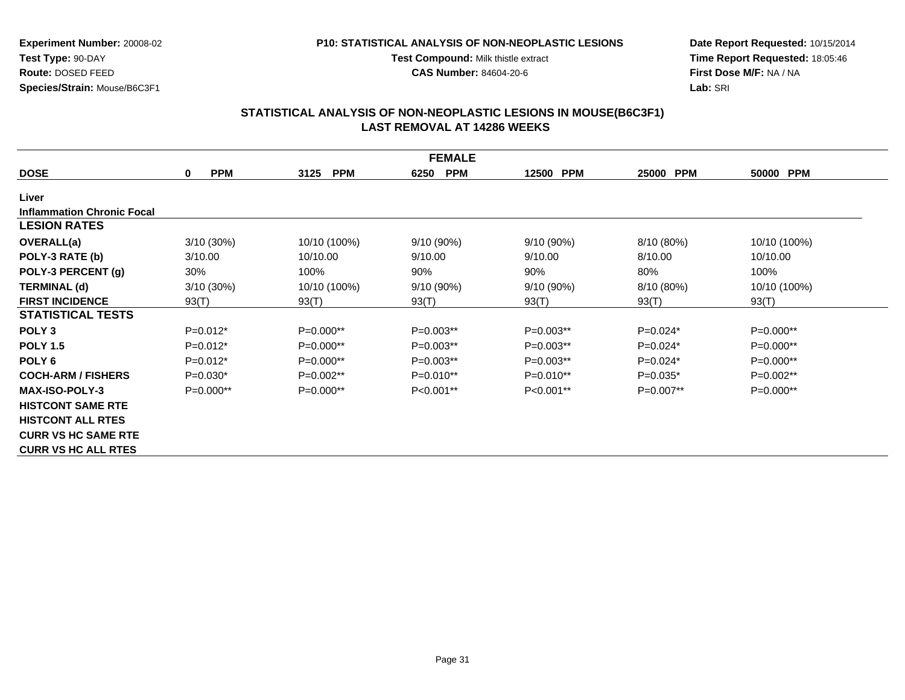**Experiment Number:** 20008-02
**Test Type:** 90-DAY
**Route:** DOSED FEED
**Species/Strain:** Mouse/B6C3F1

**P10: STATISTICAL ANALYSIS OF NON-NEOPLASTIC LESIONS**
**Test Compound:** Milk thistle extract
**CAS Number:** 84604-20-6

**Date Report Requested:** 10/15/2014
**Time Report Requested:** 18:05:46
**First Dose M/F:** NA / NA
**Lab:** SRI

## STATISTICAL ANALYSIS OF NON-NEOPLASTIC LESIONS IN MOUSE(B6C3F1)
## LAST REMOVAL AT 14286 WEEKS

| FEMALE | | | | | | |
|---|---|---|---|---|---|---|
| **DOSE** | **0 PPM** | **3125 PPM** | **6250 PPM** | **12500 PPM** | **25000 PPM** | **50000 PPM** |
| **Liver** | | | | | | |
| **Inflammation Chronic Focal** | | | | | | |
| **LESION RATES** | | | | | | |
| **OVERALL(a)** | 3/10 (30%) | 10/10 (100%) | 9/10 (90%) | 9/10 (90%) | 8/10 (80%) | 10/10 (100%) |
| **POLY-3 RATE (b)** | 3/10.00 | 10/10.00 | 9/10.00 | 9/10.00 | 8/10.00 | 10/10.00 |
| **POLY-3 PERCENT (g)** | 30% | 100% | 90% | 90% | 80% | 100% |
| **TERMINAL (d)** | 3/10 (30%) | 10/10 (100%) | 9/10 (90%) | 9/10 (90%) | 8/10 (80%) | 10/10 (100%) |
| **FIRST INCIDENCE** | 93(T) | 93(T) | 93(T) | 93(T) | 93(T) | 93(T) |
| **STATISTICAL TESTS** | | | | | | |
| **POLY 3** | P=0.012* | P=0.000** | P=0.003** | P=0.003** | P=0.024* | P=0.000** |
| **POLY 1.5** | P=0.012* | P=0.000** | P=0.003** | P=0.003** | P=0.024* | P=0.000** |
| **POLY 6** | P=0.012* | P=0.000** | P=0.003** | P=0.003** | P=0.024* | P=0.000** |
| **COCH-ARM / FISHERS** | P=0.030* | P=0.002** | P=0.010** | P=0.010** | P=0.035* | P=0.002** |
| **MAX-ISO-POLY-3** | P=0.000** | P=0.000** | P<0.001** | P<0.001** | P=0.007** | P=0.000** |
| **HISTCONT SAME RTE** | | | | | | |
| **HISTCONT ALL RTES** | | | | | | |
| **CURR VS HC SAME RTE** | | | | | | |
| **CURR VS HC ALL RTES** | | | | | | |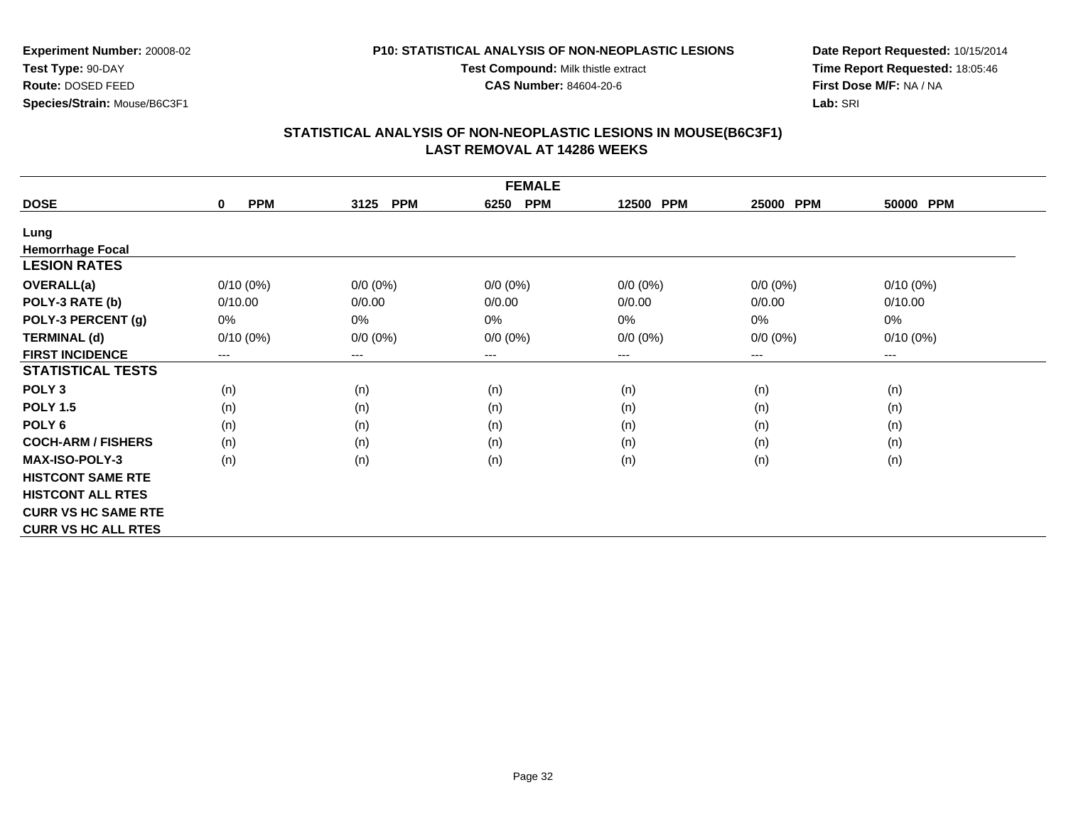**Experiment Number:** 20008-02
**Test Type:** 90-DAY
**Route:** DOSED FEED
**Species/Strain:** Mouse/B6C3F1

**P10: STATISTICAL ANALYSIS OF NON-NEOPLASTIC LESIONS**
**Test Compound:** Milk thistle extract
**CAS Number:** 84604-20-6

**Date Report Requested:** 10/15/2014
**Time Report Requested:** 18:05:46
**First Dose M/F:** NA / NA
**Lab:** SRI

## STATISTICAL ANALYSIS OF NON-NEOPLASTIC LESIONS IN MOUSE(B6C3F1)
## LAST REMOVAL AT 14286 WEEKS

| FEMALE | | | | | | |
|---|---|---|---|---|---|---|
| **DOSE** | **0 PPM** | **3125 PPM** | **6250 PPM** | **12500 PPM** | **25000 PPM** | **50000 PPM** |
| **Lung** | | | | | | |
| **Hemorrhage Focal** | | | | | | |
| **LESION RATES** | | | | | | |
| **OVERALL(a)** | 0/10 (0%) | 0/0 (0%) | 0/0 (0%) | 0/0 (0%) | 0/0 (0%) | 0/10 (0%) |
| **POLY-3 RATE (b)** | 0/10.00 | 0/0.00 | 0/0.00 | 0/0.00 | 0/0.00 | 0/10.00 |
| **POLY-3 PERCENT (g)** | 0% | 0% | 0% | 0% | 0% | 0% |
| **TERMINAL (d)** | 0/10 (0%) | 0/0 (0%) | 0/0 (0%) | 0/0 (0%) | 0/0 (0%) | 0/10 (0%) |
| **FIRST INCIDENCE** | --- | --- | --- | --- | --- | --- |
| **STATISTICAL TESTS** | | | | | | |
| **POLY 3** | (n) | (n) | (n) | (n) | (n) | (n) |
| **POLY 1.5** | (n) | (n) | (n) | (n) | (n) | (n) |
| **POLY 6** | (n) | (n) | (n) | (n) | (n) | (n) |
| **COCH-ARM / FISHERS** | (n) | (n) | (n) | (n) | (n) | (n) |
| **MAX-ISO-POLY-3** | (n) | (n) | (n) | (n) | (n) | (n) |
| **HISTCONT SAME RTE** | | | | | | |
| **HISTCONT ALL RTES** | | | | | | |
| **CURR VS HC SAME RTE** | | | | | | |
| **CURR VS HC ALL RTES** | | | | | | |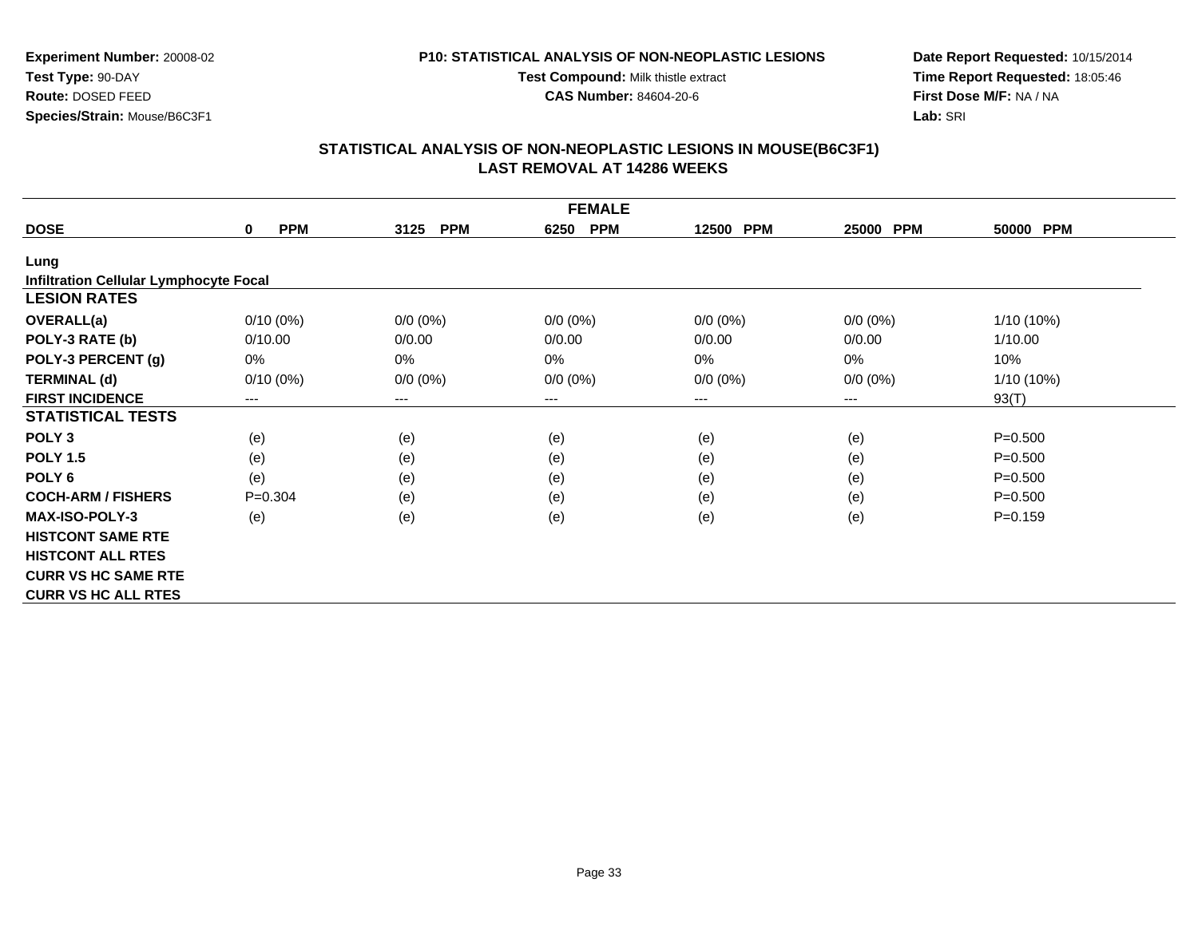**Experiment Number:** 20008-02
**Test Type:** 90-DAY
**Route:** DOSED FEED
**Species/Strain:** Mouse/B6C3F1

**P10: STATISTICAL ANALYSIS OF NON-NEOPLASTIC LESIONS**
**Test Compound:** Milk thistle extract
**CAS Number:** 84604-20-6

**Date Report Requested:** 10/15/2014
**Time Report Requested:** 18:05:46
**First Dose M/F:** NA / NA
**Lab:** SRI

## STATISTICAL ANALYSIS OF NON-NEOPLASTIC LESIONS IN MOUSE(B6C3F1)
## LAST REMOVAL AT 14286 WEEKS

| FEMALE | | | | | | |
|---|---|---|---|---|---|---|
| **DOSE** | **0 PPM** | **3125 PPM** | **6250 PPM** | **12500 PPM** | **25000 PPM** | **50000 PPM** |
| **Lung** | | | | | | |
| **Infiltration Cellular Lymphocyte Focal** | | | | | | |
| **LESION RATES** | | | | | | |
| **OVERALL(a)** | 0/10 (0%) | 0/0 (0%) | 0/0 (0%) | 0/0 (0%) | 0/0 (0%) | 1/10 (10%) |
| **POLY-3 RATE (b)** | 0/10.00 | 0/0.00 | 0/0.00 | 0/0.00 | 0/0.00 | 1/10.00 |
| **POLY-3 PERCENT (g)** | 0% | 0% | 0% | 0% | 0% | 10% |
| **TERMINAL (d)** | 0/10 (0%) | 0/0 (0%) | 0/0 (0%) | 0/0 (0%) | 0/0 (0%) | 1/10 (10%) |
| **FIRST INCIDENCE** | --- | --- | --- | --- | --- | 93(T) |
| **STATISTICAL TESTS** | | | | | | |
| **POLY 3** | (e) | (e) | (e) | (e) | (e) | P=0.500 |
| **POLY 1.5** | (e) | (e) | (e) | (e) | (e) | P=0.500 |
| **POLY 6** | (e) | (e) | (e) | (e) | (e) | P=0.500 |
| **COCH-ARM / FISHERS** | P=0.304 | (e) | (e) | (e) | (e) | P=0.500 |
| **MAX-ISO-POLY-3** | (e) | (e) | (e) | (e) | (e) | P=0.159 |
| **HISTCONT SAME RTE** | | | | | | |
| **HISTCONT ALL RTES** | | | | | | |
| **CURR VS HC SAME RTE** | | | | | | |
| **CURR VS HC ALL RTES** | | | | | | |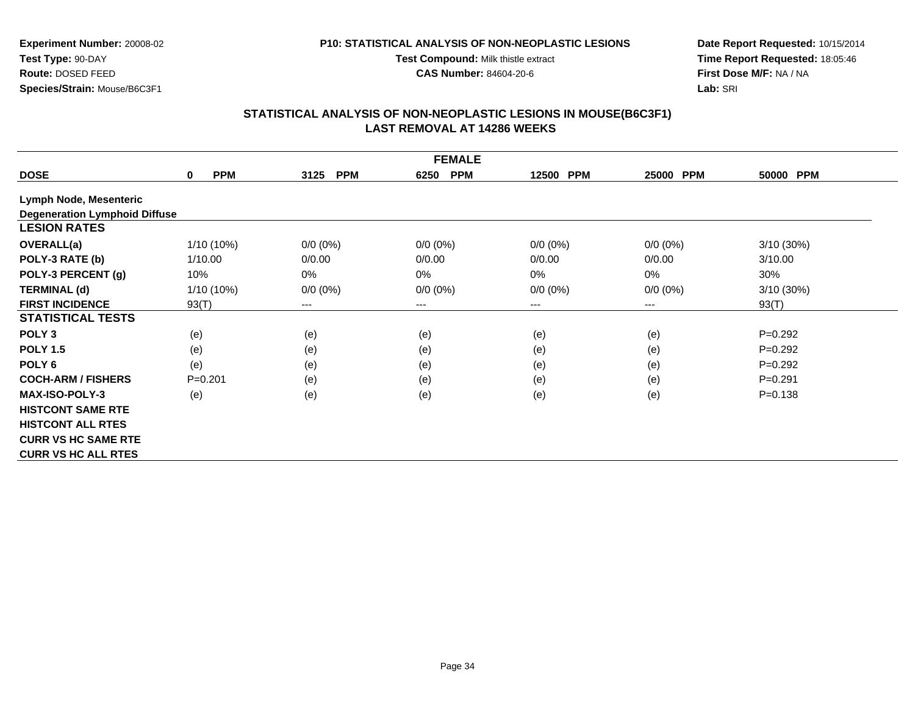**Experiment Number:** 20008-02
**Test Type:** 90-DAY
**Route:** DOSED FEED
**Species/Strain:** Mouse/B6C3F1

**P10: STATISTICAL ANALYSIS OF NON-NEOPLASTIC LESIONS**
**Test Compound:** Milk thistle extract
**CAS Number:** 84604-20-6

**Date Report Requested:** 10/15/2014
**Time Report Requested:** 18:05:46
**First Dose M/F:** NA / NA
**Lab:** SRI

## STATISTICAL ANALYSIS OF NON-NEOPLASTIC LESIONS IN MOUSE(B6C3F1)
## LAST REMOVAL AT 14286 WEEKS

| FEMALE | | | | | | |
|---|---|---|---|---|---|---|
| **DOSE** | **0 PPM** | **3125 PPM** | **6250 PPM** | **12500 PPM** | **25000 PPM** | **50000 PPM** |
| **Lymph Node, Mesenteric** | | | | | | |
| **Degeneration Lymphoid Diffuse** | | | | | | |
| **LESION RATES** | | | | | | |
| **OVERALL(a)** | 1/10 (10%) | 0/0 (0%) | 0/0 (0%) | 0/0 (0%) | 0/0 (0%) | 3/10 (30%) |
| **POLY-3 RATE (b)** | 1/10.00 | 0/0.00 | 0/0.00 | 0/0.00 | 0/0.00 | 3/10.00 |
| **POLY-3 PERCENT (g)** | 10% | 0% | 0% | 0% | 0% | 30% |
| **TERMINAL (d)** | 1/10 (10%) | 0/0 (0%) | 0/0 (0%) | 0/0 (0%) | 0/0 (0%) | 3/10 (30%) |
| **FIRST INCIDENCE** | 93(T) | --- | --- | --- | --- | 93(T) |
| **STATISTICAL TESTS** | | | | | | |
| **POLY 3** | (e) | (e) | (e) | (e) | (e) | P=0.292 |
| **POLY 1.5** | (e) | (e) | (e) | (e) | (e) | P=0.292 |
| **POLY 6** | (e) | (e) | (e) | (e) | (e) | P=0.292 |
| **COCH-ARM / FISHERS** | P=0.201 | (e) | (e) | (e) | (e) | P=0.291 |
| **MAX-ISO-POLY-3** | (e) | (e) | (e) | (e) | (e) | P=0.138 |
| **HISTCONT SAME RTE** | | | | | | |
| **HISTCONT ALL RTES** | | | | | | |
| **CURR VS HC SAME RTE** | | | | | | |
| **CURR VS HC ALL RTES** | | | | | | |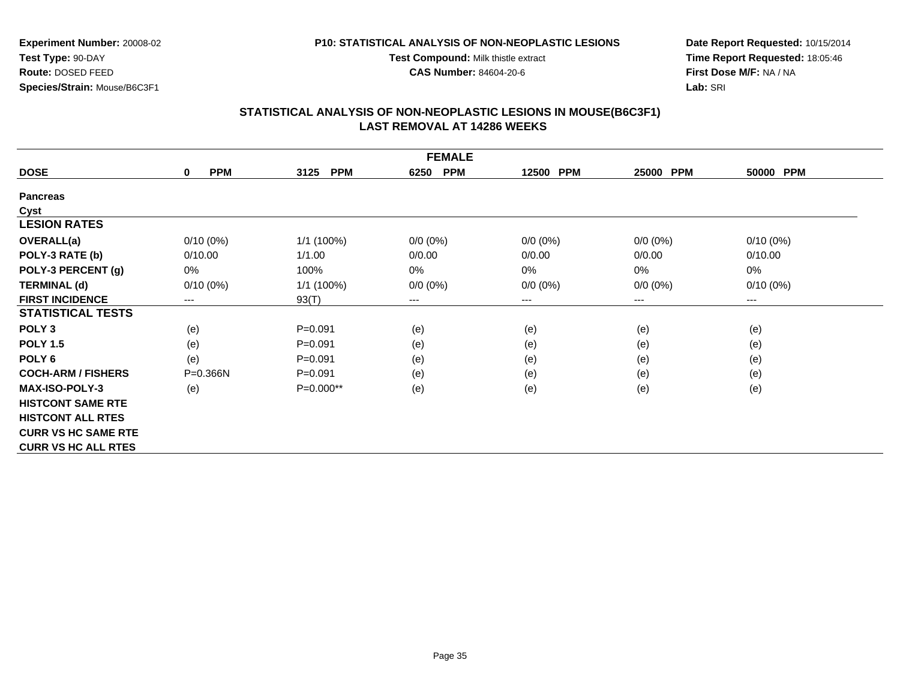**Experiment Number:** 20008-02
**Test Type:** 90-DAY
**Route:** DOSED FEED
**Species/Strain:** Mouse/B6C3F1

**P10: STATISTICAL ANALYSIS OF NON-NEOPLASTIC LESIONS**
**Test Compound:** Milk thistle extract
**CAS Number:** 84604-20-6

**Date Report Requested:** 10/15/2014
**Time Report Requested:** 18:05:46
**First Dose M/F:** NA / NA
**Lab:** SRI

## STATISTICAL ANALYSIS OF NON-NEOPLASTIC LESIONS IN MOUSE(B6C3F1)
## LAST REMOVAL AT 14286 WEEKS

| FEMALE | | | | | | |
|---|---|---|---|---|---|---|
| **DOSE** | **0 PPM** | **3125 PPM** | **6250 PPM** | **12500 PPM** | **25000 PPM** | **50000 PPM** |
| **Pancreas** | | | | | | |
| **Cyst** | | | | | | |
| **LESION RATES** | | | | | | |
| **OVERALL(a)** | 0/10 (0%) | 1/1 (100%) | 0/0 (0%) | 0/0 (0%) | 0/0 (0%) | 0/10 (0%) |
| **POLY-3 RATE (b)** | 0/10.00 | 1/1.00 | 0/0.00 | 0/0.00 | 0/0.00 | 0/10.00 |
| **POLY-3 PERCENT (g)** | 0% | 100% | 0% | 0% | 0% | 0% |
| **TERMINAL (d)** | 0/10 (0%) | 1/1 (100%) | 0/0 (0%) | 0/0 (0%) | 0/0 (0%) | 0/10 (0%) |
| **FIRST INCIDENCE** | --- | 93(T) | --- | --- | --- | --- |
| **STATISTICAL TESTS** | | | | | | |
| **POLY 3** | (e) | P=0.091 | (e) | (e) | (e) | (e) |
| **POLY 1.5** | (e) | P=0.091 | (e) | (e) | (e) | (e) |
| **POLY 6** | (e) | P=0.091 | (e) | (e) | (e) | (e) |
| **COCH-ARM / FISHERS** | P=0.366N | P=0.091 | (e) | (e) | (e) | (e) |
| **MAX-ISO-POLY-3** | (e) | P=0.000** | (e) | (e) | (e) | (e) |
| **HISTCONT SAME RTE** | | | | | | |
| **HISTCONT ALL RTES** | | | | | | |
| **CURR VS HC SAME RTE** | | | | | | |
| **CURR VS HC ALL RTES** | | | | | | |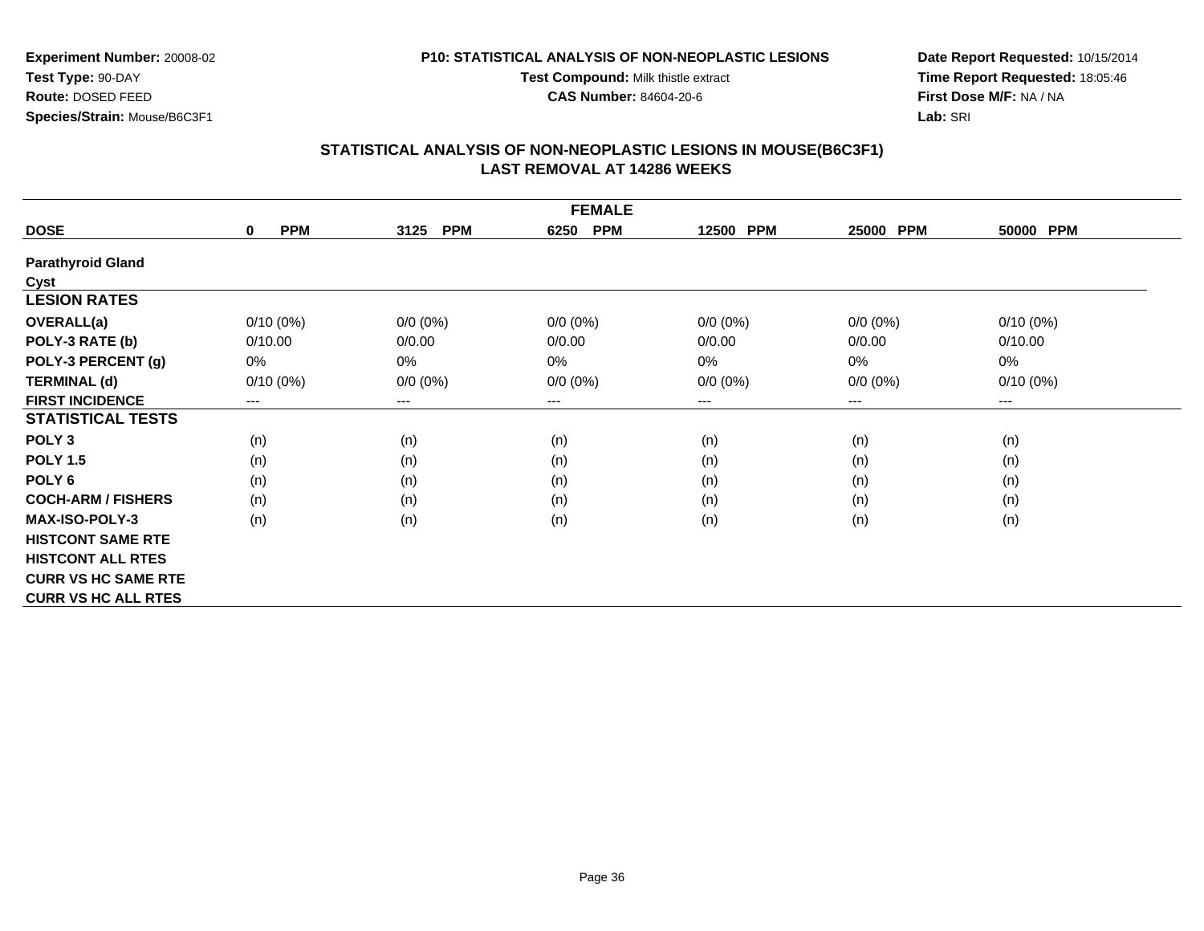**Experiment Number:** 20008-02
**Test Type:** 90-DAY
**Route:** DOSED FEED
**Species/Strain:** Mouse/B6C3F1

**P10: STATISTICAL ANALYSIS OF NON-NEOPLASTIC LESIONS**
**Test Compound:** Milk thistle extract
**CAS Number:** 84604-20-6

**Date Report Requested:** 10/15/2014
**Time Report Requested:** 18:05:46
**First Dose M/F:** NA / NA
**Lab:** SRI

## STATISTICAL ANALYSIS OF NON-NEOPLASTIC LESIONS IN MOUSE(B6C3F1)
## LAST REMOVAL AT 14286 WEEKS

| FEMALE | | | | | | |
|---|---|---|---|---|---|---|
| **DOSE** | **0 PPM** | **3125 PPM** | **6250 PPM** | **12500 PPM** | **25000 PPM** | **50000 PPM** |
| **Parathyroid Gland** | | | | | | |
| **Cyst** | | | | | | |
| **LESION RATES** | | | | | | |
| **OVERALL(a)** | 0/10 (0%) | 0/0 (0%) | 0/0 (0%) | 0/0 (0%) | 0/0 (0%) | 0/10 (0%) |
| **POLY-3 RATE (b)** | 0/10.00 | 0/0.00 | 0/0.00 | 0/0.00 | 0/0.00 | 0/10.00 |
| **POLY-3 PERCENT (g)** | 0% | 0% | 0% | 0% | 0% | 0% |
| **TERMINAL (d)** | 0/10 (0%) | 0/0 (0%) | 0/0 (0%) | 0/0 (0%) | 0/0 (0%) | 0/10 (0%) |
| **FIRST INCIDENCE** | --- | --- | --- | --- | --- | --- |
| **STATISTICAL TESTS** | | | | | | |
| **POLY 3** | (n) | (n) | (n) | (n) | (n) | (n) |
| **POLY 1.5** | (n) | (n) | (n) | (n) | (n) | (n) |
| **POLY 6** | (n) | (n) | (n) | (n) | (n) | (n) |
| **COCH-ARM / FISHERS** | (n) | (n) | (n) | (n) | (n) | (n) |
| **MAX-ISO-POLY-3** | (n) | (n) | (n) | (n) | (n) | (n) |
| **HISTCONT SAME RTE** | | | | | | |
| **HISTCONT ALL RTES** | | | | | | |
| **CURR VS HC SAME RTE** | | | | | | |
| **CURR VS HC ALL RTES** | | | | | | |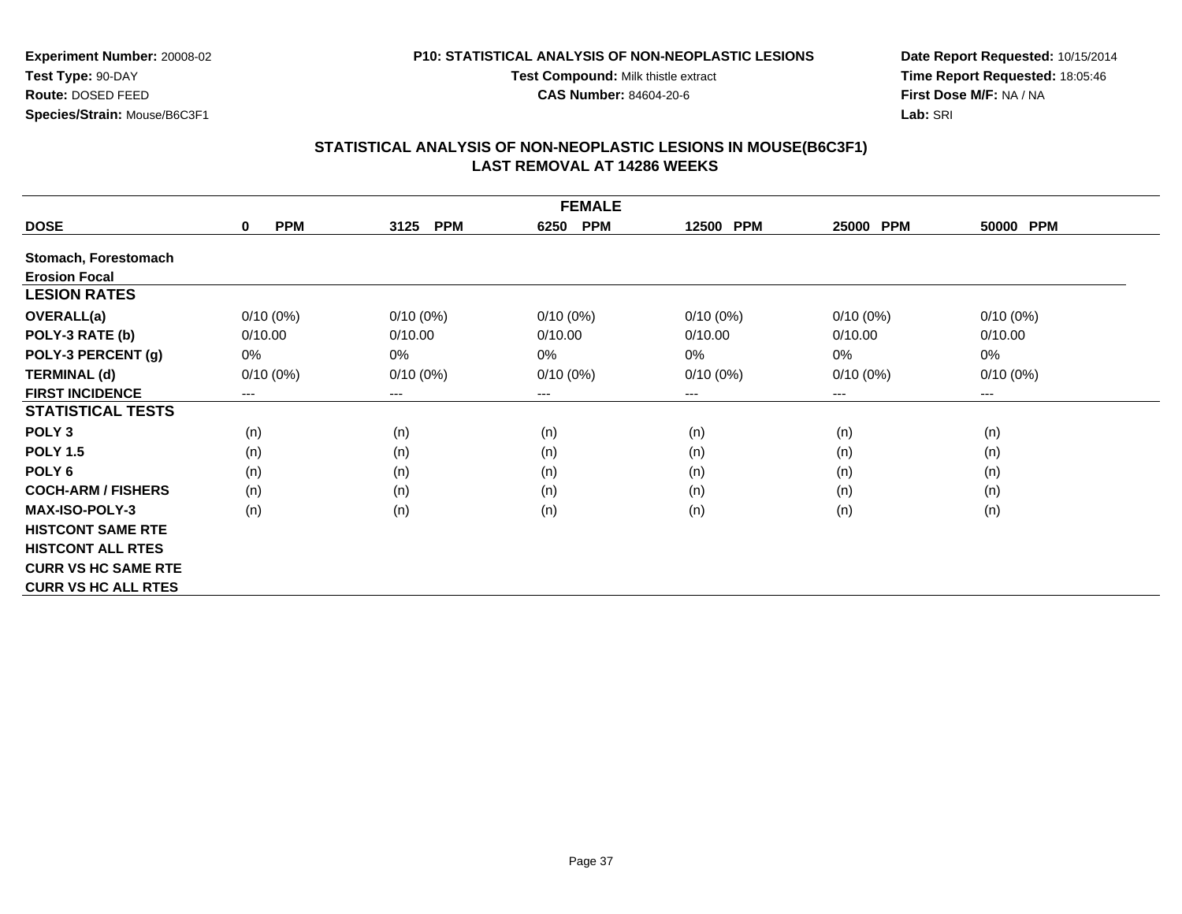**Experiment Number:** 20008-02
**Test Type:** 90-DAY
**Route:** DOSED FEED
**Species/Strain:** Mouse/B6C3F1

**P10: STATISTICAL ANALYSIS OF NON-NEOPLASTIC LESIONS**
**Test Compound:** Milk thistle extract
**CAS Number:** 84604-20-6

**Date Report Requested:** 10/15/2014
**Time Report Requested:** 18:05:46
**First Dose M/F:** NA / NA
**Lab:** SRI

## STATISTICAL ANALYSIS OF NON-NEOPLASTIC LESIONS IN MOUSE(B6C3F1)
## LAST REMOVAL AT 14286 WEEKS

| FEMALE | | | | | | |
|---|---|---|---|---|---|---|
| **DOSE** | **0 PPM** | **3125 PPM** | **6250 PPM** | **12500 PPM** | **25000 PPM** | **50000 PPM** |
| **Stomach, Forestomach** | | | | | | |
| **Erosion Focal** | | | | | | |
| **LESION RATES** | | | | | | |
| **OVERALL(a)** | 0/10 (0%) | 0/10 (0%) | 0/10 (0%) | 0/10 (0%) | 0/10 (0%) | 0/10 (0%) |
| **POLY-3 RATE (b)** | 0/10.00 | 0/10.00 | 0/10.00 | 0/10.00 | 0/10.00 | 0/10.00 |
| **POLY-3 PERCENT (g)** | 0% | 0% | 0% | 0% | 0% | 0% |
| **TERMINAL (d)** | 0/10 (0%) | 0/10 (0%) | 0/10 (0%) | 0/10 (0%) | 0/10 (0%) | 0/10 (0%) |
| **FIRST INCIDENCE** | --- | --- | --- | --- | --- | --- |
| **STATISTICAL TESTS** | | | | | | |
| **POLY 3** | (n) | (n) | (n) | (n) | (n) | (n) |
| **POLY 1.5** | (n) | (n) | (n) | (n) | (n) | (n) |
| **POLY 6** | (n) | (n) | (n) | (n) | (n) | (n) |
| **COCH-ARM / FISHERS** | (n) | (n) | (n) | (n) | (n) | (n) |
| **MAX-ISO-POLY-3** | (n) | (n) | (n) | (n) | (n) | (n) |
| **HISTCONT SAME RTE** | | | | | | |
| **HISTCONT ALL RTES** | | | | | | |
| **CURR VS HC SAME RTE** | | | | | | |
| **CURR VS HC ALL RTES** | | | | | | |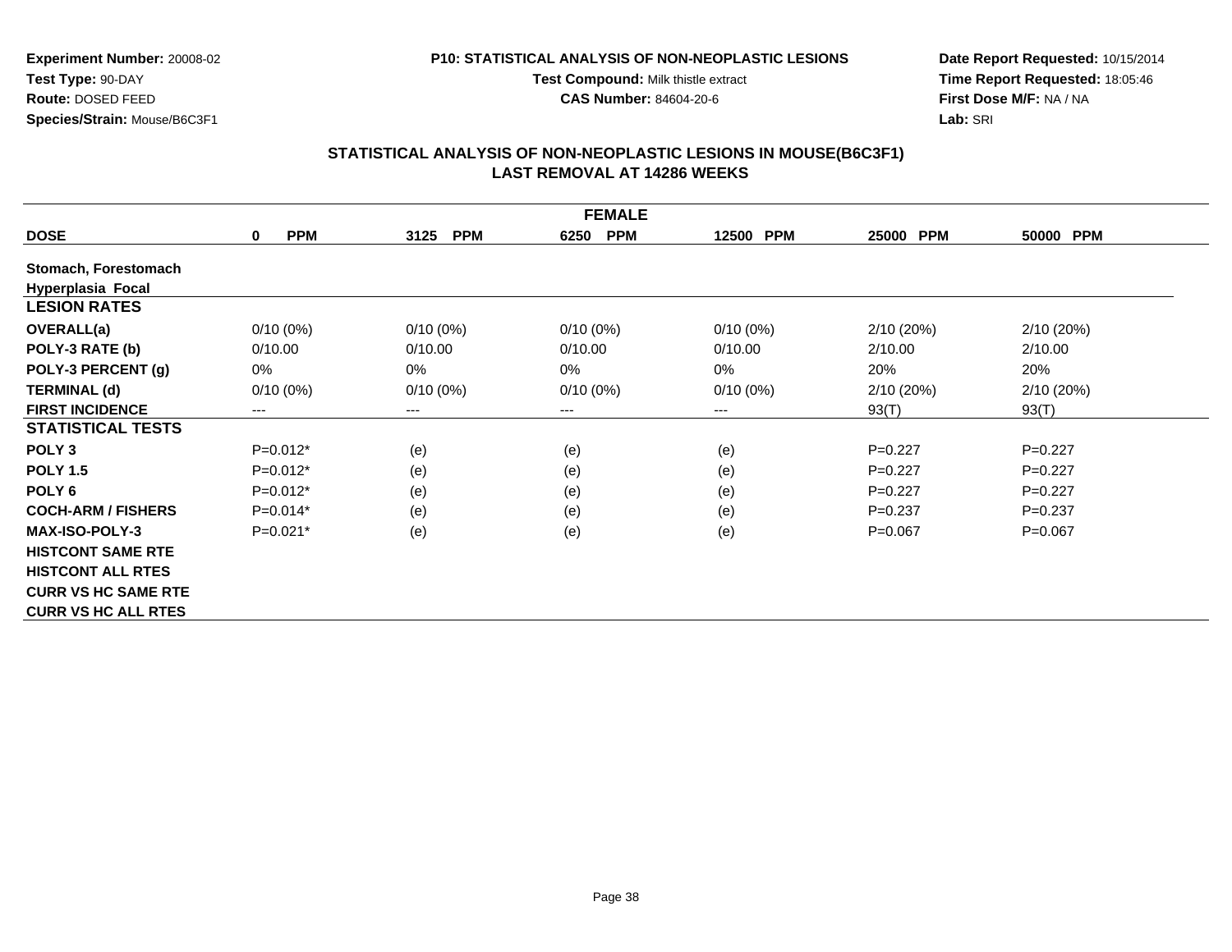**Experiment Number:** 20008-02
**Test Type:** 90-DAY
**Route:** DOSED FEED
**Species/Strain:** Mouse/B6C3F1

**P10: STATISTICAL ANALYSIS OF NON-NEOPLASTIC LESIONS**
**Test Compound:** Milk thistle extract
**CAS Number:** 84604-20-6

**Date Report Requested:** 10/15/2014
**Time Report Requested:** 18:05:46
**First Dose M/F:** NA / NA
**Lab:** SRI

## STATISTICAL ANALYSIS OF NON-NEOPLASTIC LESIONS IN MOUSE(B6C3F1)
## LAST REMOVAL AT 14286 WEEKS

| FEMALE | | | | | | |
|---|---|---|---|---|---|---|
| **DOSE** | **0 PPM** | **3125 PPM** | **6250 PPM** | **12500 PPM** | **25000 PPM** | **50000 PPM** |
| **Stomach, Forestomach** | | | | | | |
| **Hyperplasia Focal** | | | | | | |
| **LESION RATES** | | | | | | |
| **OVERALL(a)** | 0/10 (0%) | 0/10 (0%) | 0/10 (0%) | 0/10 (0%) | 2/10 (20%) | 2/10 (20%) |
| **POLY-3 RATE (b)** | 0/10.00 | 0/10.00 | 0/10.00 | 0/10.00 | 2/10.00 | 2/10.00 |
| **POLY-3 PERCENT (g)** | 0% | 0% | 0% | 0% | 20% | 20% |
| **TERMINAL (d)** | 0/10 (0%) | 0/10 (0%) | 0/10 (0%) | 0/10 (0%) | 2/10 (20%) | 2/10 (20%) |
| **FIRST INCIDENCE** | --- | --- | --- | --- | 93(T) | 93(T) |
| **STATISTICAL TESTS** | | | | | | |
| **POLY 3** | P=0.012* | (e) | (e) | (e) | P=0.227 | P=0.227 |
| **POLY 1.5** | P=0.012* | (e) | (e) | (e) | P=0.227 | P=0.227 |
| **POLY 6** | P=0.012* | (e) | (e) | (e) | P=0.227 | P=0.227 |
| **COCH-ARM / FISHERS** | P=0.014* | (e) | (e) | (e) | P=0.237 | P=0.237 |
| **MAX-ISO-POLY-3** | P=0.021* | (e) | (e) | (e) | P=0.067 | P=0.067 |
| **HISTCONT SAME RTE** | | | | | | |
| **HISTCONT ALL RTES** | | | | | | |
| **CURR VS HC SAME RTE** | | | | | | |
| **CURR VS HC ALL RTES** | | | | | | |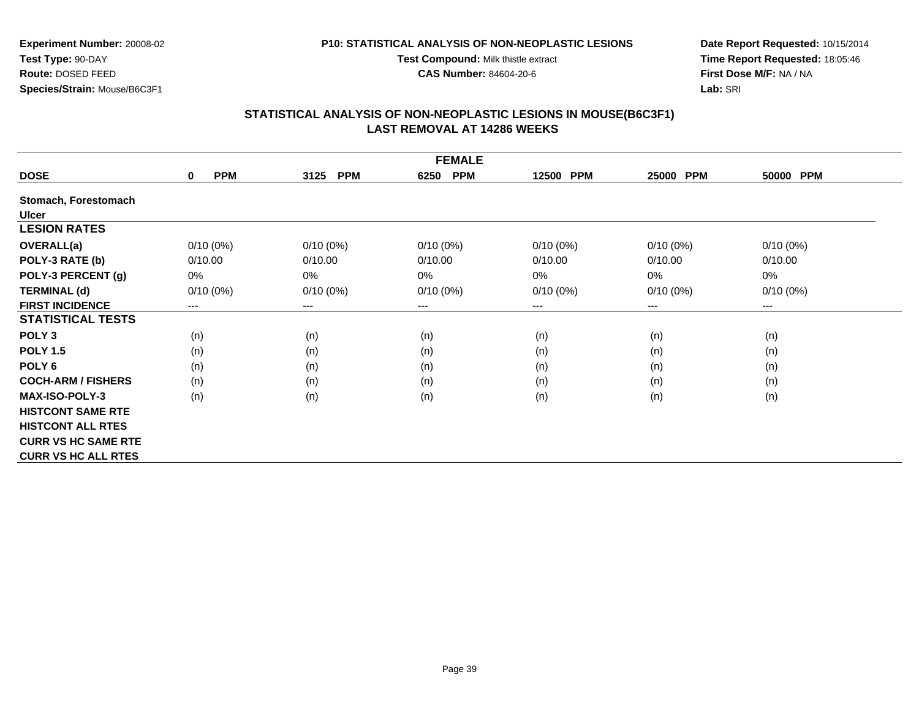**Experiment Number:** 20008-02
**Test Type:** 90-DAY
**Route:** DOSED FEED
**Species/Strain:** Mouse/B6C3F1

**P10: STATISTICAL ANALYSIS OF NON-NEOPLASTIC LESIONS**
**Test Compound:** Milk thistle extract
**CAS Number:** 84604-20-6

**Date Report Requested:** 10/15/2014
**Time Report Requested:** 18:05:46
**First Dose M/F:** NA / NA
**Lab:** SRI

## STATISTICAL ANALYSIS OF NON-NEOPLASTIC LESIONS IN MOUSE(B6C3F1)
## LAST REMOVAL AT 14286 WEEKS

| FEMALE | | | | | | |
|---|---|---|---|---|---|---|
| **DOSE** | **0 PPM** | **3125 PPM** | **6250 PPM** | **12500 PPM** | **25000 PPM** | **50000 PPM** |
| **Stomach, Forestomach** | | | | | | |
| **Ulcer** | | | | | | |
| **LESION RATES** | | | | | | |
| **OVERALL(a)** | 0/10 (0%) | 0/10 (0%) | 0/10 (0%) | 0/10 (0%) | 0/10 (0%) | 0/10 (0%) |
| **POLY-3 RATE (b)** | 0/10.00 | 0/10.00 | 0/10.00 | 0/10.00 | 0/10.00 | 0/10.00 |
| **POLY-3 PERCENT (g)** | 0% | 0% | 0% | 0% | 0% | 0% |
| **TERMINAL (d)** | 0/10 (0%) | 0/10 (0%) | 0/10 (0%) | 0/10 (0%) | 0/10 (0%) | 0/10 (0%) |
| **FIRST INCIDENCE** | --- | --- | --- | --- | --- | --- |
| **STATISTICAL TESTS** | | | | | | |
| **POLY 3** | (n) | (n) | (n) | (n) | (n) | (n) |
| **POLY 1.5** | (n) | (n) | (n) | (n) | (n) | (n) |
| **POLY 6** | (n) | (n) | (n) | (n) | (n) | (n) |
| **COCH-ARM / FISHERS** | (n) | (n) | (n) | (n) | (n) | (n) |
| **MAX-ISO-POLY-3** | (n) | (n) | (n) | (n) | (n) | (n) |
| **HISTCONT SAME RTE** | | | | | | |
| **HISTCONT ALL RTES** | | | | | | |
| **CURR VS HC SAME RTE** | | | | | | |
| **CURR VS HC ALL RTES** | | | | | | |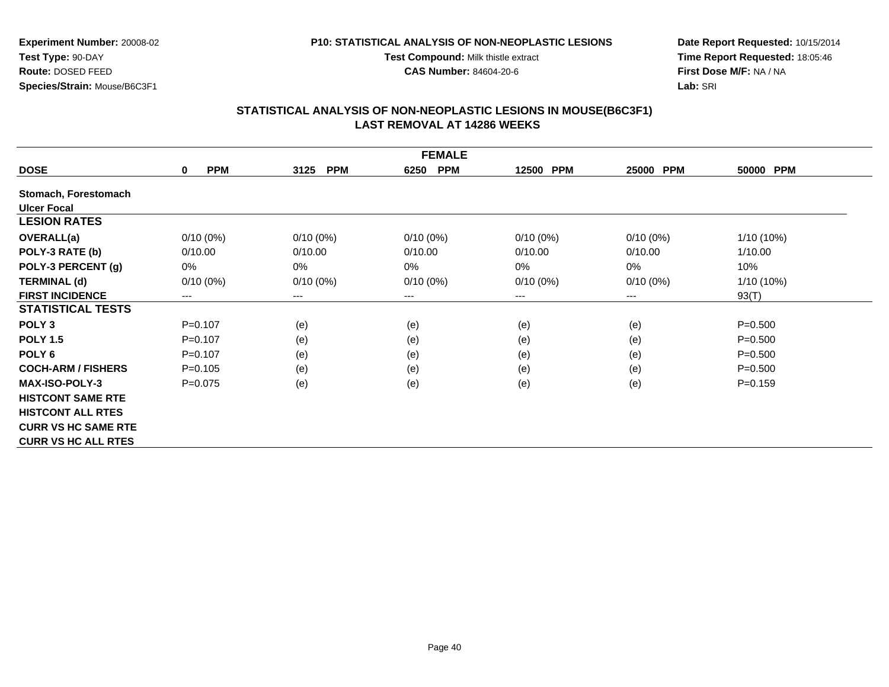**Experiment Number:** 20008-02
**Test Type:** 90-DAY
**Route:** DOSED FEED
**Species/Strain:** Mouse/B6C3F1

**P10: STATISTICAL ANALYSIS OF NON-NEOPLASTIC LESIONS**
**Test Compound:** Milk thistle extract
**CAS Number:** 84604-20-6

**Date Report Requested:** 10/15/2014
**Time Report Requested:** 18:05:46
**First Dose M/F:** NA / NA
**Lab:** SRI

## STATISTICAL ANALYSIS OF NON-NEOPLASTIC LESIONS IN MOUSE(B6C3F1)
## LAST REMOVAL AT 14286 WEEKS

| FEMALE | | | | | | |
|---|---|---|---|---|---|---|
| **DOSE** | **0 PPM** | **3125 PPM** | **6250 PPM** | **12500 PPM** | **25000 PPM** | **50000 PPM** |
| **Stomach, Forestomach** | | | | | | |
| **Ulcer Focal** | | | | | | |
| **LESION RATES** | | | | | | |
| **OVERALL(a)** | 0/10 (0%) | 0/10 (0%) | 0/10 (0%) | 0/10 (0%) | 0/10 (0%) | 1/10 (10%) |
| **POLY-3 RATE (b)** | 0/10.00 | 0/10.00 | 0/10.00 | 0/10.00 | 0/10.00 | 1/10.00 |
| **POLY-3 PERCENT (g)** | 0% | 0% | 0% | 0% | 0% | 10% |
| **TERMINAL (d)** | 0/10 (0%) | 0/10 (0%) | 0/10 (0%) | 0/10 (0%) | 0/10 (0%) | 1/10 (10%) |
| **FIRST INCIDENCE** | --- | --- | --- | --- | --- | 93(T) |
| **STATISTICAL TESTS** | | | | | | |
| **POLY 3** | P=0.107 | (e) | (e) | (e) | (e) | P=0.500 |
| **POLY 1.5** | P=0.107 | (e) | (e) | (e) | (e) | P=0.500 |
| **POLY 6** | P=0.107 | (e) | (e) | (e) | (e) | P=0.500 |
| **COCH-ARM / FISHERS** | P=0.105 | (e) | (e) | (e) | (e) | P=0.500 |
| **MAX-ISO-POLY-3** | P=0.075 | (e) | (e) | (e) | (e) | P=0.159 |
| **HISTCONT SAME RTE** | | | | | | |
| **HISTCONT ALL RTES** | | | | | | |
| **CURR VS HC SAME RTE** | | | | | | |
| **CURR VS HC ALL RTES** | | | | | | |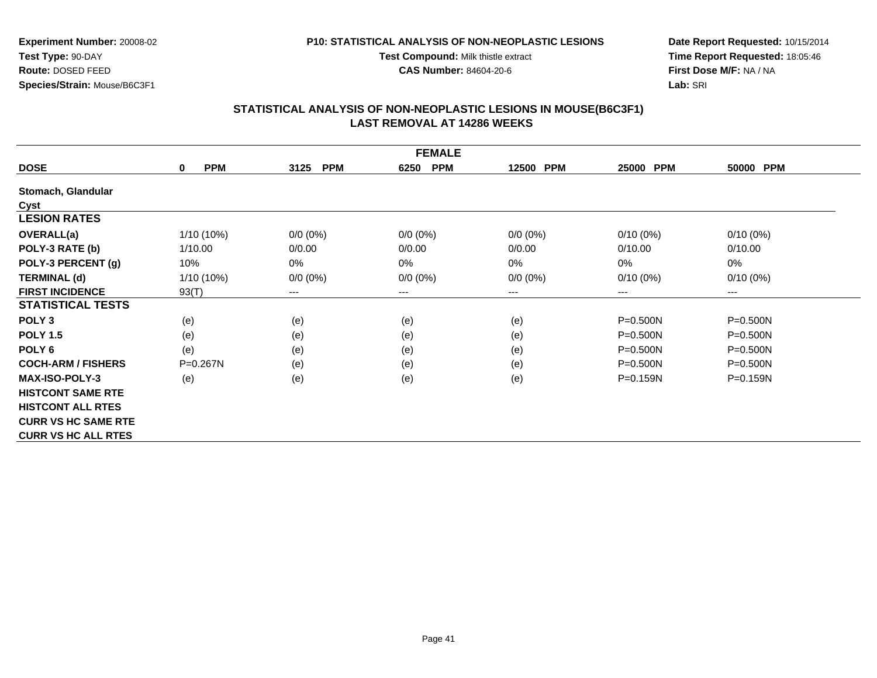**Experiment Number:** 20008-02
**Test Type:** 90-DAY
**Route:** DOSED FEED
**Species/Strain:** Mouse/B6C3F1

**P10: STATISTICAL ANALYSIS OF NON-NEOPLASTIC LESIONS**
**Test Compound:** Milk thistle extract
**CAS Number:** 84604-20-6

**Date Report Requested:** 10/15/2014
**Time Report Requested:** 18:05:46
**First Dose M/F:** NA / NA
**Lab:** SRI

## STATISTICAL ANALYSIS OF NON-NEOPLASTIC LESIONS IN MOUSE(B6C3F1)
## LAST REMOVAL AT 14286 WEEKS

| FEMALE | | | | | | |
|---|---|---|---|---|---|---|
| **DOSE** | **0 PPM** | **3125 PPM** | **6250 PPM** | **12500 PPM** | **25000 PPM** | **50000 PPM** |
| **Stomach, Glandular** | | | | | | |
| **Cyst** | | | | | | |
| **LESION RATES** | | | | | | |
| **OVERALL(a)** | 1/10 (10%) | 0/0 (0%) | 0/0 (0%) | 0/0 (0%) | 0/10 (0%) | 0/10 (0%) |
| **POLY-3 RATE (b)** | 1/10.00 | 0/0.00 | 0/0.00 | 0/0.00 | 0/10.00 | 0/10.00 |
| **POLY-3 PERCENT (g)** | 10% | 0% | 0% | 0% | 0% | 0% |
| **TERMINAL (d)** | 1/10 (10%) | 0/0 (0%) | 0/0 (0%) | 0/0 (0%) | 0/10 (0%) | 0/10 (0%) |
| **FIRST INCIDENCE** | 93(T) | --- | --- | --- | --- | --- |
| **STATISTICAL TESTS** | | | | | | |
| **POLY 3** | (e) | (e) | (e) | (e) | P=0.500N | P=0.500N |
| **POLY 1.5** | (e) | (e) | (e) | (e) | P=0.500N | P=0.500N |
| **POLY 6** | (e) | (e) | (e) | (e) | P=0.500N | P=0.500N |
| **COCH-ARM / FISHERS** | P=0.267N | (e) | (e) | (e) | P=0.500N | P=0.500N |
| **MAX-ISO-POLY-3** | (e) | (e) | (e) | (e) | P=0.159N | P=0.159N |
| **HISTCONT SAME RTE** | | | | | | |
| **HISTCONT ALL RTES** | | | | | | |
| **CURR VS HC SAME RTE** | | | | | | |
| **CURR VS HC ALL RTES** | | | | | | |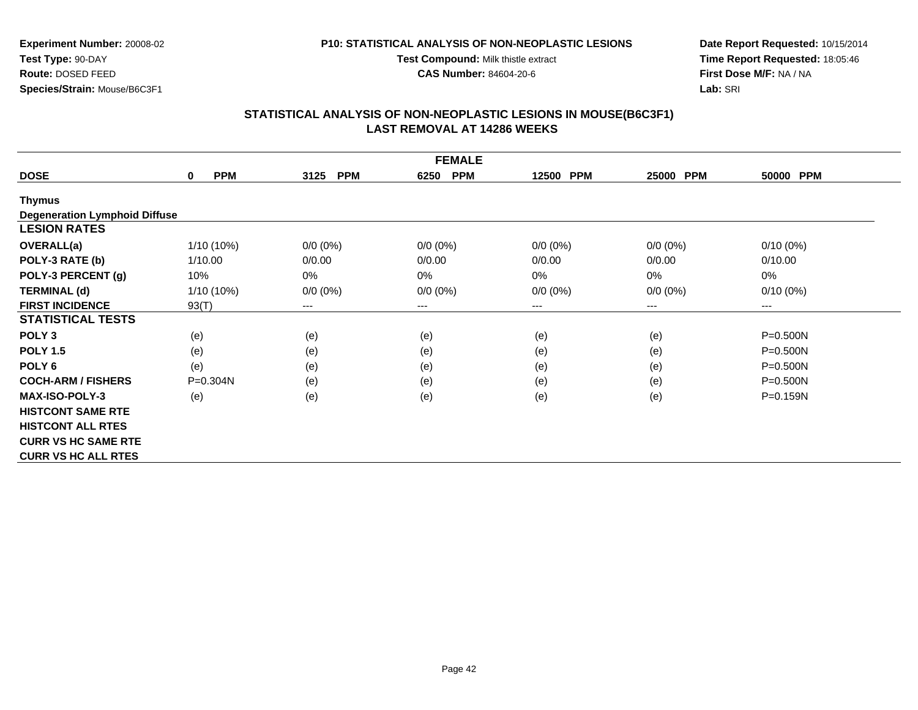**Experiment Number:** 20008-02
**Test Type:** 90-DAY
**Route:** DOSED FEED
**Species/Strain:** Mouse/B6C3F1

**P10: STATISTICAL ANALYSIS OF NON-NEOPLASTIC LESIONS**
**Test Compound:** Milk thistle extract
**CAS Number:** 84604-20-6

**Date Report Requested:** 10/15/2014
**Time Report Requested:** 18:05:46
**First Dose M/F:** NA / NA
**Lab:** SRI

## STATISTICAL ANALYSIS OF NON-NEOPLASTIC LESIONS IN MOUSE(B6C3F1)
## LAST REMOVAL AT 14286 WEEKS

| FEMALE | | | | | | |
|---|---|---|---|---|---|---|
| **DOSE** | **0 PPM** | **3125 PPM** | **6250 PPM** | **12500 PPM** | **25000 PPM** | **50000 PPM** |
| **Thymus** | | | | | | |
| **Degeneration Lymphoid Diffuse** | | | | | | |
| **LESION RATES** | | | | | | |
| **OVERALL(a)** | 1/10 (10%) | 0/0 (0%) | 0/0 (0%) | 0/0 (0%) | 0/0 (0%) | 0/10 (0%) |
| **POLY-3 RATE (b)** | 1/10.00 | 0/0.00 | 0/0.00 | 0/0.00 | 0/0.00 | 0/10.00 |
| **POLY-3 PERCENT (g)** | 10% | 0% | 0% | 0% | 0% | 0% |
| **TERMINAL (d)** | 1/10 (10%) | 0/0 (0%) | 0/0 (0%) | 0/0 (0%) | 0/0 (0%) | 0/10 (0%) |
| **FIRST INCIDENCE** | 93(T) | --- | --- | --- | --- | --- |
| **STATISTICAL TESTS** | | | | | | |
| **POLY 3** | (e) | (e) | (e) | (e) | (e) | P=0.500N |
| **POLY 1.5** | (e) | (e) | (e) | (e) | (e) | P=0.500N |
| **POLY 6** | (e) | (e) | (e) | (e) | (e) | P=0.500N |
| **COCH-ARM / FISHERS** | P=0.304N | (e) | (e) | (e) | (e) | P=0.500N |
| **MAX-ISO-POLY-3** | (e) | (e) | (e) | (e) | (e) | P=0.159N |
| **HISTCONT SAME RTE** | | | | | | |
| **HISTCONT ALL RTES** | | | | | | |
| **CURR VS HC SAME RTE** | | | | | | |
| **CURR VS HC ALL RTES** | | | | | | |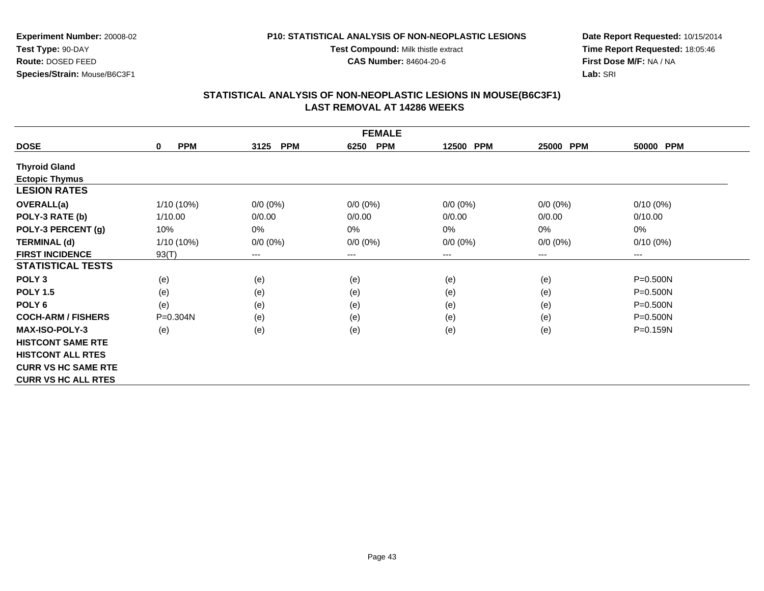**Experiment Number:** 20008-02
**Test Type:** 90-DAY
**Route:** DOSED FEED
**Species/Strain:** Mouse/B6C3F1

**P10: STATISTICAL ANALYSIS OF NON-NEOPLASTIC LESIONS**
**Test Compound:** Milk thistle extract
**CAS Number:** 84604-20-6

**Date Report Requested:** 10/15/2014
**Time Report Requested:** 18:05:46
**First Dose M/F:** NA / NA
**Lab:** SRI

## STATISTICAL ANALYSIS OF NON-NEOPLASTIC LESIONS IN MOUSE(B6C3F1)
## LAST REMOVAL AT 14286 WEEKS

| FEMALE | | | | | | |
|---|---|---|---|---|---|---|
| **DOSE** | **0 PPM** | **3125 PPM** | **6250 PPM** | **12500 PPM** | **25000 PPM** | **50000 PPM** |
| **Thyroid Gland** | | | | | | |
| **Ectopic Thymus** | | | | | | |
| **LESION RATES** | | | | | | |
| **OVERALL(a)** | 1/10 (10%) | 0/0 (0%) | 0/0 (0%) | 0/0 (0%) | 0/0 (0%) | 0/10 (0%) |
| **POLY-3 RATE (b)** | 1/10.00 | 0/0.00 | 0/0.00 | 0/0.00 | 0/0.00 | 0/10.00 |
| **POLY-3 PERCENT (g)** | 10% | 0% | 0% | 0% | 0% | 0% |
| **TERMINAL (d)** | 1/10 (10%) | 0/0 (0%) | 0/0 (0%) | 0/0 (0%) | 0/0 (0%) | 0/10 (0%) |
| **FIRST INCIDENCE** | 93(T) | --- | --- | --- | --- | --- |
| **STATISTICAL TESTS** | | | | | | |
| **POLY 3** | (e) | (e) | (e) | (e) | (e) | P=0.500N |
| **POLY 1.5** | (e) | (e) | (e) | (e) | (e) | P=0.500N |
| **POLY 6** | (e) | (e) | (e) | (e) | (e) | P=0.500N |
| **COCH-ARM / FISHERS** | P=0.304N | (e) | (e) | (e) | (e) | P=0.500N |
| **MAX-ISO-POLY-3** | (e) | (e) | (e) | (e) | (e) | P=0.159N |
| **HISTCONT SAME RTE** | | | | | | |
| **HISTCONT ALL RTES** | | | | | | |
| **CURR VS HC SAME RTE** | | | | | | |
| **CURR VS HC ALL RTES** | | | | | | |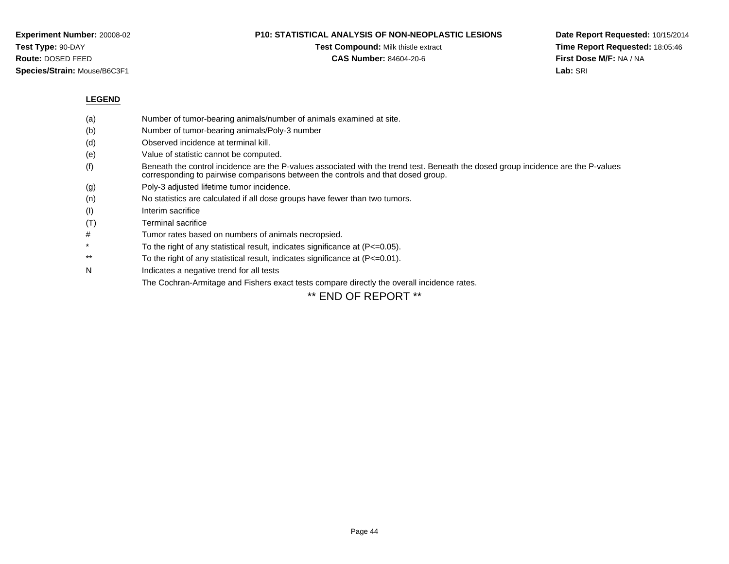**Experiment Number:** 20008-02
**Test Type:** 90-DAY
**Route:** DOSED FEED
**Species/Strain:** Mouse/B6C3F1

**P10: STATISTICAL ANALYSIS OF NON-NEOPLASTIC LESIONS**
**Test Compound:** Milk thistle extract
**CAS Number:** 84604-20-6

**Date Report Requested:** 10/15/2014
**Time Report Requested:** 18:05:46
**First Dose M/F:** NA / NA
**Lab:** SRI

**LEGEND**

| | |
|---|---|
| (a) | Number of tumor-bearing animals/number of animals examined at site. |
| (b) | Number of tumor-bearing animals/Poly-3 number |
| (d) | Observed incidence at terminal kill. |
| (e) | Value of statistic cannot be computed. |
| (f) | Beneath the control incidence are the P-values associated with the trend test. Beneath the dosed group incidence are the P-values corresponding to pairwise comparisons between the controls and that dosed group. |
| (g) | Poly-3 adjusted lifetime tumor incidence. |
| (n) | No statistics are calculated if all dose groups have fewer than two tumors. |
| (I) | Interim sacrifice |
| (T) | Terminal sacrifice |
| # | Tumor rates based on numbers of animals necropsied. |
| * | To the right of any statistical result, indicates significance at (P<=0.05). |
| ** | To the right of any statistical result, indicates significance at (P<=0.01). |
| N | Indicates a negative trend for all tests |
| | The Cochran-Armitage and Fishers exact tests compare directly the overall incidence rates. |

** END OF REPORT **